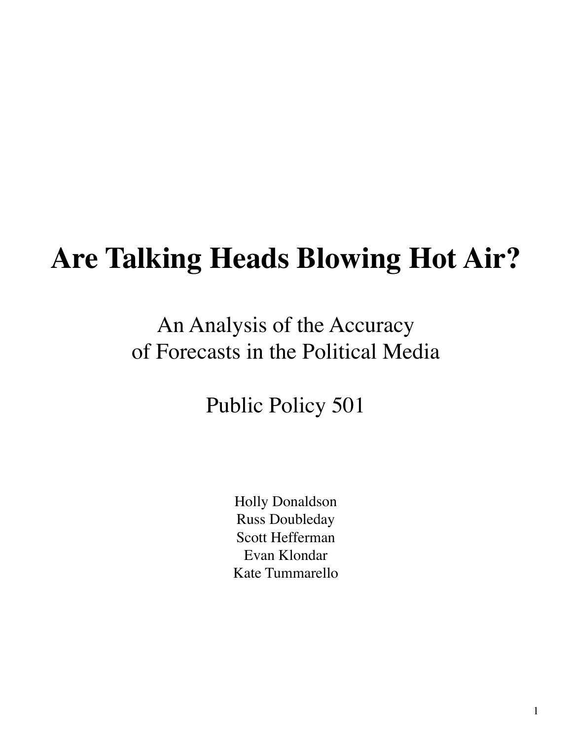# Are Talking Heads Blowing Hot Air?

An Analysis of the Accuracy
of Forecasts in the Political Media

Public Policy 501

Holly Donaldson
Russ Doubleday
Scott Hefferman
Evan Klondar
Kate Tummarello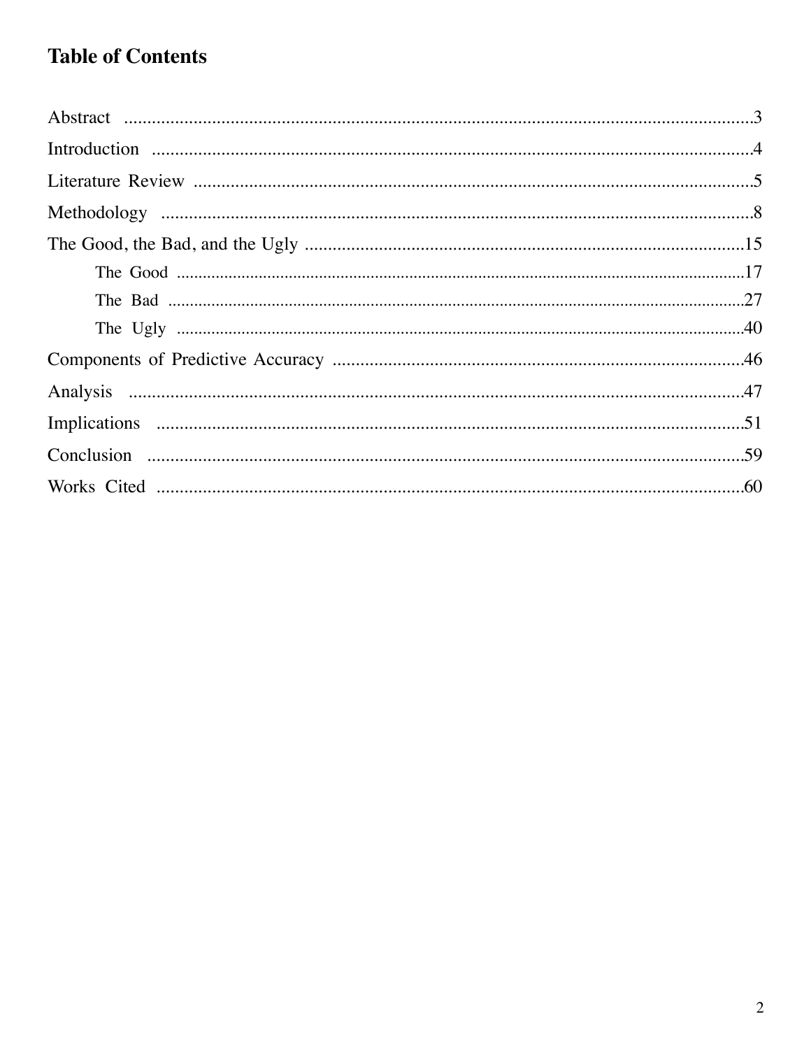## Table of Contents

Abstract ..........................................................................................................................3

Introduction .....................................................................................................................4

Literature Review ...........................................................................................................5

Methodology ...................................................................................................................8

The Good, the Bad, and the Ugly ................................................................................15

- The Good .................................................................................................................17
- The Bad ....................................................................................................................27
- The Ugly ...................................................................................................................40

Components of Predictive Accuracy ..........................................................................46

Analysis .........................................................................................................................47

Implications ...................................................................................................................51

Conclusion .....................................................................................................................59

Works Cited ...................................................................................................................60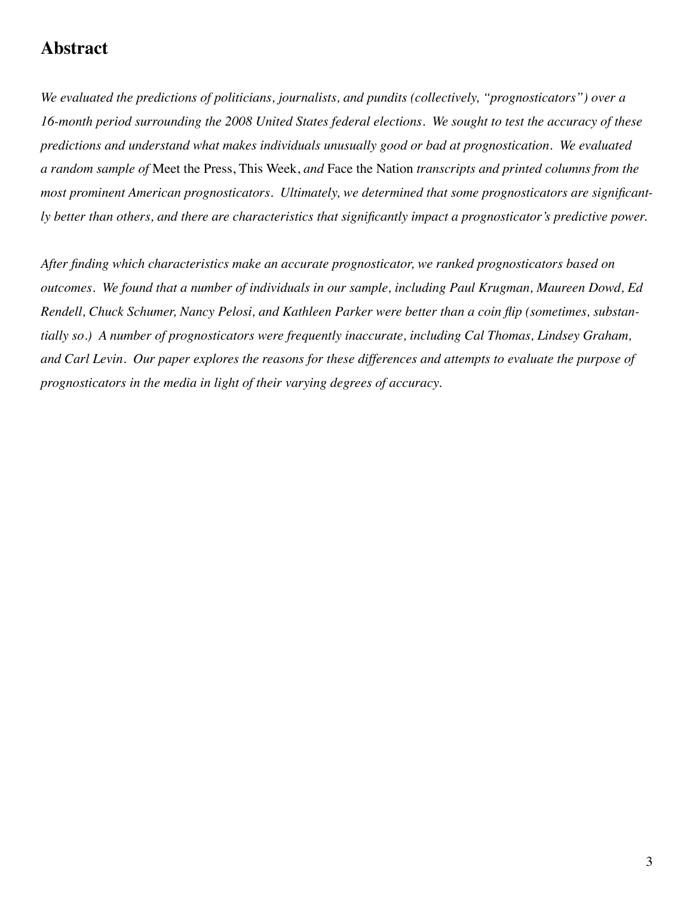## Abstract

*We evaluated the predictions of politicians, journalists, and pundits (collectively, "prognosticators") over a 16-month period surrounding the 2008 United States federal elections. We sought to test the accuracy of these predictions and understand what makes individuals unusually good or bad at prognostication. We evaluated a random sample of* Meet the Press, This Week, *and* Face the Nation *transcripts and printed columns from the most prominent American prognosticators. Ultimately, we determined that some prognosticators are significantly better than others, and there are characteristics that significantly impact a prognosticator's predictive power.*

*After finding which characteristics make an accurate prognosticator, we ranked prognosticators based on outcomes. We found that a number of individuals in our sample, including Paul Krugman, Maureen Dowd, Ed Rendell, Chuck Schumer, Nancy Pelosi, and Kathleen Parker were better than a coin flip (sometimes, substantially so.) A number of prognosticators were frequently inaccurate, including Cal Thomas, Lindsey Graham, and Carl Levin. Our paper explores the reasons for these differences and attempts to evaluate the purpose of prognosticators in the media in light of their varying degrees of accuracy.*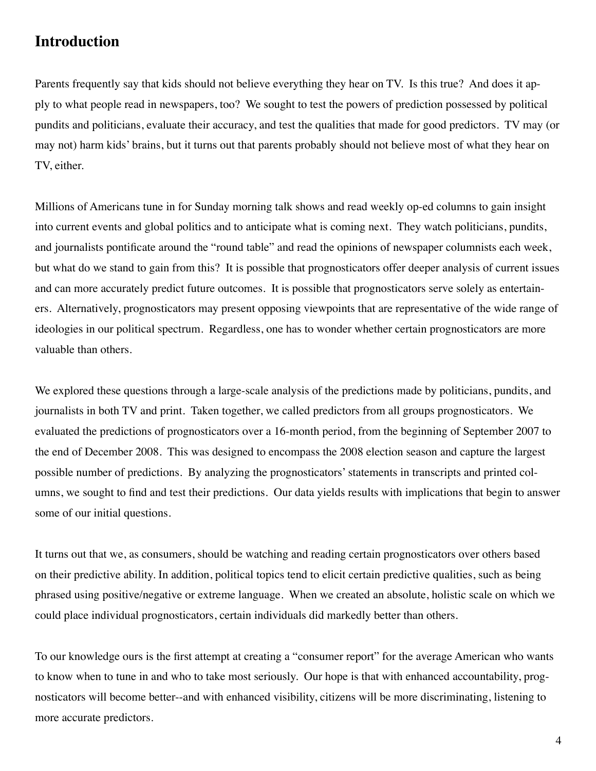# Introduction

Parents frequently say that kids should not believe everything they hear on TV. Is this true? And does it apply to what people read in newspapers, too? We sought to test the powers of prediction possessed by political pundits and politicians, evaluate their accuracy, and test the qualities that made for good predictors. TV may (or may not) harm kids' brains, but it turns out that parents probably should not believe most of what they hear on TV, either.

Millions of Americans tune in for Sunday morning talk shows and read weekly op-ed columns to gain insight into current events and global politics and to anticipate what is coming next. They watch politicians, pundits, and journalists pontificate around the "round table" and read the opinions of newspaper columnists each week, but what do we stand to gain from this? It is possible that prognosticators offer deeper analysis of current issues and can more accurately predict future outcomes. It is possible that prognosticators serve solely as entertainers. Alternatively, prognosticators may present opposing viewpoints that are representative of the wide range of ideologies in our political spectrum. Regardless, one has to wonder whether certain prognosticators are more valuable than others.

We explored these questions through a large-scale analysis of the predictions made by politicians, pundits, and journalists in both TV and print. Taken together, we called predictors from all groups prognosticators. We evaluated the predictions of prognosticators over a 16-month period, from the beginning of September 2007 to the end of December 2008. This was designed to encompass the 2008 election season and capture the largest possible number of predictions. By analyzing the prognosticators' statements in transcripts and printed columns, we sought to find and test their predictions. Our data yields results with implications that begin to answer some of our initial questions.

It turns out that we, as consumers, should be watching and reading certain prognosticators over others based on their predictive ability. In addition, political topics tend to elicit certain predictive qualities, such as being phrased using positive/negative or extreme language. When we created an absolute, holistic scale on which we could place individual prognosticators, certain individuals did markedly better than others.

To our knowledge ours is the first attempt at creating a "consumer report" for the average American who wants to know when to tune in and who to take most seriously. Our hope is that with enhanced accountability, prognosticators will become better--and with enhanced visibility, citizens will be more discriminating, listening to more accurate predictors.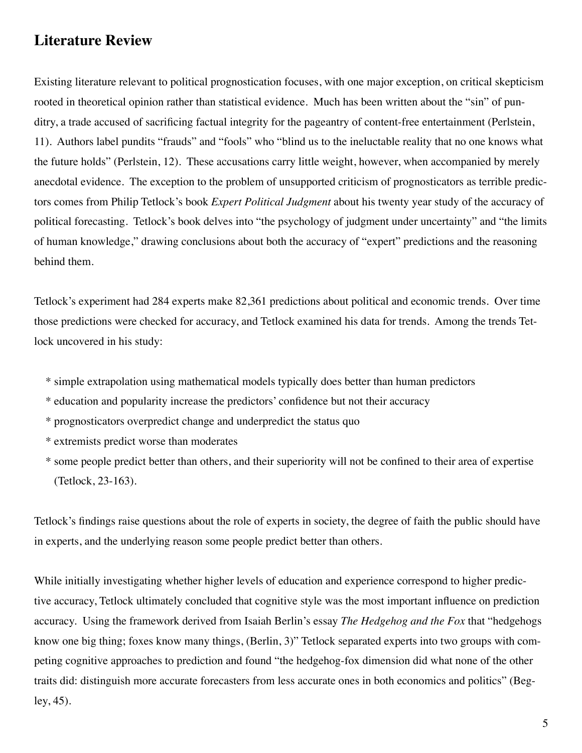## Literature Review

Existing literature relevant to political prognostication focuses, with one major exception, on critical skepticism rooted in theoretical opinion rather than statistical evidence. Much has been written about the "sin" of punditry, a trade accused of sacrificing factual integrity for the pageantry of content-free entertainment (Perlstein, 11). Authors label pundits "frauds" and "fools" who "blind us to the ineluctable reality that no one knows what the future holds" (Perlstein, 12). These accusations carry little weight, however, when accompanied by merely anecdotal evidence. The exception to the problem of unsupported criticism of prognosticators as terrible predictors comes from Philip Tetlock's book *Expert Political Judgment* about his twenty year study of the accuracy of political forecasting. Tetlock's book delves into "the psychology of judgment under uncertainty" and "the limits of human knowledge," drawing conclusions about both the accuracy of "expert" predictions and the reasoning behind them.

Tetlock's experiment had 284 experts make 82,361 predictions about political and economic trends. Over time those predictions were checked for accuracy, and Tetlock examined his data for trends. Among the trends Tetlock uncovered in his study:

* simple extrapolation using mathematical models typically does better than human predictors
* education and popularity increase the predictors' confidence but not their accuracy
* prognosticators overpredict change and underpredict the status quo
* extremists predict worse than moderates
* some people predict better than others, and their superiority will not be confined to their area of expertise (Tetlock, 23-163).

Tetlock's findings raise questions about the role of experts in society, the degree of faith the public should have in experts, and the underlying reason some people predict better than others.

While initially investigating whether higher levels of education and experience correspond to higher predictive accuracy, Tetlock ultimately concluded that cognitive style was the most important influence on prediction accuracy. Using the framework derived from Isaiah Berlin's essay *The Hedgehog and the Fox* that "hedgehogs know one big thing; foxes know many things, (Berlin, 3)" Tetlock separated experts into two groups with competing cognitive approaches to prediction and found "the hedgehog-fox dimension did what none of the other traits did: distinguish more accurate forecasters from less accurate ones in both economics and politics" (Begley, 45).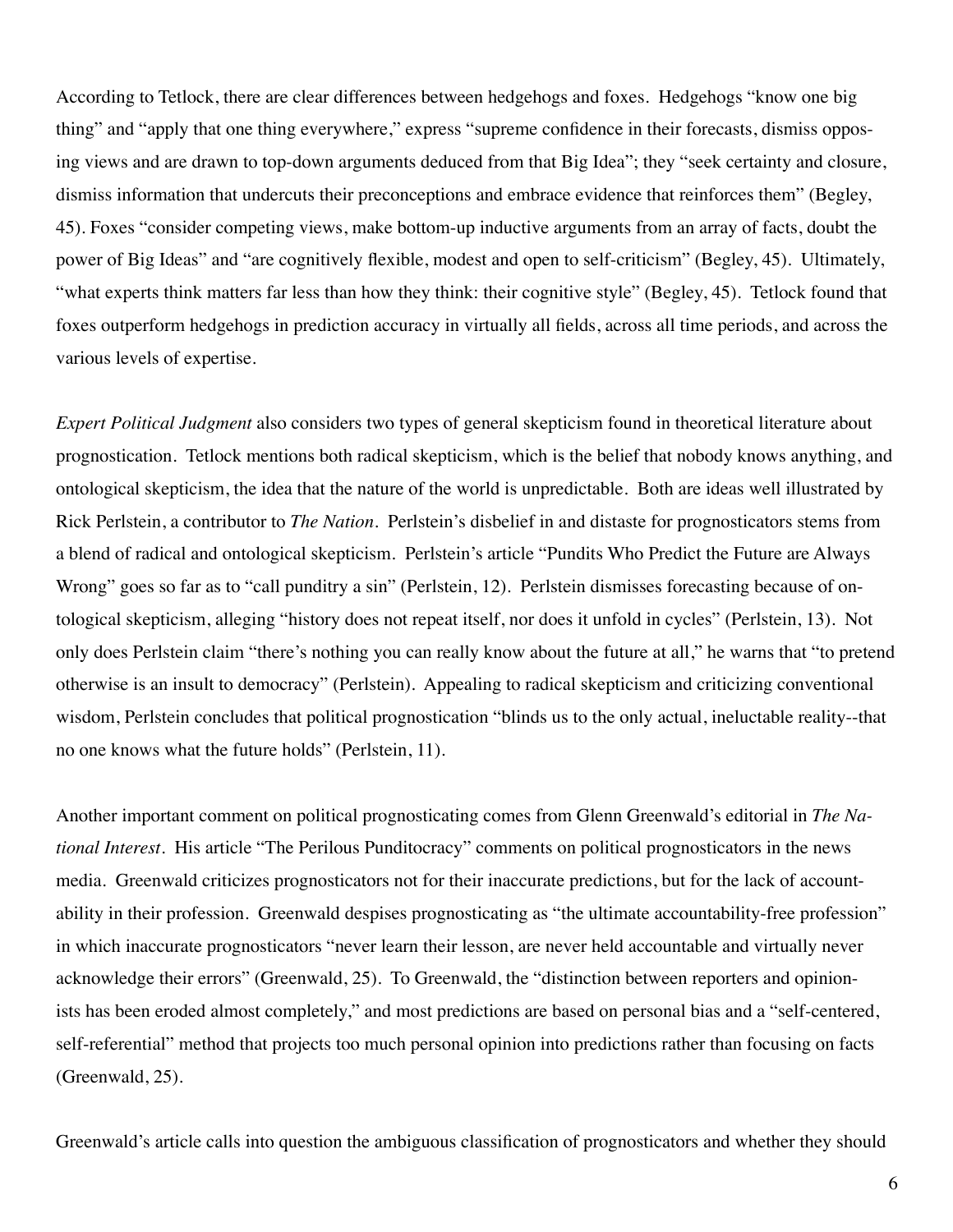According to Tetlock, there are clear differences between hedgehogs and foxes. Hedgehogs "know one big thing" and "apply that one thing everywhere," express "supreme confidence in their forecasts, dismiss opposing views and are drawn to top-down arguments deduced from that Big Idea"; they "seek certainty and closure, dismiss information that undercuts their preconceptions and embrace evidence that reinforces them" (Begley, 45). Foxes "consider competing views, make bottom-up inductive arguments from an array of facts, doubt the power of Big Ideas" and "are cognitively flexible, modest and open to self-criticism" (Begley, 45). Ultimately, "what experts think matters far less than how they think: their cognitive style" (Begley, 45). Tetlock found that foxes outperform hedgehogs in prediction accuracy in virtually all fields, across all time periods, and across the various levels of expertise.

*Expert Political Judgment* also considers two types of general skepticism found in theoretical literature about prognostication. Tetlock mentions both radical skepticism, which is the belief that nobody knows anything, and ontological skepticism, the idea that the nature of the world is unpredictable. Both are ideas well illustrated by Rick Perlstein, a contributor to *The Nation*. Perlstein's disbelief in and distaste for prognosticators stems from a blend of radical and ontological skepticism. Perlstein's article "Pundits Who Predict the Future are Always Wrong" goes so far as to "call punditry a sin" (Perlstein, 12). Perlstein dismisses forecasting because of ontological skepticism, alleging "history does not repeat itself, nor does it unfold in cycles" (Perlstein, 13). Not only does Perlstein claim "there's nothing you can really know about the future at all," he warns that "to pretend otherwise is an insult to democracy" (Perlstein). Appealing to radical skepticism and criticizing conventional wisdom, Perlstein concludes that political prognostication "blinds us to the only actual, ineluctable reality--that no one knows what the future holds" (Perlstein, 11).

Another important comment on political prognosticating comes from Glenn Greenwald's editorial in *The National Interest*. His article "The Perilous Punditocracy" comments on political prognosticators in the news media. Greenwald criticizes prognosticators not for their inaccurate predictions, but for the lack of accountability in their profession. Greenwald despises prognosticating as "the ultimate accountability-free profession" in which inaccurate prognosticators "never learn their lesson, are never held accountable and virtually never acknowledge their errors" (Greenwald, 25). To Greenwald, the "distinction between reporters and opinionists has been eroded almost completely," and most predictions are based on personal bias and a "self-centered, self-referential" method that projects too much personal opinion into predictions rather than focusing on facts (Greenwald, 25).

Greenwald's article calls into question the ambiguous classification of prognosticators and whether they should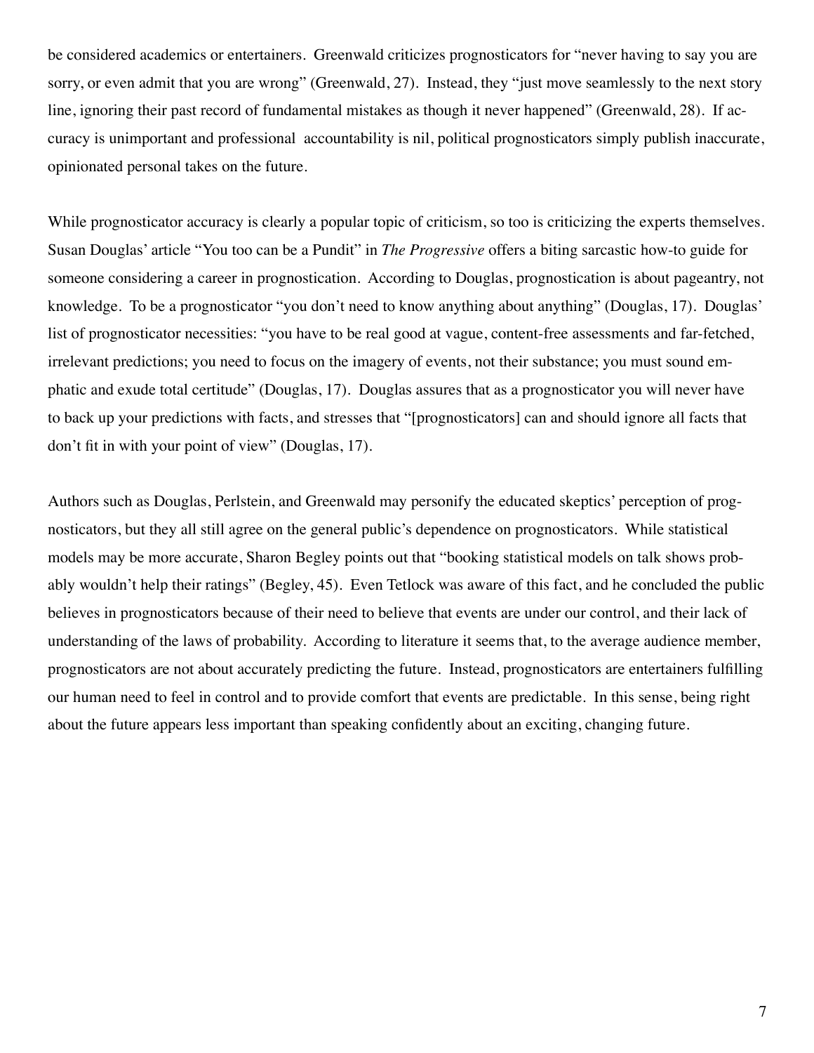be considered academics or entertainers. Greenwald criticizes prognosticators for "never having to say you are sorry, or even admit that you are wrong" (Greenwald, 27). Instead, they "just move seamlessly to the next story line, ignoring their past record of fundamental mistakes as though it never happened" (Greenwald, 28). If accuracy is unimportant and professional accountability is nil, political prognosticators simply publish inaccurate, opinionated personal takes on the future.

While prognosticator accuracy is clearly a popular topic of criticism, so too is criticizing the experts themselves. Susan Douglas' article "You too can be a Pundit" in *The Progressive* offers a biting sarcastic how-to guide for someone considering a career in prognostication. According to Douglas, prognostication is about pageantry, not knowledge. To be a prognosticator "you don't need to know anything about anything" (Douglas, 17). Douglas' list of prognosticator necessities: "you have to be real good at vague, content-free assessments and far-fetched, irrelevant predictions; you need to focus on the imagery of events, not their substance; you must sound emphatic and exude total certitude" (Douglas, 17). Douglas assures that as a prognosticator you will never have to back up your predictions with facts, and stresses that "[prognosticators] can and should ignore all facts that don't fit in with your point of view" (Douglas, 17).

Authors such as Douglas, Perlstein, and Greenwald may personify the educated skeptics' perception of prognosticators, but they all still agree on the general public's dependence on prognosticators. While statistical models may be more accurate, Sharon Begley points out that "booking statistical models on talk shows probably wouldn't help their ratings" (Begley, 45). Even Tetlock was aware of this fact, and he concluded the public believes in prognosticators because of their need to believe that events are under our control, and their lack of understanding of the laws of probability. According to literature it seems that, to the average audience member, prognosticators are not about accurately predicting the future. Instead, prognosticators are entertainers fulfilling our human need to feel in control and to provide comfort that events are predictable. In this sense, being right about the future appears less important than speaking confidently about an exciting, changing future.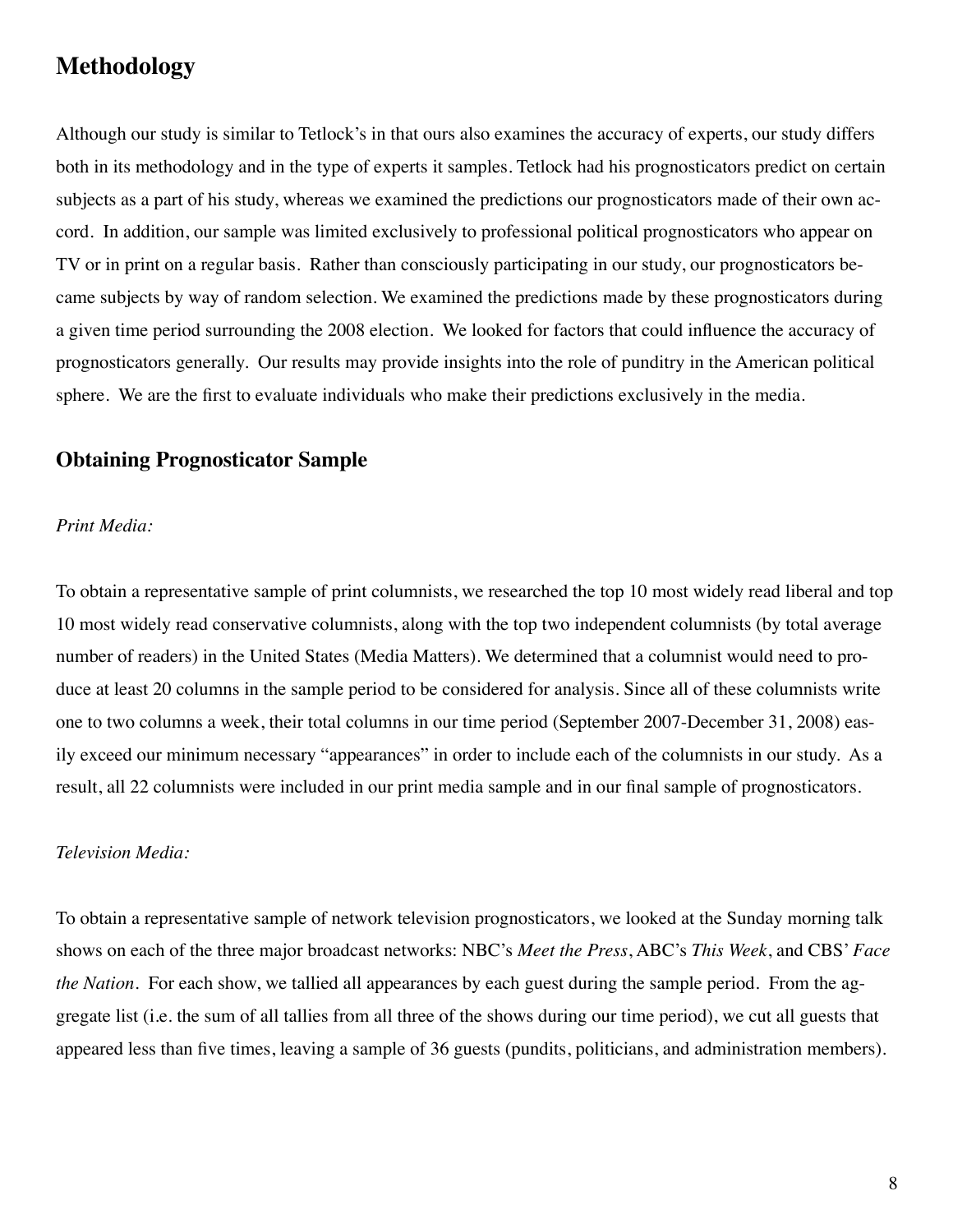## Methodology

Although our study is similar to Tetlock's in that ours also examines the accuracy of experts, our study differs both in its methodology and in the type of experts it samples. Tetlock had his prognosticators predict on certain subjects as a part of his study, whereas we examined the predictions our prognosticators made of their own accord. In addition, our sample was limited exclusively to professional political prognosticators who appear on TV or in print on a regular basis. Rather than consciously participating in our study, our prognosticators became subjects by way of random selection. We examined the predictions made by these prognosticators during a given time period surrounding the 2008 election. We looked for factors that could influence the accuracy of prognosticators generally. Our results may provide insights into the role of punditry in the American political sphere. We are the first to evaluate individuals who make their predictions exclusively in the media.

### Obtaining Prognosticator Sample

*Print Media:*

To obtain a representative sample of print columnists, we researched the top 10 most widely read liberal and top 10 most widely read conservative columnists, along with the top two independent columnists (by total average number of readers) in the United States (Media Matters). We determined that a columnist would need to produce at least 20 columns in the sample period to be considered for analysis. Since all of these columnists write one to two columns a week, their total columns in our time period (September 2007-December 31, 2008) easily exceed our minimum necessary "appearances" in order to include each of the columnists in our study. As a result, all 22 columnists were included in our print media sample and in our final sample of prognosticators.

*Television Media:*

To obtain a representative sample of network television prognosticators, we looked at the Sunday morning talk shows on each of the three major broadcast networks: NBC's *Meet the Press*, ABC's *This Week*, and CBS' *Face the Nation*. For each show, we tallied all appearances by each guest during the sample period. From the aggregate list (i.e. the sum of all tallies from all three of the shows during our time period), we cut all guests that appeared less than five times, leaving a sample of 36 guests (pundits, politicians, and administration members).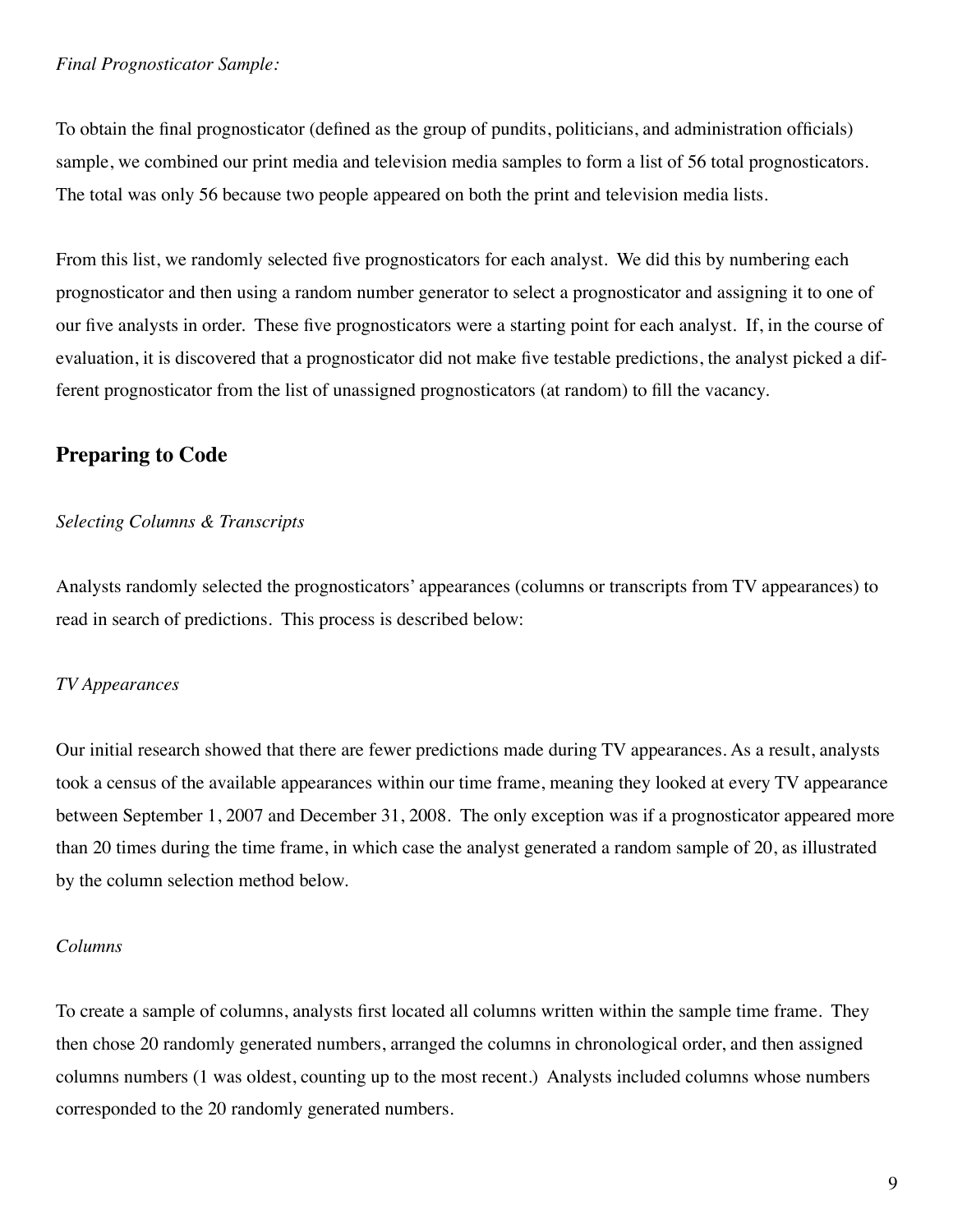*Final Prognosticator Sample:*

To obtain the final prognosticator (defined as the group of pundits, politicians, and administration officials) sample, we combined our print media and television media samples to form a list of 56 total prognosticators. The total was only 56 because two people appeared on both the print and television media lists.

From this list, we randomly selected five prognosticators for each analyst. We did this by numbering each prognosticator and then using a random number generator to select a prognosticator and assigning it to one of our five analysts in order. These five prognosticators were a starting point for each analyst. If, in the course of evaluation, it is discovered that a prognosticator did not make five testable predictions, the analyst picked a different prognosticator from the list of unassigned prognosticators (at random) to fill the vacancy.

## Preparing to Code

*Selecting Columns & Transcripts*

Analysts randomly selected the prognosticators' appearances (columns or transcripts from TV appearances) to read in search of predictions. This process is described below:

*TV Appearances*

Our initial research showed that there are fewer predictions made during TV appearances. As a result, analysts took a census of the available appearances within our time frame, meaning they looked at every TV appearance between September 1, 2007 and December 31, 2008. The only exception was if a prognosticator appeared more than 20 times during the time frame, in which case the analyst generated a random sample of 20, as illustrated by the column selection method below.

*Columns*

To create a sample of columns, analysts first located all columns written within the sample time frame. They then chose 20 randomly generated numbers, arranged the columns in chronological order, and then assigned columns numbers (1 was oldest, counting up to the most recent.) Analysts included columns whose numbers corresponded to the 20 randomly generated numbers.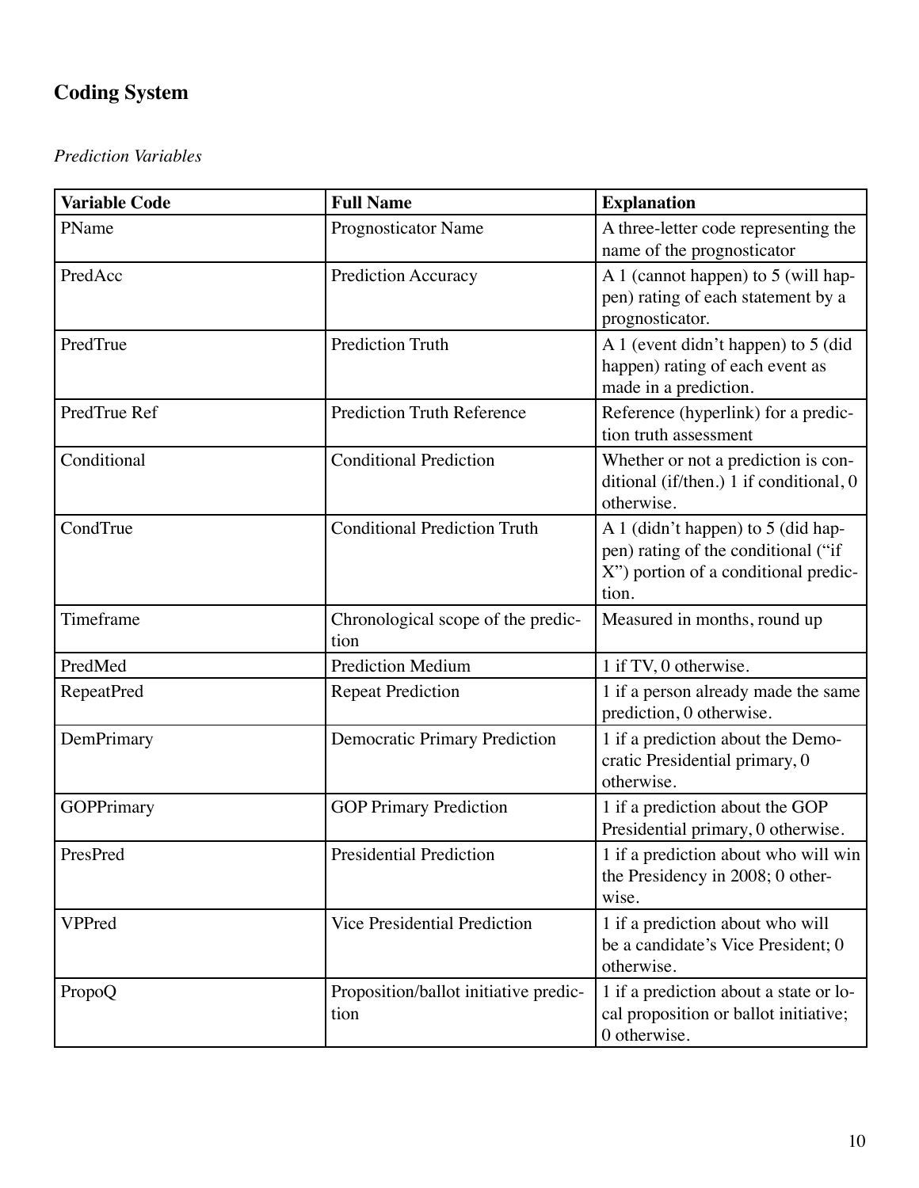## Coding System

*Prediction Variables*

| Variable Code | Full Name | Explanation |
|---|---|---|
| PName | Prognosticator Name | A three-letter code representing the name of the prognosticator |
| PredAcc | Prediction Accuracy | A 1 (cannot happen) to 5 (will happen) rating of each statement by a prognosticator. |
| PredTrue | Prediction Truth | A 1 (event didn't happen) to 5 (did happen) rating of each event as made in a prediction. |
| PredTrue Ref | Prediction Truth Reference | Reference (hyperlink) for a prediction truth assessment |
| Conditional | Conditional Prediction | Whether or not a prediction is conditional (if/then.) 1 if conditional, 0 otherwise. |
| CondTrue | Conditional Prediction Truth | A 1 (didn't happen) to 5 (did happen) rating of the conditional ("if X") portion of a conditional prediction. |
| Timeframe | Chronological scope of the prediction | Measured in months, round up |
| PredMed | Prediction Medium | 1 if TV, 0 otherwise. |
| RepeatPred | Repeat Prediction | 1 if a person already made the same prediction, 0 otherwise. |
| DemPrimary | Democratic Primary Prediction | 1 if a prediction about the Democratic Presidential primary, 0 otherwise. |
| GOPPrimary | GOP Primary Prediction | 1 if a prediction about the GOP Presidential primary, 0 otherwise. |
| PresPred | Presidential Prediction | 1 if a prediction about who will win the Presidency in 2008; 0 otherwise. |
| VPPred | Vice Presidential Prediction | 1 if a prediction about who will be a candidate's Vice President; 0 otherwise. |
| PropoQ | Proposition/ballot initiative prediction | 1 if a prediction about a state or local proposition or ballot initiative; 0 otherwise. |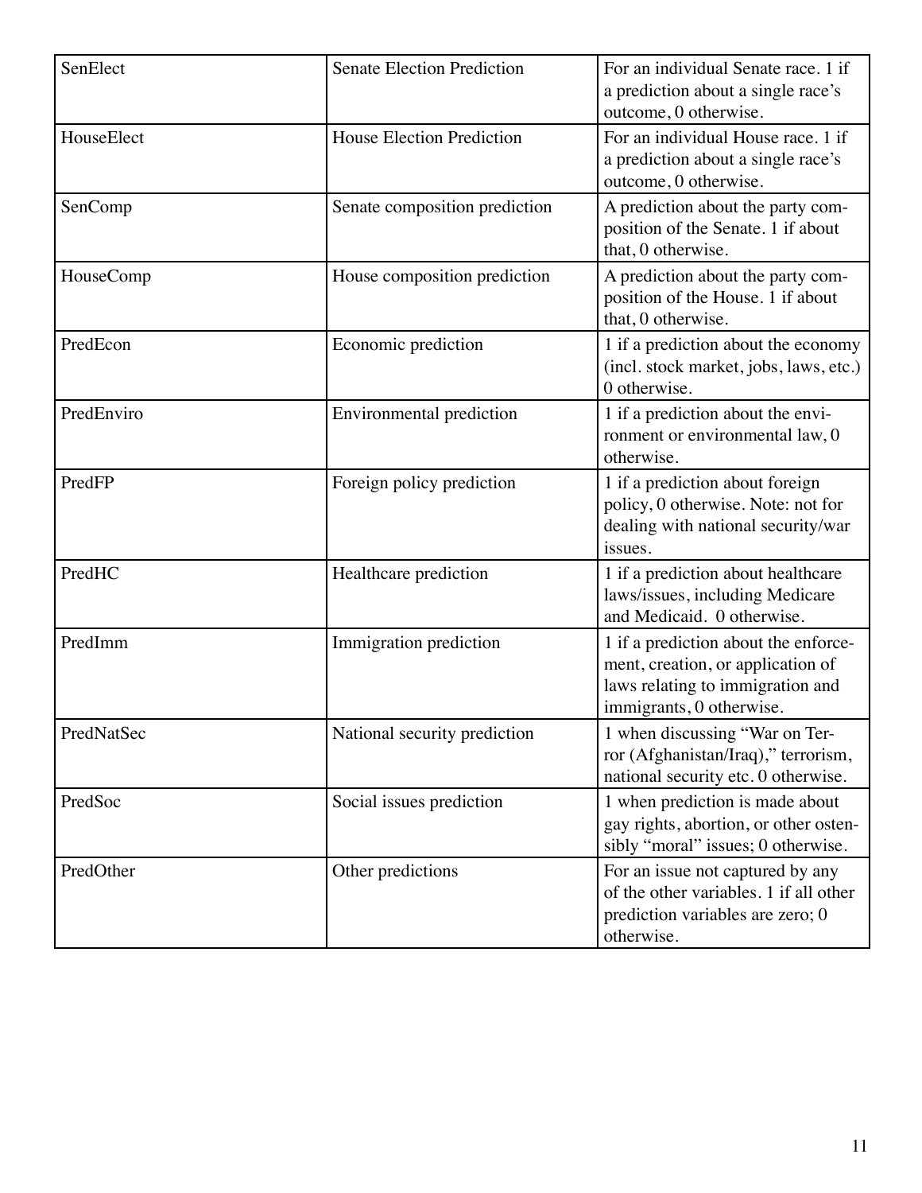| | | |
|---|---|---|
| SenElect | Senate Election Prediction | For an individual Senate race. 1 if a prediction about a single race's outcome, 0 otherwise. |
| HouseElect | House Election Prediction | For an individual House race. 1 if a prediction about a single race's outcome, 0 otherwise. |
| SenComp | Senate composition prediction | A prediction about the party composition of the Senate. 1 if about that, 0 otherwise. |
| HouseComp | House composition prediction | A prediction about the party composition of the House. 1 if about that, 0 otherwise. |
| PredEcon | Economic prediction | 1 if a prediction about the economy (incl. stock market, jobs, laws, etc.) 0 otherwise. |
| PredEnviro | Environmental prediction | 1 if a prediction about the environment or environmental law, 0 otherwise. |
| PredFP | Foreign policy prediction | 1 if a prediction about foreign policy, 0 otherwise. Note: not for dealing with national security/war issues. |
| PredHC | Healthcare prediction | 1 if a prediction about healthcare laws/issues, including Medicare and Medicaid. 0 otherwise. |
| PredImm | Immigration prediction | 1 if a prediction about the enforcement, creation, or application of laws relating to immigration and immigrants, 0 otherwise. |
| PredNatSec | National security prediction | 1 when discussing "War on Terror (Afghanistan/Iraq)," terrorism, national security etc. 0 otherwise. |
| PredSoc | Social issues prediction | 1 when prediction is made about gay rights, abortion, or other ostensibly "moral" issues; 0 otherwise. |
| PredOther | Other predictions | For an issue not captured by any of the other variables. 1 if all other prediction variables are zero; 0 otherwise. |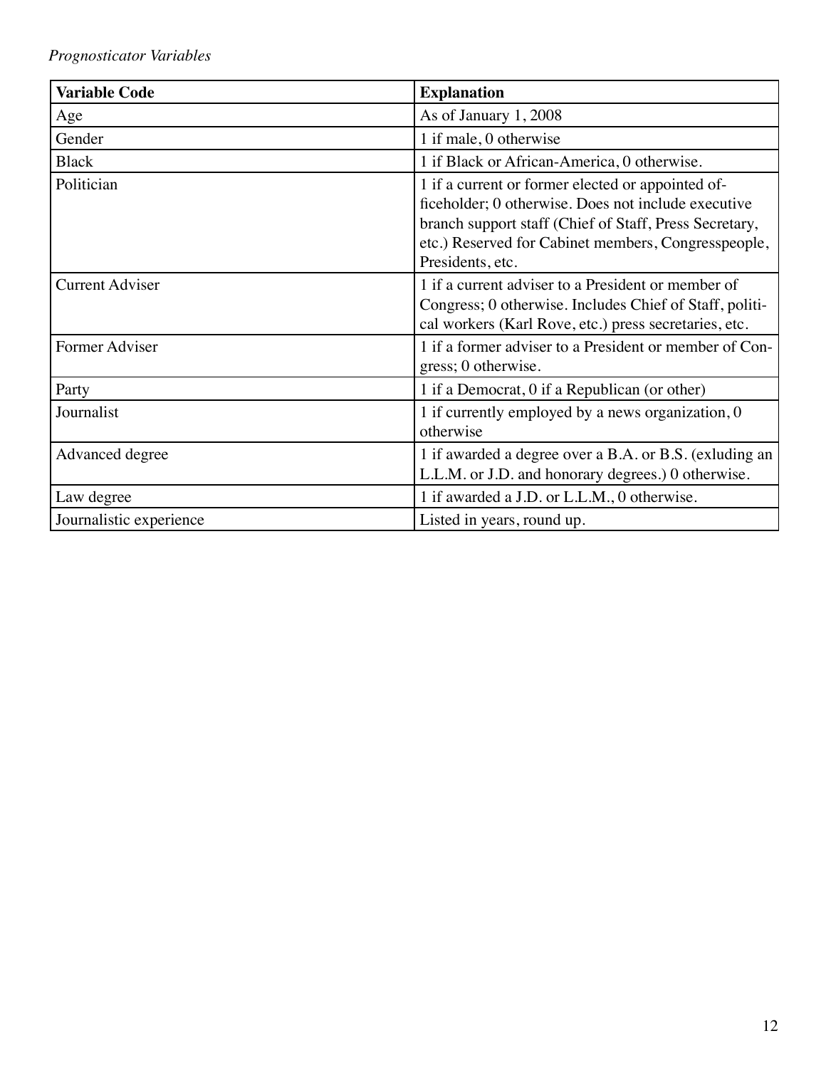*Prognosticator Variables*

| **Variable Code** | **Explanation** |
|---|---|
| Age | As of January 1, 2008 |
| Gender | 1 if male, 0 otherwise |
| Black | 1 if Black or African-America, 0 otherwise. |
| Politician | 1 if a current or former elected or appointed officeholder; 0 otherwise. Does not include executive branch support staff (Chief of Staff, Press Secretary, etc.) Reserved for Cabinet members, Congresspeople, Presidents, etc. |
| Current Adviser | 1 if a current adviser to a President or member of Congress; 0 otherwise. Includes Chief of Staff, political workers (Karl Rove, etc.) press secretaries, etc. |
| Former Adviser | 1 if a former adviser to a President or member of Congress; 0 otherwise. |
| Party | 1 if a Democrat, 0 if a Republican (or other) |
| Journalist | 1 if currently employed by a news organization, 0 otherwise |
| Advanced degree | 1 if awarded a degree over a B.A. or B.S. (exluding an L.L.M. or J.D. and honorary degrees.) 0 otherwise. |
| Law degree | 1 if awarded a J.D. or L.L.M., 0 otherwise. |
| Journalistic experience | Listed in years, round up. |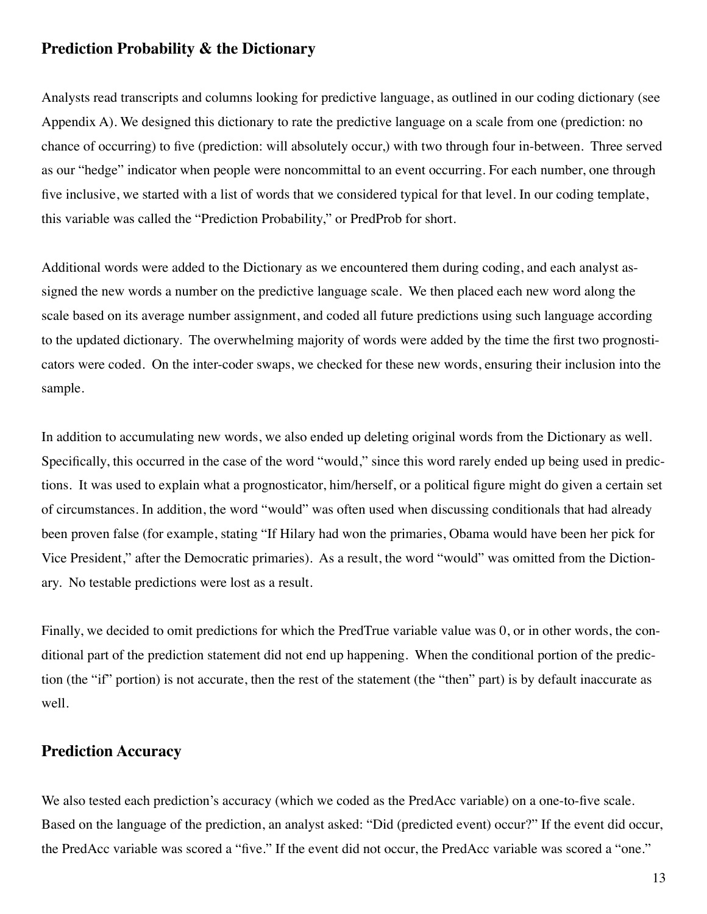## Prediction Probability & the Dictionary

Analysts read transcripts and columns looking for predictive language, as outlined in our coding dictionary (see Appendix A). We designed this dictionary to rate the predictive language on a scale from one (prediction: no chance of occurring) to five (prediction: will absolutely occur,) with two through four in-between. Three served as our "hedge" indicator when people were noncommittal to an event occurring. For each number, one through five inclusive, we started with a list of words that we considered typical for that level. In our coding template, this variable was called the "Prediction Probability," or PredProb for short.

Additional words were added to the Dictionary as we encountered them during coding, and each analyst assigned the new words a number on the predictive language scale. We then placed each new word along the scale based on its average number assignment, and coded all future predictions using such language according to the updated dictionary. The overwhelming majority of words were added by the time the first two prognosticators were coded. On the inter-coder swaps, we checked for these new words, ensuring their inclusion into the sample.

In addition to accumulating new words, we also ended up deleting original words from the Dictionary as well. Specifically, this occurred in the case of the word "would," since this word rarely ended up being used in predictions. It was used to explain what a prognosticator, him/herself, or a political figure might do given a certain set of circumstances. In addition, the word "would" was often used when discussing conditionals that had already been proven false (for example, stating "If Hilary had won the primaries, Obama would have been her pick for Vice President," after the Democratic primaries). As a result, the word "would" was omitted from the Dictionary. No testable predictions were lost as a result.

Finally, we decided to omit predictions for which the PredTrue variable value was 0, or in other words, the conditional part of the prediction statement did not end up happening. When the conditional portion of the prediction (the "if" portion) is not accurate, then the rest of the statement (the "then" part) is by default inaccurate as well.

## Prediction Accuracy

We also tested each prediction's accuracy (which we coded as the PredAcc variable) on a one-to-five scale. Based on the language of the prediction, an analyst asked: "Did (predicted event) occur?" If the event did occur, the PredAcc variable was scored a "five." If the event did not occur, the PredAcc variable was scored a "one."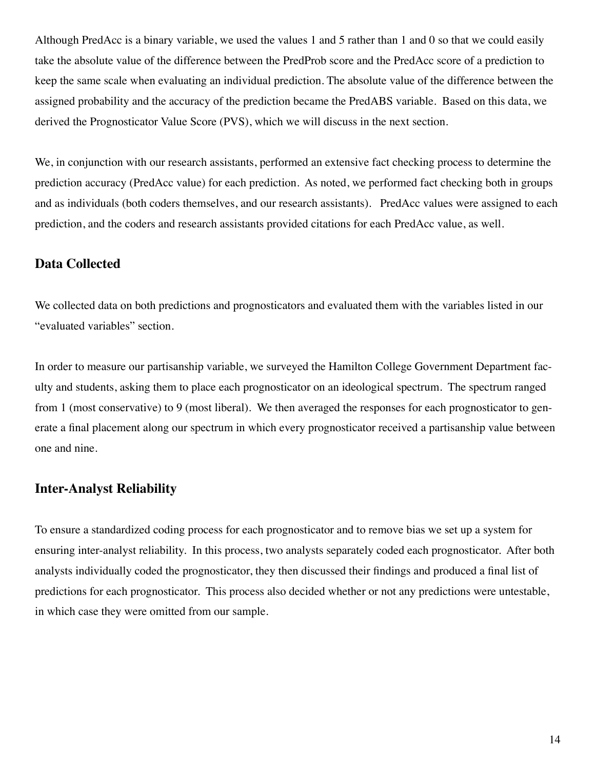Although PredAcc is a binary variable, we used the values 1 and 5 rather than 1 and 0 so that we could easily take the absolute value of the difference between the PredProb score and the PredAcc score of a prediction to keep the same scale when evaluating an individual prediction. The absolute value of the difference between the assigned probability and the accuracy of the prediction became the PredABS variable. Based on this data, we derived the Prognosticator Value Score (PVS), which we will discuss in the next section.

We, in conjunction with our research assistants, performed an extensive fact checking process to determine the prediction accuracy (PredAcc value) for each prediction. As noted, we performed fact checking both in groups and as individuals (both coders themselves, and our research assistants). PredAcc values were assigned to each prediction, and the coders and research assistants provided citations for each PredAcc value, as well.

## Data Collected

We collected data on both predictions and prognosticators and evaluated them with the variables listed in our "evaluated variables" section.

In order to measure our partisanship variable, we surveyed the Hamilton College Government Department faculty and students, asking them to place each prognosticator on an ideological spectrum. The spectrum ranged from 1 (most conservative) to 9 (most liberal). We then averaged the responses for each prognosticator to generate a final placement along our spectrum in which every prognosticator received a partisanship value between one and nine.

## Inter-Analyst Reliability

To ensure a standardized coding process for each prognosticator and to remove bias we set up a system for ensuring inter-analyst reliability. In this process, two analysts separately coded each prognosticator. After both analysts individually coded the prognosticator, they then discussed their findings and produced a final list of predictions for each prognosticator. This process also decided whether or not any predictions were untestable, in which case they were omitted from our sample.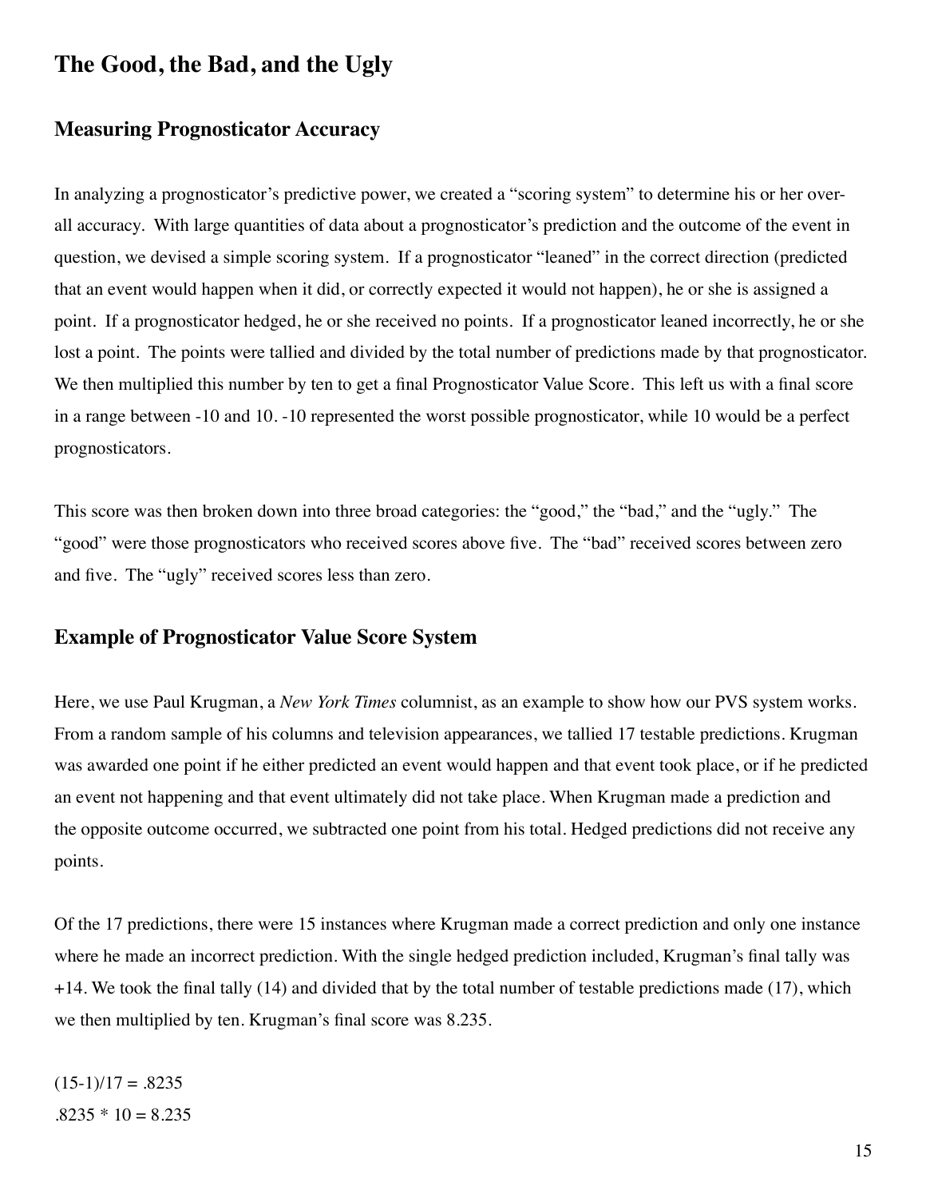## The Good, the Bad, and the Ugly

### Measuring Prognosticator Accuracy

In analyzing a prognosticator's predictive power, we created a "scoring system" to determine his or her overall accuracy. With large quantities of data about a prognosticator's prediction and the outcome of the event in question, we devised a simple scoring system. If a prognosticator "leaned" in the correct direction (predicted that an event would happen when it did, or correctly expected it would not happen), he or she is assigned a point. If a prognosticator hedged, he or she received no points. If a prognosticator leaned incorrectly, he or she lost a point. The points were tallied and divided by the total number of predictions made by that prognosticator. We then multiplied this number by ten to get a final Prognosticator Value Score. This left us with a final score in a range between -10 and 10. -10 represented the worst possible prognosticator, while 10 would be a perfect prognosticators.

This score was then broken down into three broad categories: the "good," the "bad," and the "ugly." The "good" were those prognosticators who received scores above five. The "bad" received scores between zero and five. The "ugly" received scores less than zero.

### Example of Prognosticator Value Score System

Here, we use Paul Krugman, a *New York Times* columnist, as an example to show how our PVS system works. From a random sample of his columns and television appearances, we tallied 17 testable predictions. Krugman was awarded one point if he either predicted an event would happen and that event took place, or if he predicted an event not happening and that event ultimately did not take place. When Krugman made a prediction and the opposite outcome occurred, we subtracted one point from his total. Hedged predictions did not receive any points.

Of the 17 predictions, there were 15 instances where Krugman made a correct prediction and only one instance where he made an incorrect prediction. With the single hedged prediction included, Krugman's final tally was +14. We took the final tally (14) and divided that by the total number of testable predictions made (17), which we then multiplied by ten. Krugman's final score was 8.235.

$(15-1)/17 = .8235$

$.8235 * 10 = 8.235$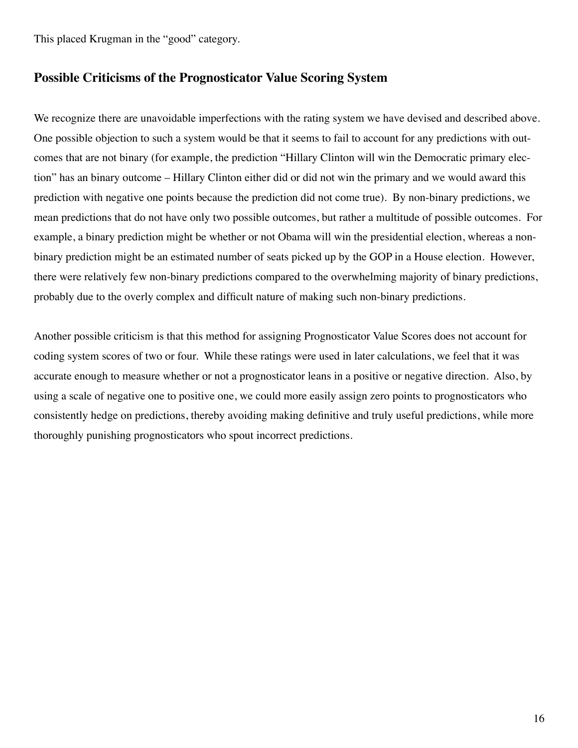This placed Krugman in the "good" category.

## Possible Criticisms of the Prognosticator Value Scoring System

We recognize there are unavoidable imperfections with the rating system we have devised and described above. One possible objection to such a system would be that it seems to fail to account for any predictions with outcomes that are not binary (for example, the prediction "Hillary Clinton will win the Democratic primary election" has an binary outcome – Hillary Clinton either did or did not win the primary and we would award this prediction with negative one points because the prediction did not come true). By non-binary predictions, we mean predictions that do not have only two possible outcomes, but rather a multitude of possible outcomes. For example, a binary prediction might be whether or not Obama will win the presidential election, whereas a non-binary prediction might be an estimated number of seats picked up by the GOP in a House election. However, there were relatively few non-binary predictions compared to the overwhelming majority of binary predictions, probably due to the overly complex and difficult nature of making such non-binary predictions.

Another possible criticism is that this method for assigning Prognosticator Value Scores does not account for coding system scores of two or four. While these ratings were used in later calculations, we feel that it was accurate enough to measure whether or not a prognosticator leans in a positive or negative direction. Also, by using a scale of negative one to positive one, we could more easily assign zero points to prognosticators who consistently hedge on predictions, thereby avoiding making definitive and truly useful predictions, while more thoroughly punishing prognosticators who spout incorrect predictions.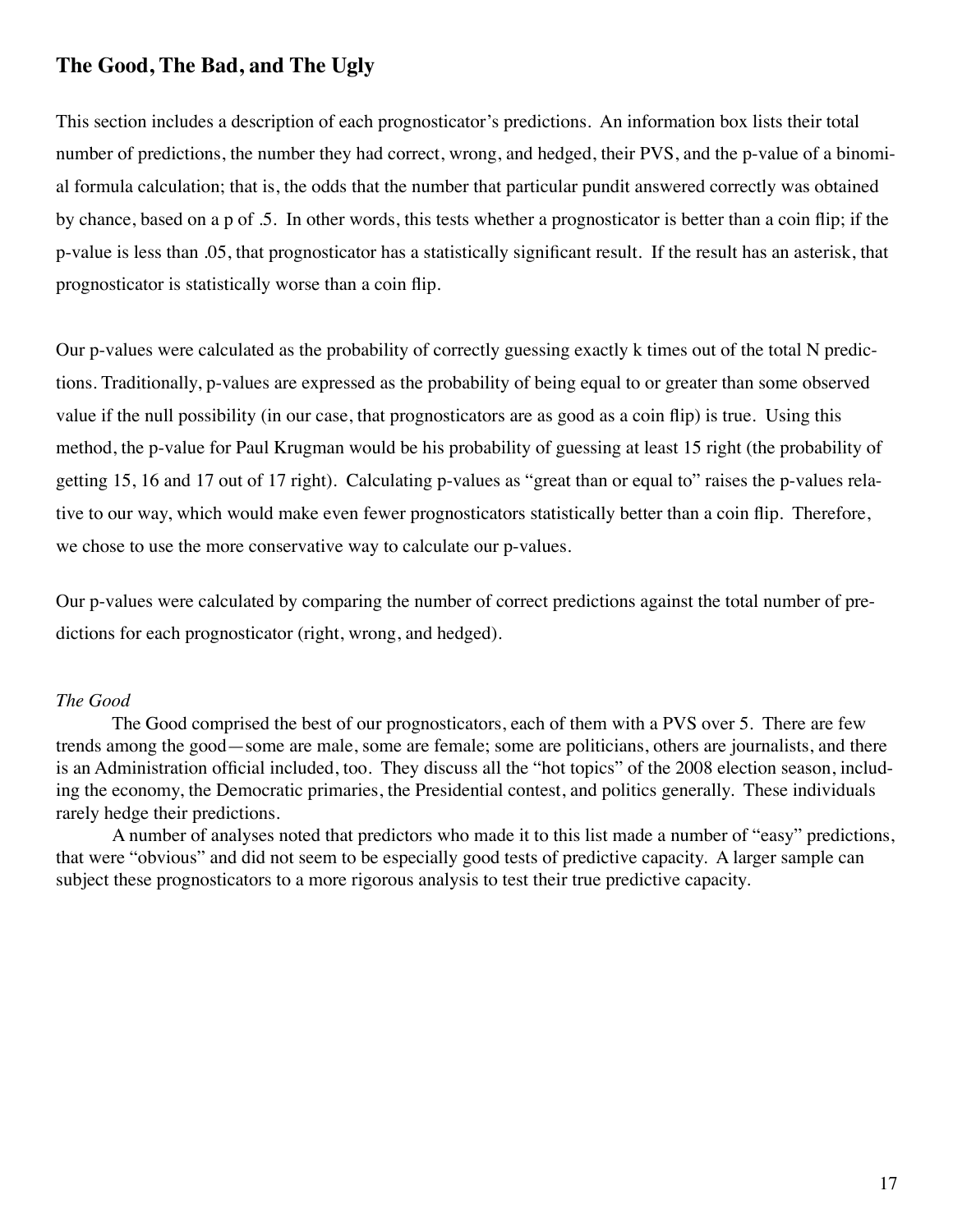## The Good, The Bad, and The Ugly

This section includes a description of each prognosticator's predictions. An information box lists their total number of predictions, the number they had correct, wrong, and hedged, their PVS, and the p-value of a binomial formula calculation; that is, the odds that the number that particular pundit answered correctly was obtained by chance, based on a p of .5. In other words, this tests whether a prognosticator is better than a coin flip; if the p-value is less than .05, that prognosticator has a statistically significant result. If the result has an asterisk, that prognosticator is statistically worse than a coin flip.

Our p-values were calculated as the probability of correctly guessing exactly k times out of the total N predictions. Traditionally, p-values are expressed as the probability of being equal to or greater than some observed value if the null possibility (in our case, that prognosticators are as good as a coin flip) is true. Using this method, the p-value for Paul Krugman would be his probability of guessing at least 15 right (the probability of getting 15, 16 and 17 out of 17 right). Calculating p-values as "great than or equal to" raises the p-values relative to our way, which would make even fewer prognosticators statistically better than a coin flip. Therefore, we chose to use the more conservative way to calculate our p-values.

Our p-values were calculated by comparing the number of correct predictions against the total number of predictions for each prognosticator (right, wrong, and hedged).

*The Good*

The Good comprised the best of our prognosticators, each of them with a PVS over 5. There are few trends among the good—some are male, some are female; some are politicians, others are journalists, and there is an Administration official included, too. They discuss all the "hot topics" of the 2008 election season, including the economy, the Democratic primaries, the Presidential contest, and politics generally. These individuals rarely hedge their predictions.

A number of analyses noted that predictors who made it to this list made a number of "easy" predictions, that were "obvious" and did not seem to be especially good tests of predictive capacity. A larger sample can subject these prognosticators to a more rigorous analysis to test their true predictive capacity.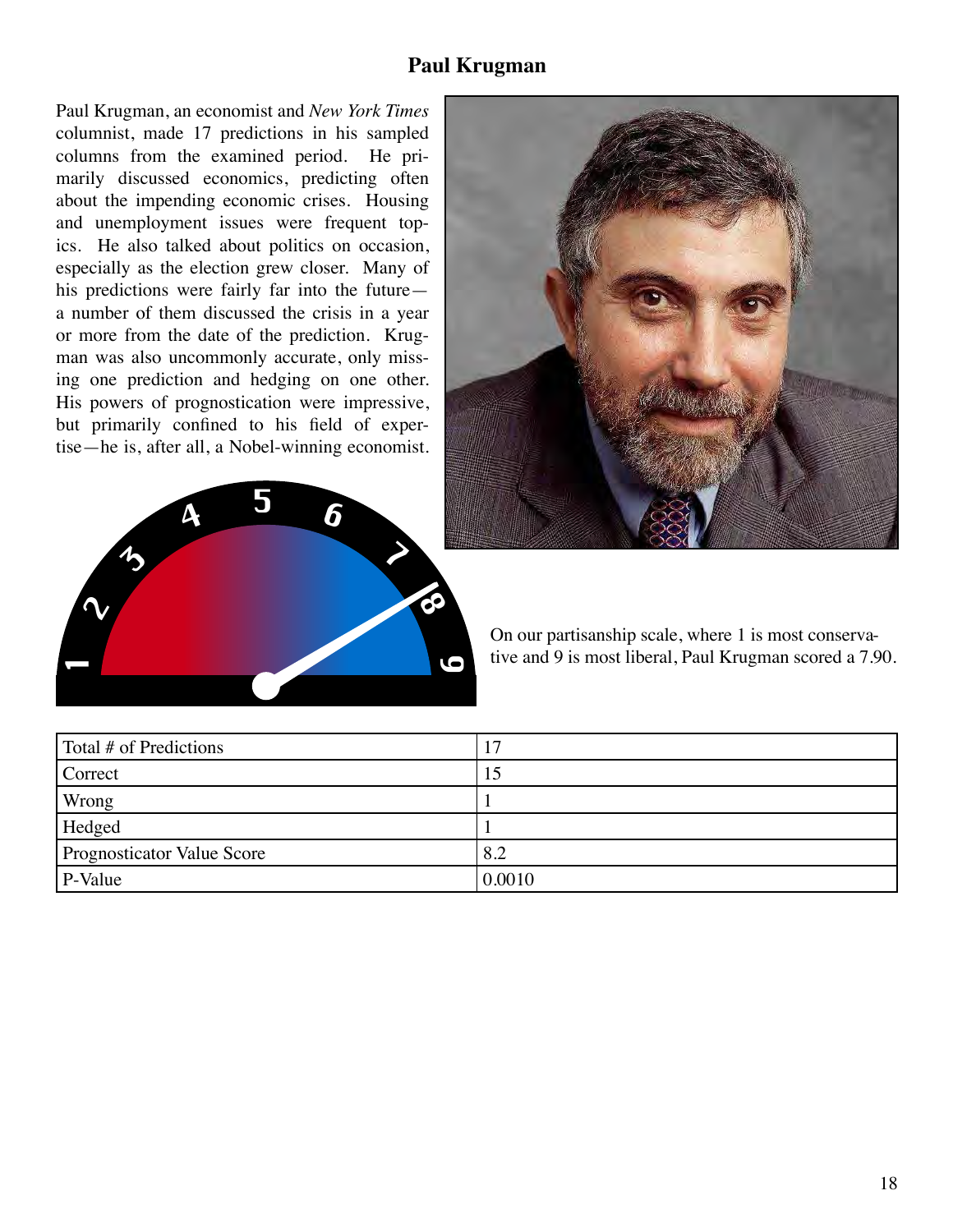# Paul Krugman

Paul Krugman, an economist and *New York Times* columnist, made 17 predictions in his sampled columns from the examined period. He primarily discussed economics, predicting often about the impending economic crises. Housing and unemployment issues were frequent topics. He also talked about politics on occasion, especially as the election grew closer. Many of his predictions were fairly far into the future—a number of them discussed the crisis in a year or more from the date of the prediction. Krugman was also uncommonly accurate, only missing one prediction and hedging on one other. His powers of prognostication were impressive, but primarily confined to his field of expertise—he is, after all, a Nobel-winning economist.

On our partisanship scale, where 1 is most conservative and 9 is most liberal, Paul Krugman scored a 7.90.

| Total # of Predictions | 17 |
|---|---|
| Correct | 15 |
| Wrong | 1 |
| Hedged | 1 |
| Prognosticator Value Score | 8.2 |
| P-Value | 0.0010 |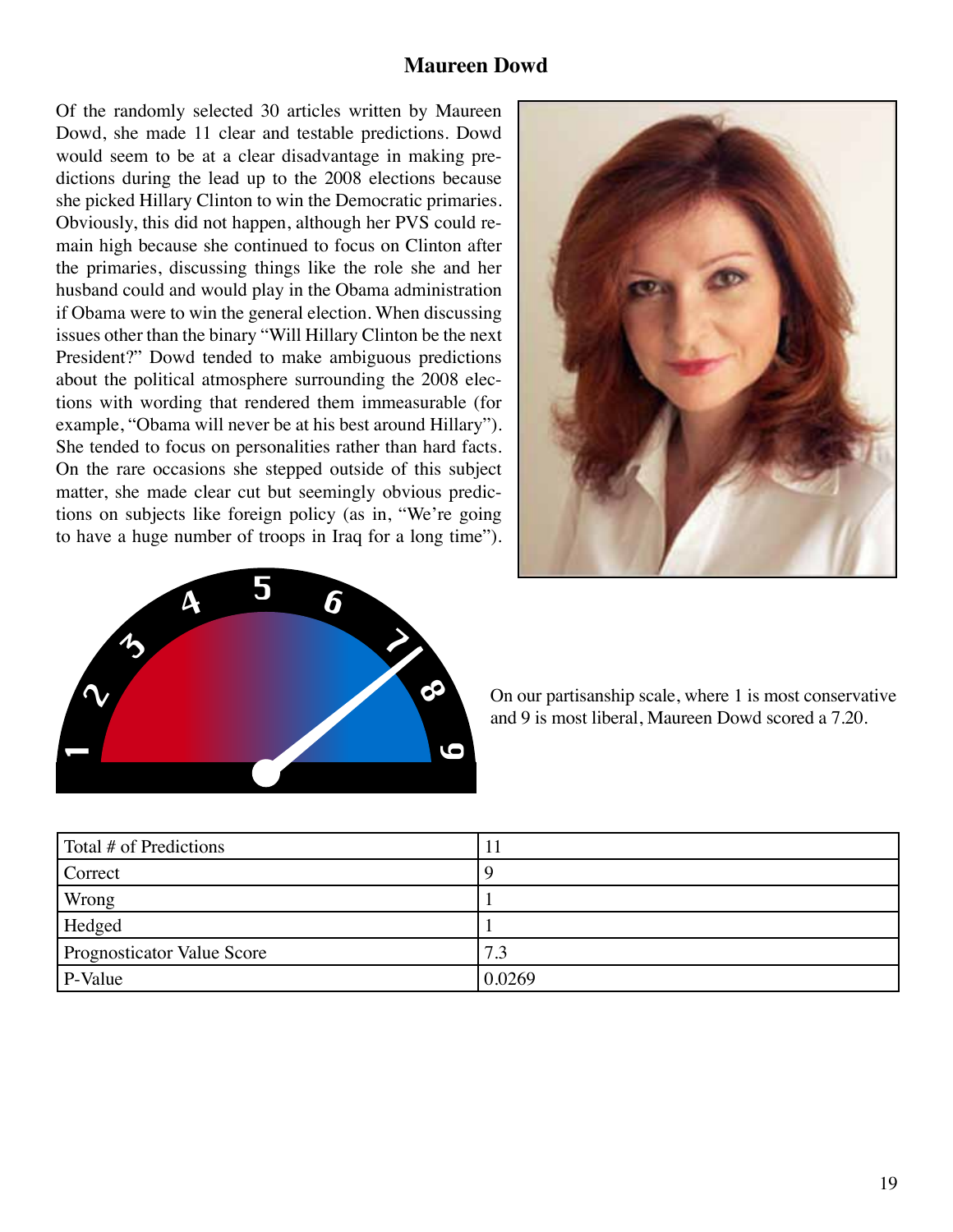## Maureen Dowd

Of the randomly selected 30 articles written by Maureen Dowd, she made 11 clear and testable predictions. Dowd would seem to be at a clear disadvantage in making predictions during the lead up to the 2008 elections because she picked Hillary Clinton to win the Democratic primaries. Obviously, this did not happen, although her PVS could remain high because she continued to focus on Clinton after the primaries, discussing things like the role she and her husband could and would play in the Obama administration if Obama were to win the general election. When discussing issues other than the binary "Will Hillary Clinton be the next President?" Dowd tended to make ambiguous predictions about the political atmosphere surrounding the 2008 elections with wording that rendered them immeasurable (for example, "Obama will never be at his best around Hillary"). She tended to focus on personalities rather than hard facts. On the rare occasions she stepped outside of this subject matter, she made clear cut but seemingly obvious predictions on subjects like foreign policy (as in, "We're going to have a huge number of troops in Iraq for a long time").

On our partisanship scale, where 1 is most conservative and 9 is most liberal, Maureen Dowd scored a 7.20.

| Total # of Predictions | 11 |
|---|---|
| Correct | 9 |
| Wrong | 1 |
| Hedged | 1 |
| Prognosticator Value Score | 7.3 |
| P-Value | 0.0269 |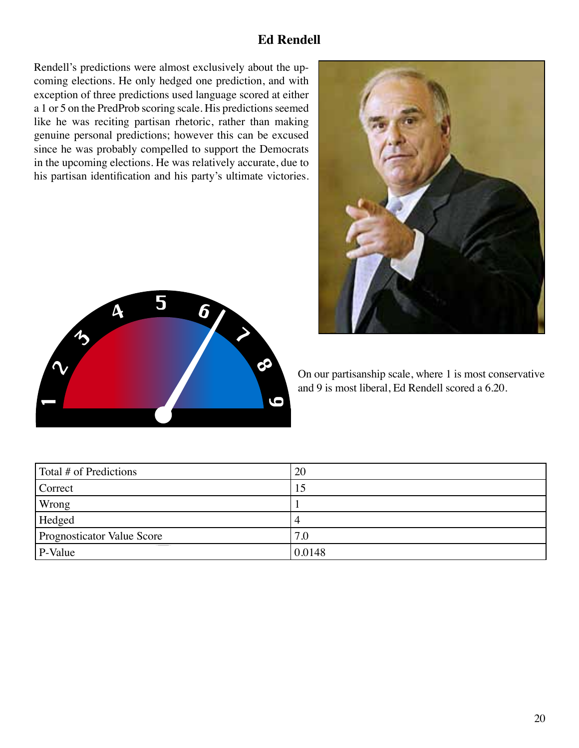## Ed Rendell

Rendell's predictions were almost exclusively about the upcoming elections. He only hedged one prediction, and with exception of three predictions used language scored at either a 1 or 5 on the PredProb scoring scale. His predictions seemed like he was reciting partisan rhetoric, rather than making genuine personal predictions; however this can be excused since he was probably compelled to support the Democrats in the upcoming elections. He was relatively accurate, due to his partisan identification and his party's ultimate victories.

On our partisanship scale, where 1 is most conservative and 9 is most liberal, Ed Rendell scored a 6.20.

| Total # of Predictions | 20 |
|---|---|
| Correct | 15 |
| Wrong | 1 |
| Hedged | 4 |
| Prognosticator Value Score | 7.0 |
| P-Value | 0.0148 |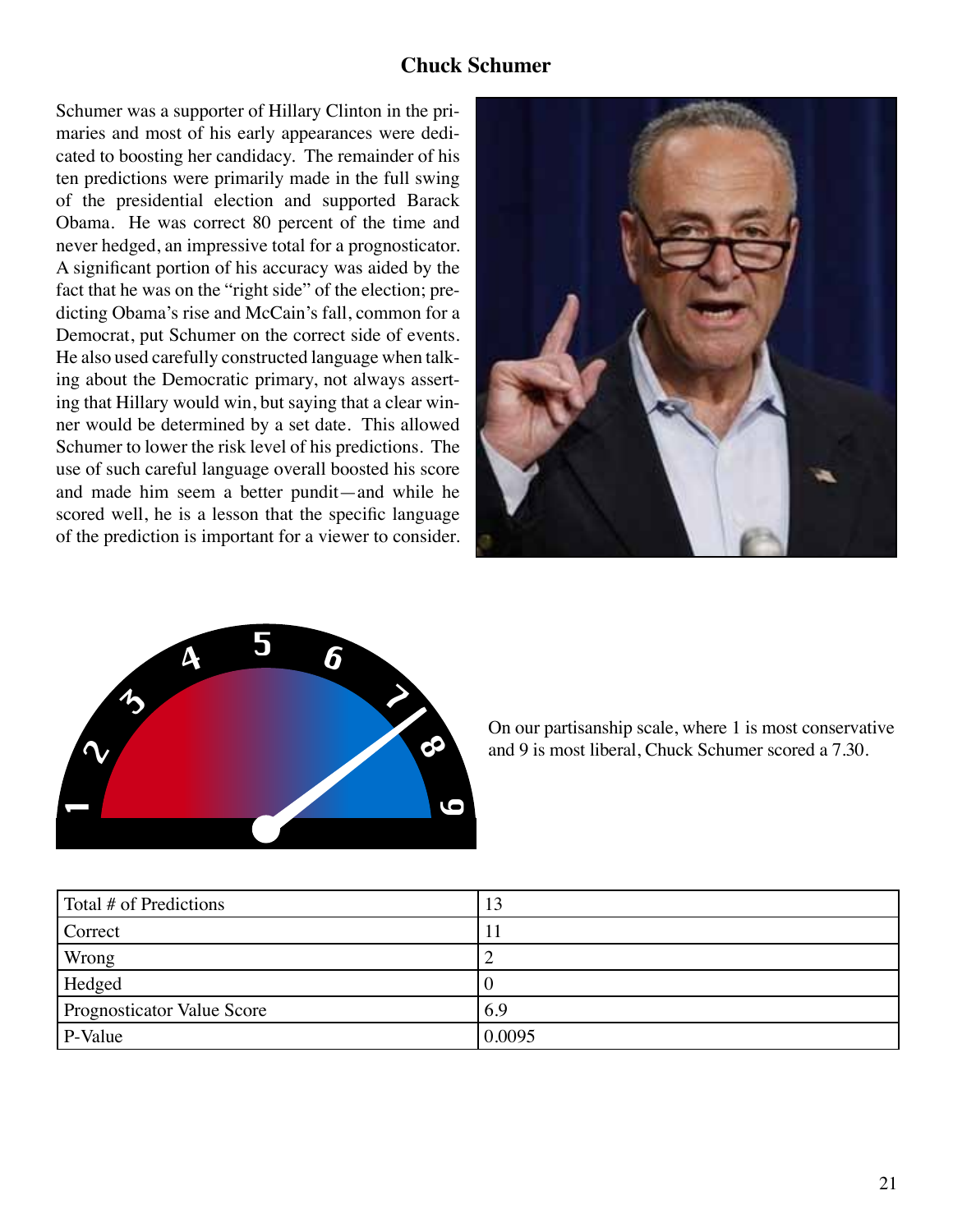# Chuck Schumer

Schumer was a supporter of Hillary Clinton in the primaries and most of his early appearances were dedicated to boosting her candidacy. The remainder of his ten predictions were primarily made in the full swing of the presidential election and supported Barack Obama. He was correct 80 percent of the time and never hedged, an impressive total for a prognosticator. A significant portion of his accuracy was aided by the fact that he was on the "right side" of the election; predicting Obama's rise and McCain's fall, common for a Democrat, put Schumer on the correct side of events. He also used carefully constructed language when talking about the Democratic primary, not always asserting that Hillary would win, but saying that a clear winner would be determined by a set date. This allowed Schumer to lower the risk level of his predictions. The use of such careful language overall boosted his score and made him seem a better pundit—and while he scored well, he is a lesson that the specific language of the prediction is important for a viewer to consider.

On our partisanship scale, where 1 is most conservative and 9 is most liberal, Chuck Schumer scored a 7.30.

| Total # of Predictions | 13 |
|---|---|
| Correct | 11 |
| Wrong | 2 |
| Hedged | 0 |
| Prognosticator Value Score | 6.9 |
| P-Value | 0.0095 |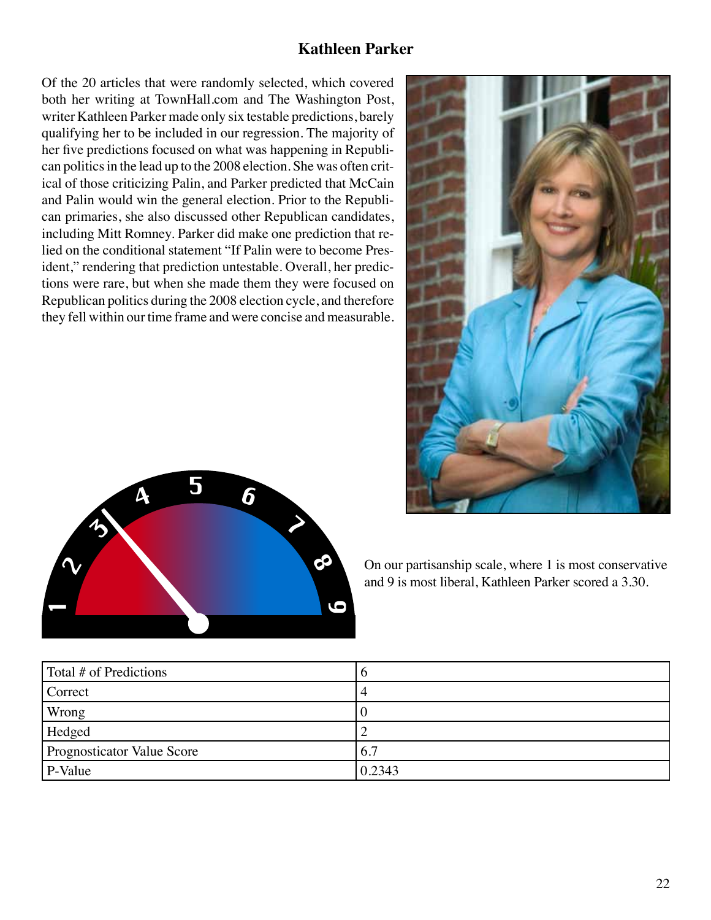## Kathleen Parker

Of the 20 articles that were randomly selected, which covered both her writing at TownHall.com and The Washington Post, writer Kathleen Parker made only six testable predictions, barely qualifying her to be included in our regression. The majority of her five predictions focused on what was happening in Republican politics in the lead up to the 2008 election. She was often critical of those criticizing Palin, and Parker predicted that McCain and Palin would win the general election. Prior to the Republican primaries, she also discussed other Republican candidates, including Mitt Romney. Parker did make one prediction that relied on the conditional statement "If Palin were to become President," rendering that prediction untestable. Overall, her predictions were rare, but when she made them they were focused on Republican politics during the 2008 election cycle, and therefore they fell within our time frame and were concise and measurable.

On our partisanship scale, where 1 is most conservative and 9 is most liberal, Kathleen Parker scored a 3.30.

| Total # of Predictions | 6 |
|---|---|
| Correct | 4 |
| Wrong | 0 |
| Hedged | 2 |
| Prognosticator Value Score | 6.7 |
| P-Value | 0.2343 |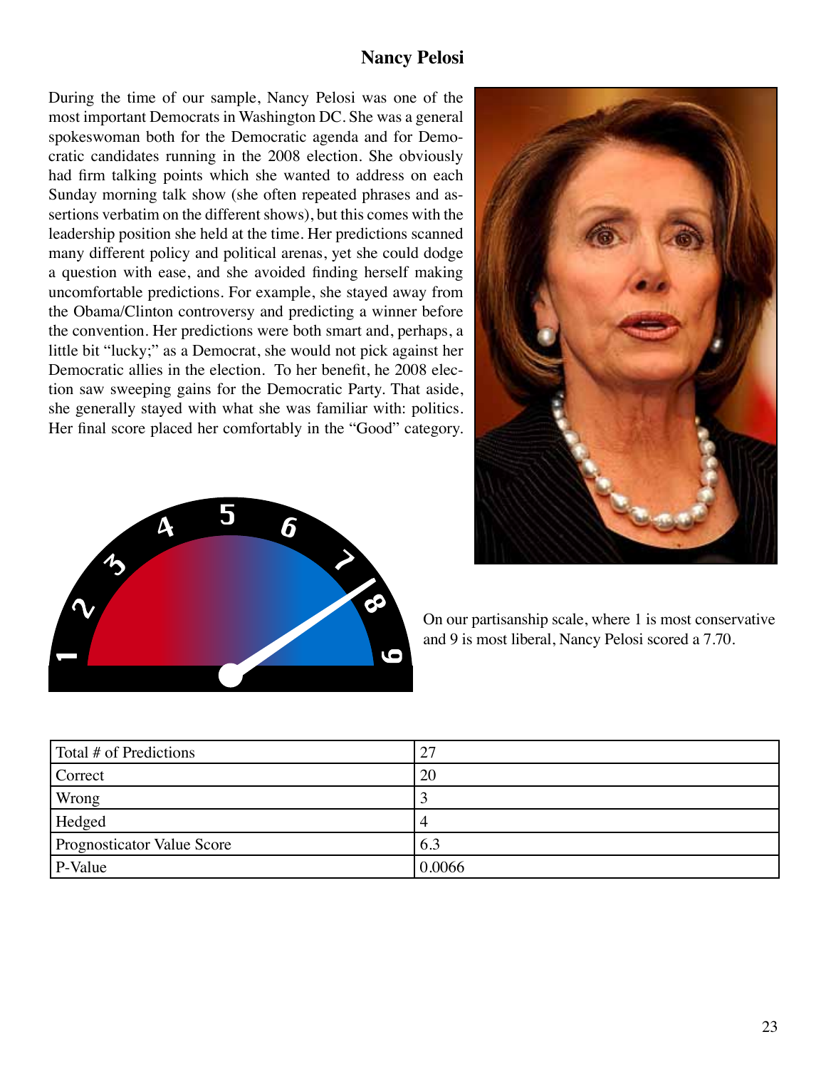# Nancy Pelosi

During the time of our sample, Nancy Pelosi was one of the most important Democrats in Washington DC. She was a general spokeswoman both for the Democratic agenda and for Democratic candidates running in the 2008 election. She obviously had firm talking points which she wanted to address on each Sunday morning talk show (she often repeated phrases and assertions verbatim on the different shows), but this comes with the leadership position she held at the time. Her predictions scanned many different policy and political arenas, yet she could dodge a question with ease, and she avoided finding herself making uncomfortable predictions. For example, she stayed away from the Obama/Clinton controversy and predicting a winner before the convention. Her predictions were both smart and, perhaps, a little bit "lucky;" as a Democrat, she would not pick against her Democratic allies in the election. To her benefit, he 2008 election saw sweeping gains for the Democratic Party. That aside, she generally stayed with what she was familiar with: politics. Her final score placed her comfortably in the "Good" category.

On our partisanship scale, where 1 is most conservative and 9 is most liberal, Nancy Pelosi scored a 7.70.

| Total # of Predictions | 27 |
|---|---|
| Correct | 20 |
| Wrong | 3 |
| Hedged | 4 |
| Prognosticator Value Score | 6.3 |
| P-Value | 0.0066 |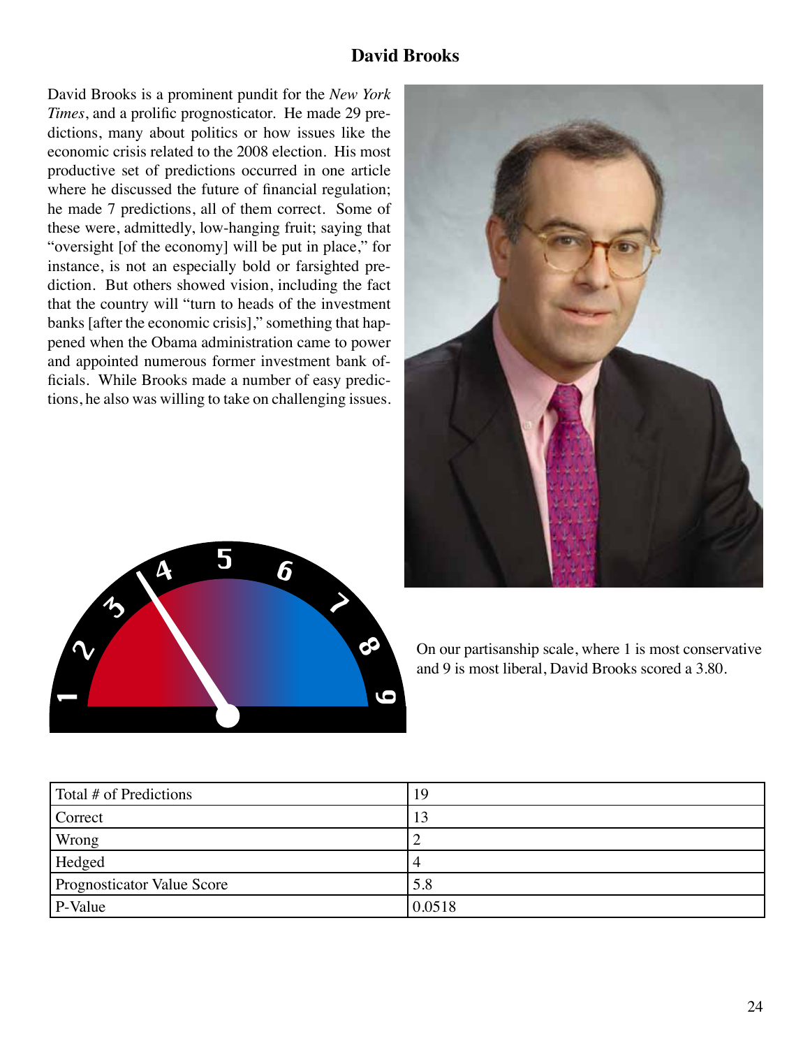# David Brooks

David Brooks is a prominent pundit for the *New York Times*, and a prolific prognosticator. He made 29 predictions, many about politics or how issues like the economic crisis related to the 2008 election. His most productive set of predictions occurred in one article where he discussed the future of financial regulation; he made 7 predictions, all of them correct. Some of these were, admittedly, low-hanging fruit; saying that "oversight [of the economy] will be put in place," for instance, is not an especially bold or farsighted prediction. But others showed vision, including the fact that the country will "turn to heads of the investment banks [after the economic crisis]," something that happened when the Obama administration came to power and appointed numerous former investment bank officials. While Brooks made a number of easy predictions, he also was willing to take on challenging issues.

On our partisanship scale, where 1 is most conservative and 9 is most liberal, David Brooks scored a 3.80.

| Total # of Predictions | 19 |
|---|---|
| Correct | 13 |
| Wrong | 2 |
| Hedged | 4 |
| Prognosticator Value Score | 5.8 |
| P-Value | 0.0518 |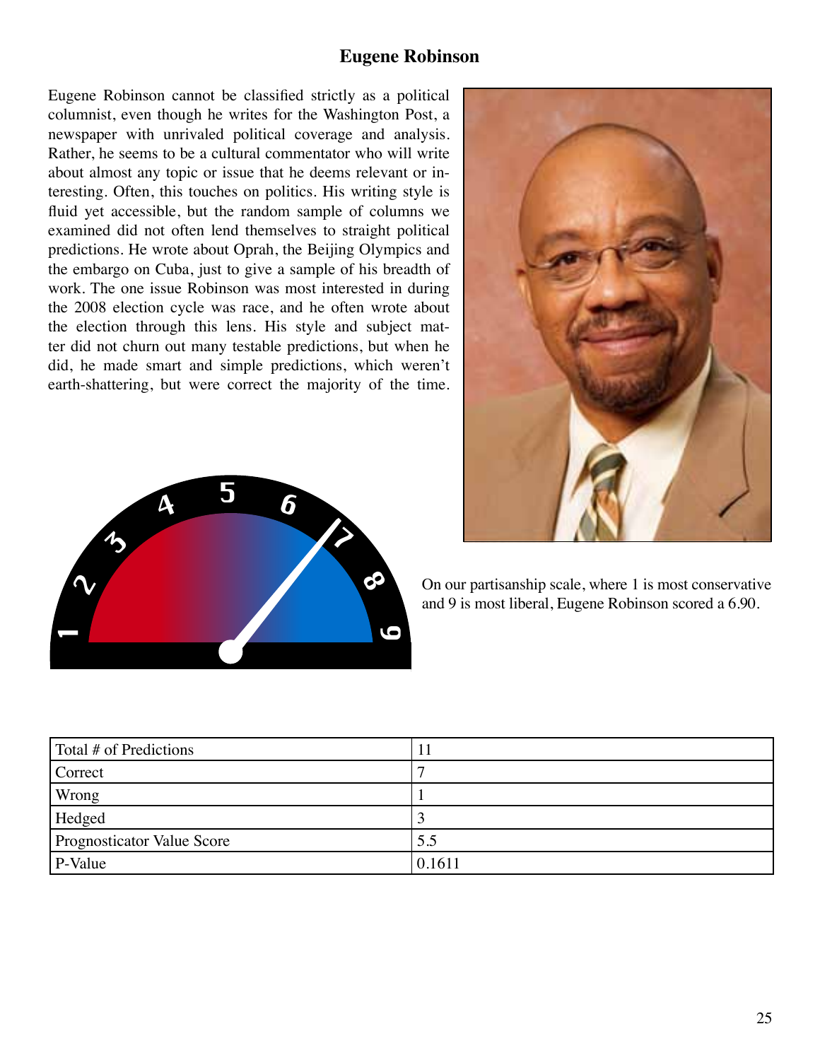# Eugene Robinson

Eugene Robinson cannot be classified strictly as a political columnist, even though he writes for the Washington Post, a newspaper with unrivaled political coverage and analysis. Rather, he seems to be a cultural commentator who will write about almost any topic or issue that he deems relevant or interesting. Often, this touches on politics. His writing style is fluid yet accessible, but the random sample of columns we examined did not often lend themselves to straight political predictions. He wrote about Oprah, the Beijing Olympics and the embargo on Cuba, just to give a sample of his breadth of work. The one issue Robinson was most interested in during the 2008 election cycle was race, and he often wrote about the election through this lens. His style and subject matter did not churn out many testable predictions, but when he did, he made smart and simple predictions, which weren't earth-shattering, but were correct the majority of the time.

On our partisanship scale, where 1 is most conservative and 9 is most liberal, Eugene Robinson scored a 6.90.

| Total # of Predictions | 11 |
|---|---|
| Correct | 7 |
| Wrong | 1 |
| Hedged | 3 |
| Prognosticator Value Score | 5.5 |
| P-Value | 0.1611 |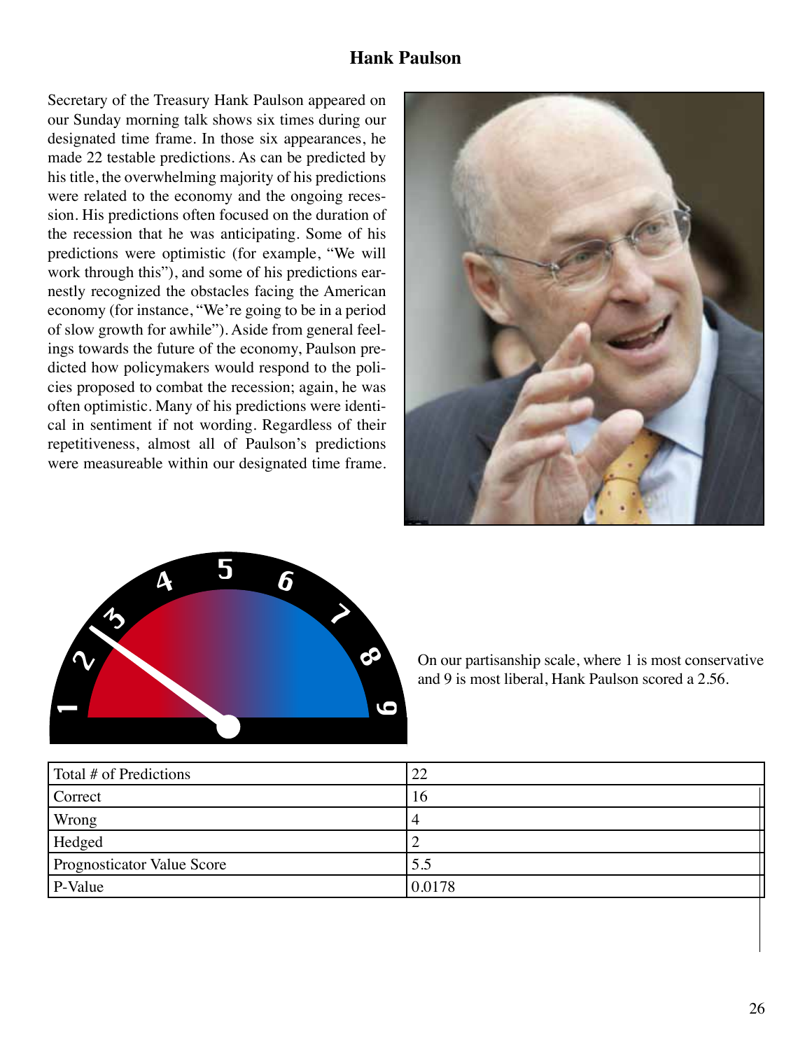## Hank Paulson

Secretary of the Treasury Hank Paulson appeared on our Sunday morning talk shows six times during our designated time frame. In those six appearances, he made 22 testable predictions. As can be predicted by his title, the overwhelming majority of his predictions were related to the economy and the ongoing recession. His predictions often focused on the duration of the recession that he was anticipating. Some of his predictions were optimistic (for example, "We will work through this"), and some of his predictions earnestly recognized the obstacles facing the American economy (for instance, "We're going to be in a period of slow growth for awhile"). Aside from general feelings towards the future of the economy, Paulson predicted how policymakers would respond to the policies proposed to combat the recession; again, he was often optimistic. Many of his predictions were identical in sentiment if not wording. Regardless of their repetitiveness, almost all of Paulson's predictions were measureable within our designated time frame.

On our partisanship scale, where 1 is most conservative and 9 is most liberal, Hank Paulson scored a 2.56.

| Total # of Predictions | 22 |
|---|---|
| Correct | 16 |
| Wrong | 4 |
| Hedged | 2 |
| Prognosticator Value Score | 5.5 |
| P-Value | 0.0178 |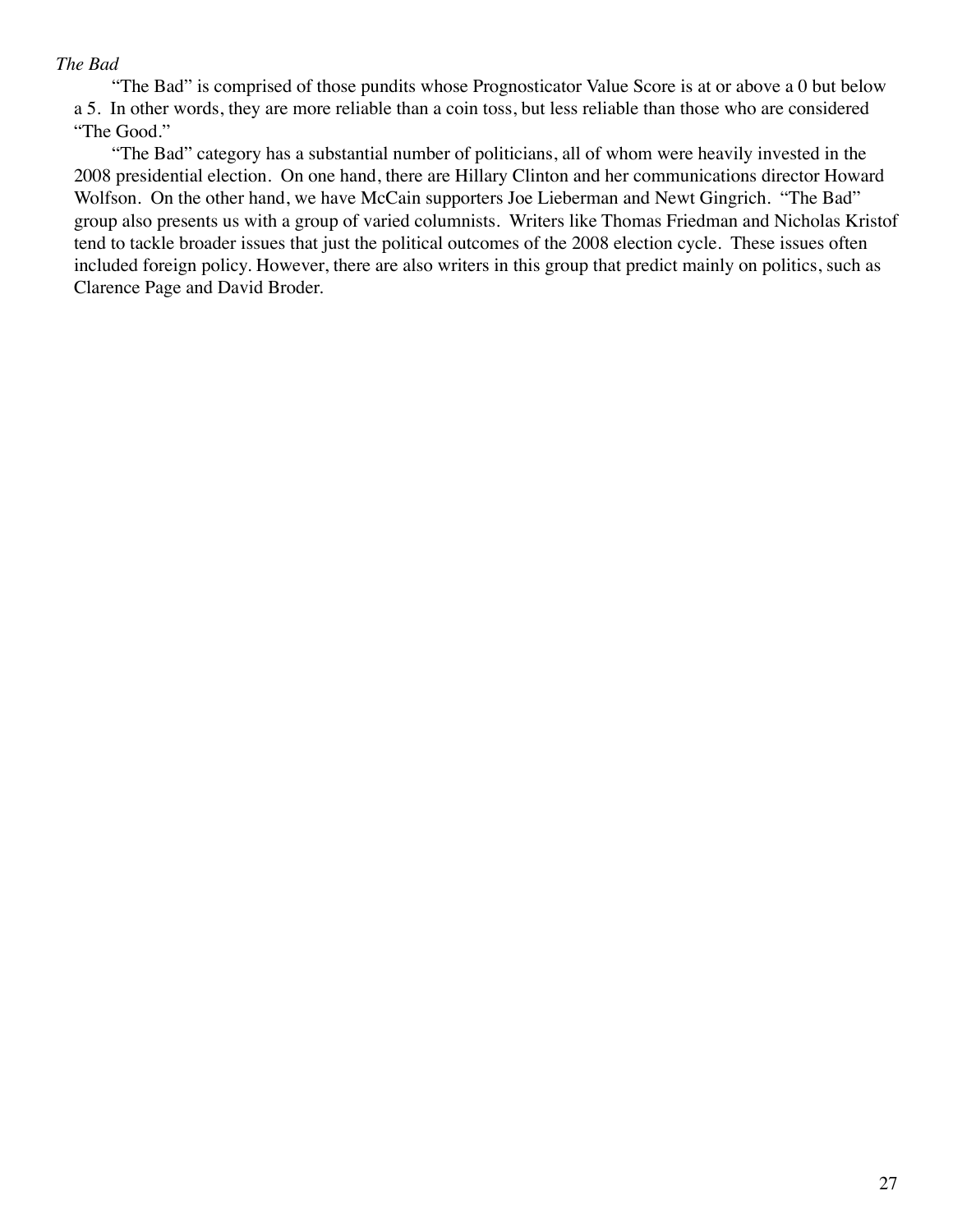*The Bad*

"The Bad" is comprised of those pundits whose Prognosticator Value Score is at or above a 0 but below a 5. In other words, they are more reliable than a coin toss, but less reliable than those who are considered "The Good."

"The Bad" category has a substantial number of politicians, all of whom were heavily invested in the 2008 presidential election. On one hand, there are Hillary Clinton and her communications director Howard Wolfson. On the other hand, we have McCain supporters Joe Lieberman and Newt Gingrich. "The Bad" group also presents us with a group of varied columnists. Writers like Thomas Friedman and Nicholas Kristof tend to tackle broader issues that just the political outcomes of the 2008 election cycle. These issues often included foreign policy. However, there are also writers in this group that predict mainly on politics, such as Clarence Page and David Broder.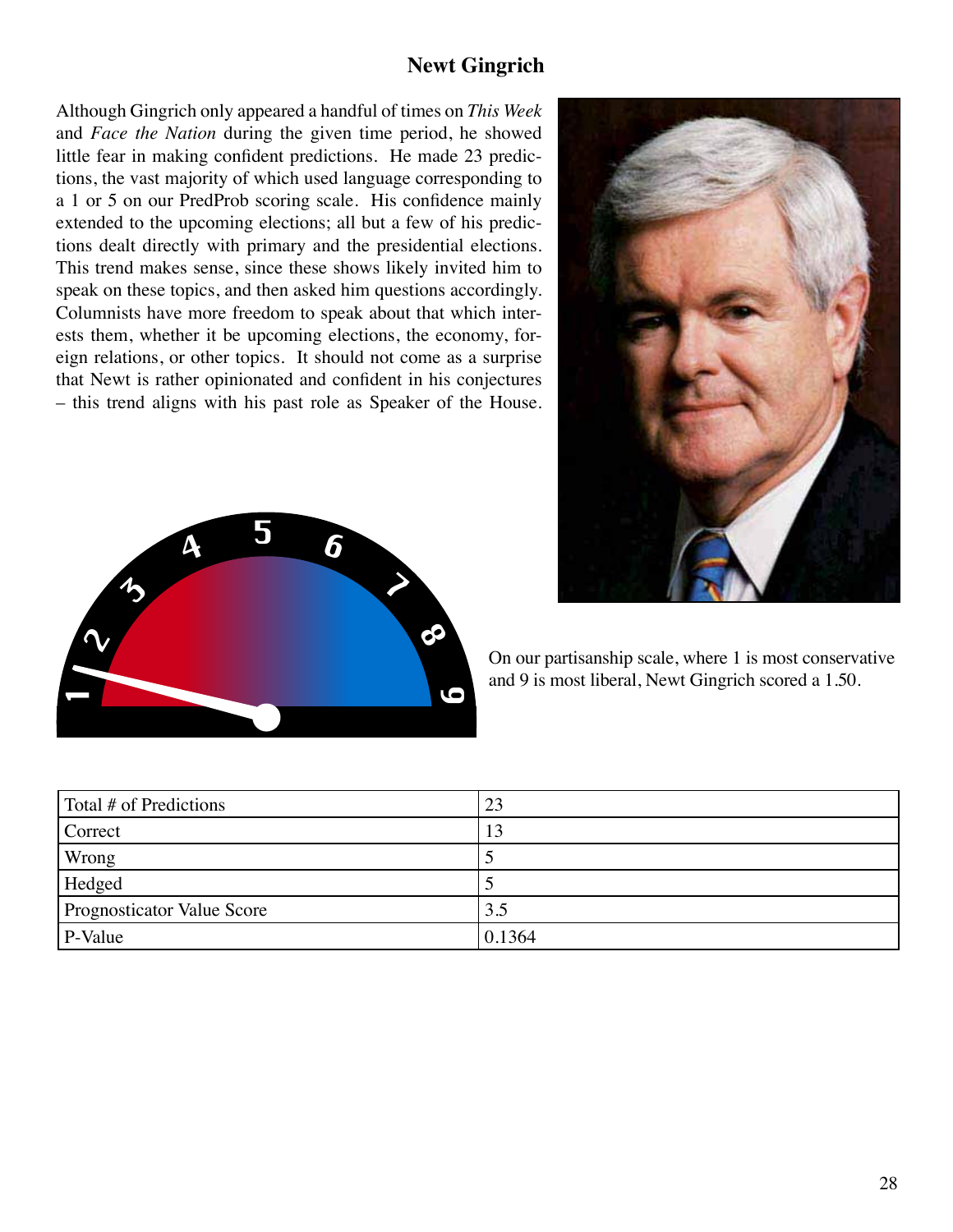## Newt Gingrich

Although Gingrich only appeared a handful of times on *This Week* and *Face the Nation* during the given time period, he showed little fear in making confident predictions. He made 23 predictions, the vast majority of which used language corresponding to a 1 or 5 on our PredProb scoring scale. His confidence mainly extended to the upcoming elections; all but a few of his predictions dealt directly with primary and the presidential elections. This trend makes sense, since these shows likely invited him to speak on these topics, and then asked him questions accordingly. Columnists have more freedom to speak about that which interests them, whether it be upcoming elections, the economy, foreign relations, or other topics. It should not come as a surprise that Newt is rather opinionated and confident in his conjectures – this trend aligns with his past role as Speaker of the House.

On our partisanship scale, where 1 is most conservative and 9 is most liberal, Newt Gingrich scored a 1.50.

| Total # of Predictions | 23 |
|---|---|
| Correct | 13 |
| Wrong | 5 |
| Hedged | 5 |
| Prognosticator Value Score | 3.5 |
| P-Value | 0.1364 |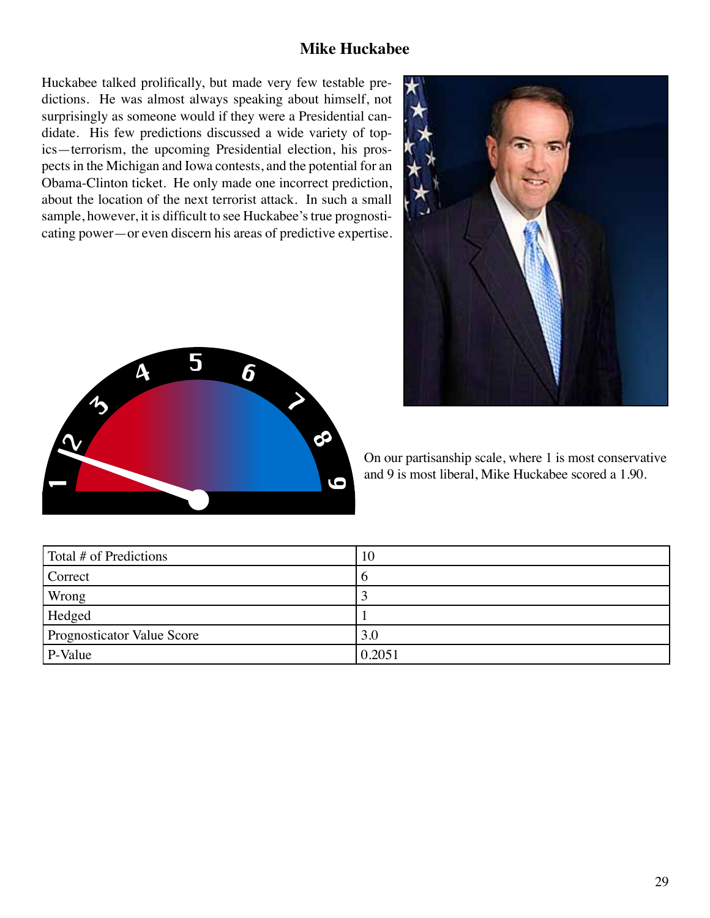# Mike Huckabee

Huckabee talked prolifically, but made very few testable predictions. He was almost always speaking about himself, not surprisingly as someone would if they were a Presidential candidate. His few predictions discussed a wide variety of topics—terrorism, the upcoming Presidential election, his prospects in the Michigan and Iowa contests, and the potential for an Obama-Clinton ticket. He only made one incorrect prediction, about the location of the next terrorist attack. In such a small sample, however, it is difficult to see Huckabee's true prognosticating power—or even discern his areas of predictive expertise.

On our partisanship scale, where 1 is most conservative and 9 is most liberal, Mike Huckabee scored a 1.90.

| Total # of Predictions | 10 |
|---|---|
| Correct | 6 |
| Wrong | 3 |
| Hedged | 1 |
| Prognosticator Value Score | 3.0 |
| P-Value | 0.2051 |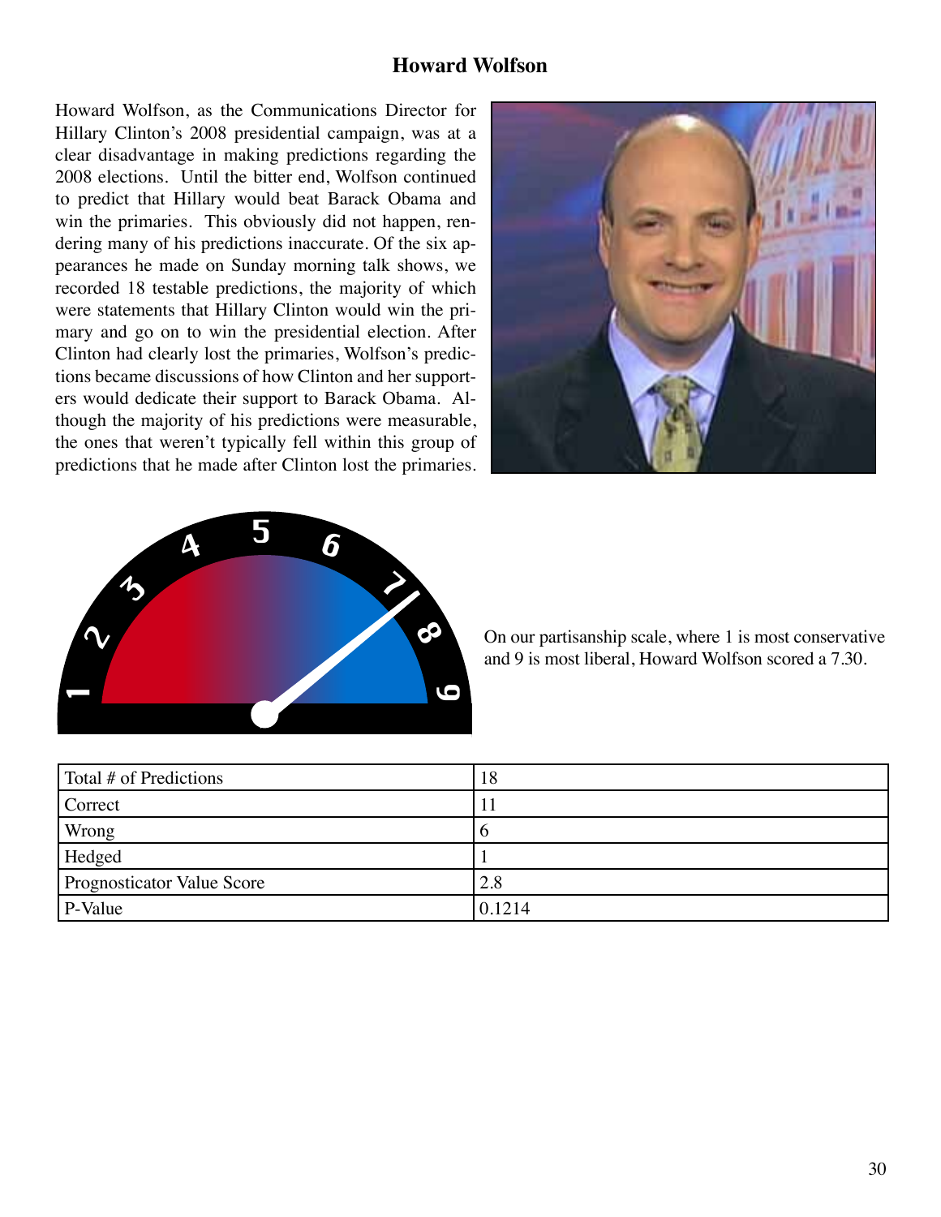## Howard Wolfson

Howard Wolfson, as the Communications Director for Hillary Clinton's 2008 presidential campaign, was at a clear disadvantage in making predictions regarding the 2008 elections. Until the bitter end, Wolfson continued to predict that Hillary would beat Barack Obama and win the primaries. This obviously did not happen, rendering many of his predictions inaccurate. Of the six appearances he made on Sunday morning talk shows, we recorded 18 testable predictions, the majority of which were statements that Hillary Clinton would win the primary and go on to win the presidential election. After Clinton had clearly lost the primaries, Wolfson's predictions became discussions of how Clinton and her supporters would dedicate their support to Barack Obama. Although the majority of his predictions were measurable, the ones that weren't typically fell within this group of predictions that he made after Clinton lost the primaries.

On our partisanship scale, where 1 is most conservative and 9 is most liberal, Howard Wolfson scored a 7.30.

| Total # of Predictions | 18 |
|---|---|
| Correct | 11 |
| Wrong | 6 |
| Hedged | 1 |
| Prognosticator Value Score | 2.8 |
| P-Value | 0.1214 |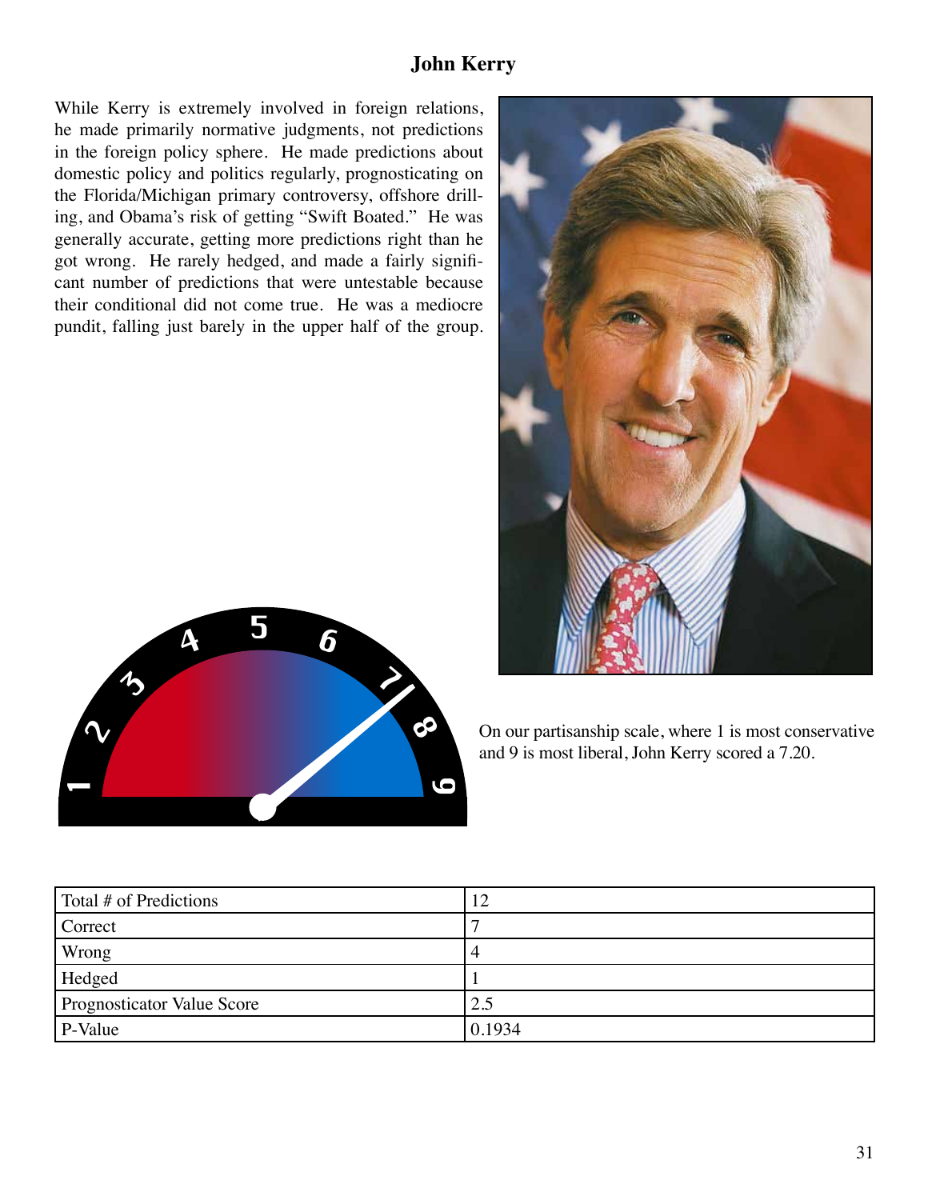# John Kerry

While Kerry is extremely involved in foreign relations, he made primarily normative judgments, not predictions in the foreign policy sphere. He made predictions about domestic policy and politics regularly, prognosticating on the Florida/Michigan primary controversy, offshore drilling, and Obama's risk of getting "Swift Boated." He was generally accurate, getting more predictions right than he got wrong. He rarely hedged, and made a fairly significant number of predictions that were untestable because their conditional did not come true. He was a mediocre pundit, falling just barely in the upper half of the group.

On our partisanship scale, where 1 is most conservative and 9 is most liberal, John Kerry scored a 7.20.

| Total # of Predictions | 12 |
| --- | --- |
| Correct | 7 |
| Wrong | 4 |
| Hedged | 1 |
| Prognosticator Value Score | 2.5 |
| P-Value | 0.1934 |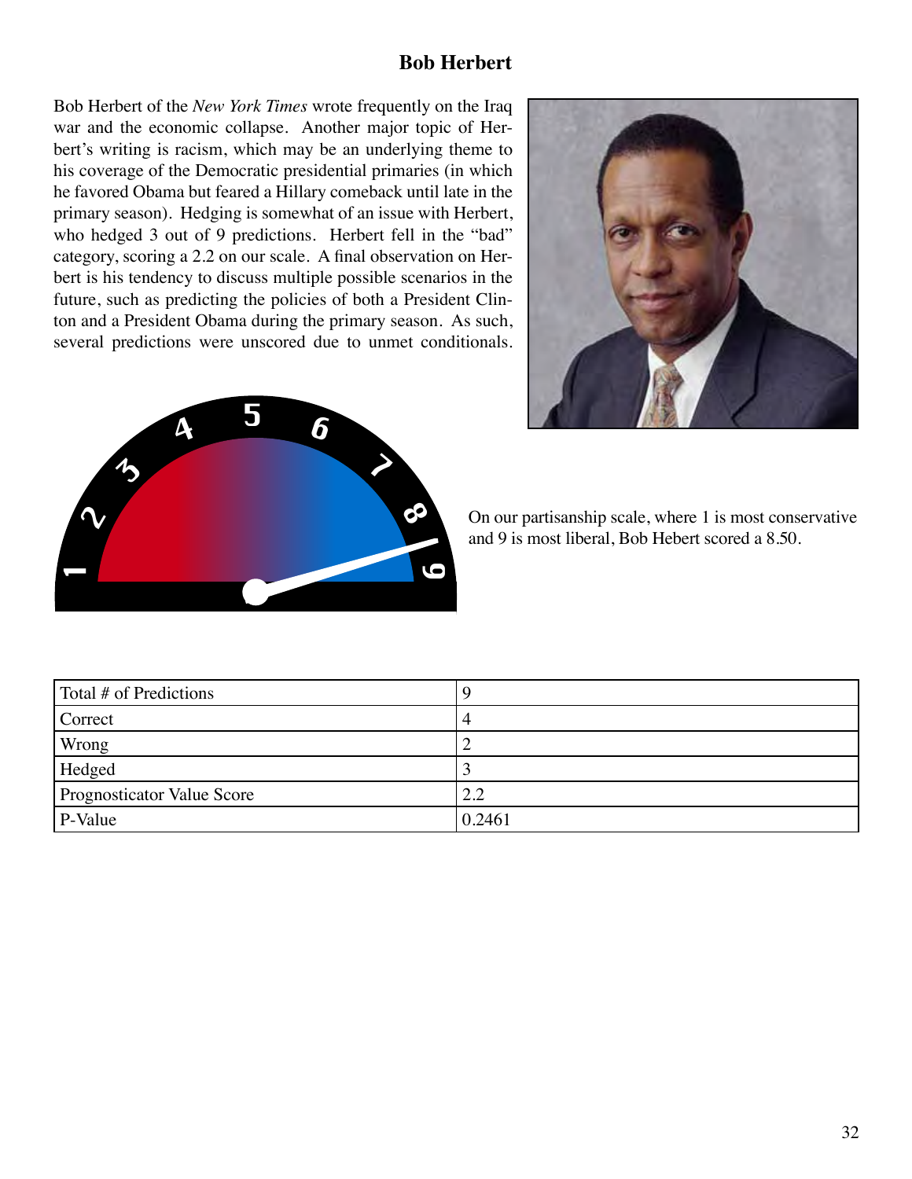## Bob Herbert

Bob Herbert of the *New York Times* wrote frequently on the Iraq war and the economic collapse. Another major topic of Herbert's writing is racism, which may be an underlying theme to his coverage of the Democratic presidential primaries (in which he favored Obama but feared a Hillary comeback until late in the primary season). Hedging is somewhat of an issue with Herbert, who hedged 3 out of 9 predictions. Herbert fell in the "bad" category, scoring a 2.2 on our scale. A final observation on Herbert is his tendency to discuss multiple possible scenarios in the future, such as predicting the policies of both a President Clinton and a President Obama during the primary season. As such, several predictions were unscored due to unmet conditionals.

On our partisanship scale, where 1 is most conservative and 9 is most liberal, Bob Hebert scored a 8.50.

| Total # of Predictions | 9 |
|---|---|
| Correct | 4 |
| Wrong | 2 |
| Hedged | 3 |
| Prognosticator Value Score | 2.2 |
| P-Value | 0.2461 |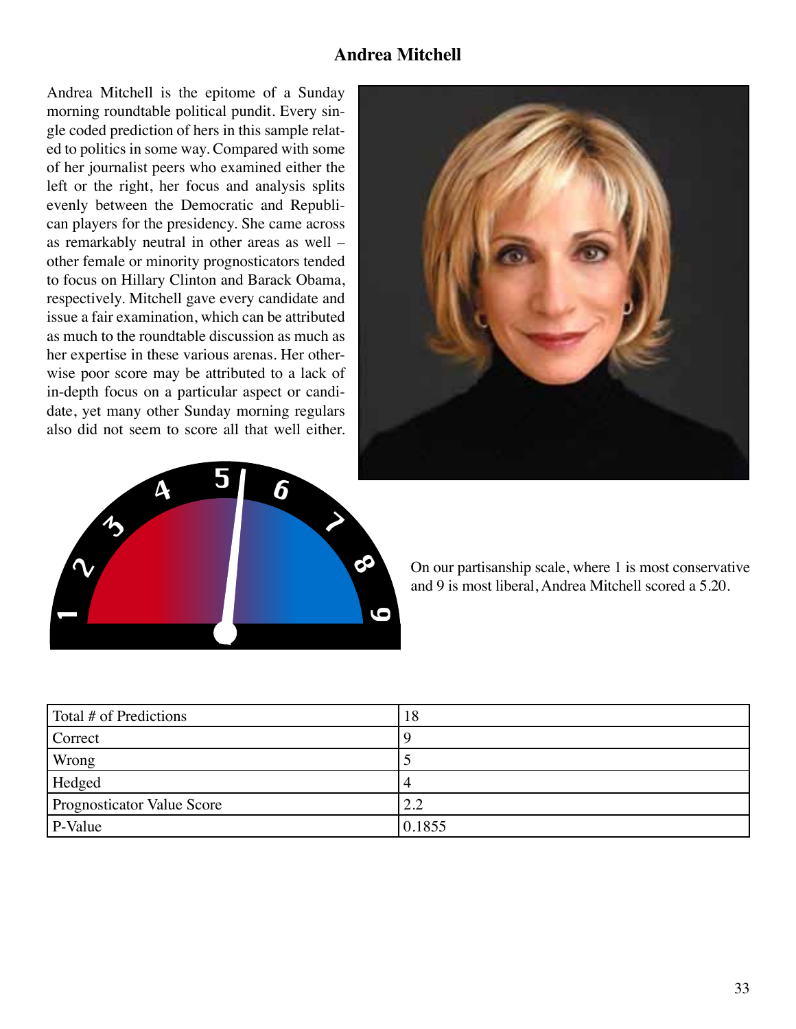## Andrea Mitchell

Andrea Mitchell is the epitome of a Sunday morning roundtable political pundit. Every single coded prediction of hers in this sample related to politics in some way. Compared with some of her journalist peers who examined either the left or the right, her focus and analysis splits evenly between the Democratic and Republican players for the presidency. She came across as remarkably neutral in other areas as well – other female or minority prognosticators tended to focus on Hillary Clinton and Barack Obama, respectively. Mitchell gave every candidate and issue a fair examination, which can be attributed as much to the roundtable discussion as much as her expertise in these various arenas. Her otherwise poor score may be attributed to a lack of in-depth focus on a particular aspect or candidate, yet many other Sunday morning regulars also did not seem to score all that well either.

On our partisanship scale, where 1 is most conservative and 9 is most liberal, Andrea Mitchell scored a 5.20.

| Total # of Predictions | 18 |
|---|---|
| Correct | 9 |
| Wrong | 5 |
| Hedged | 4 |
| Prognosticator Value Score | 2.2 |
| P-Value | 0.1855 |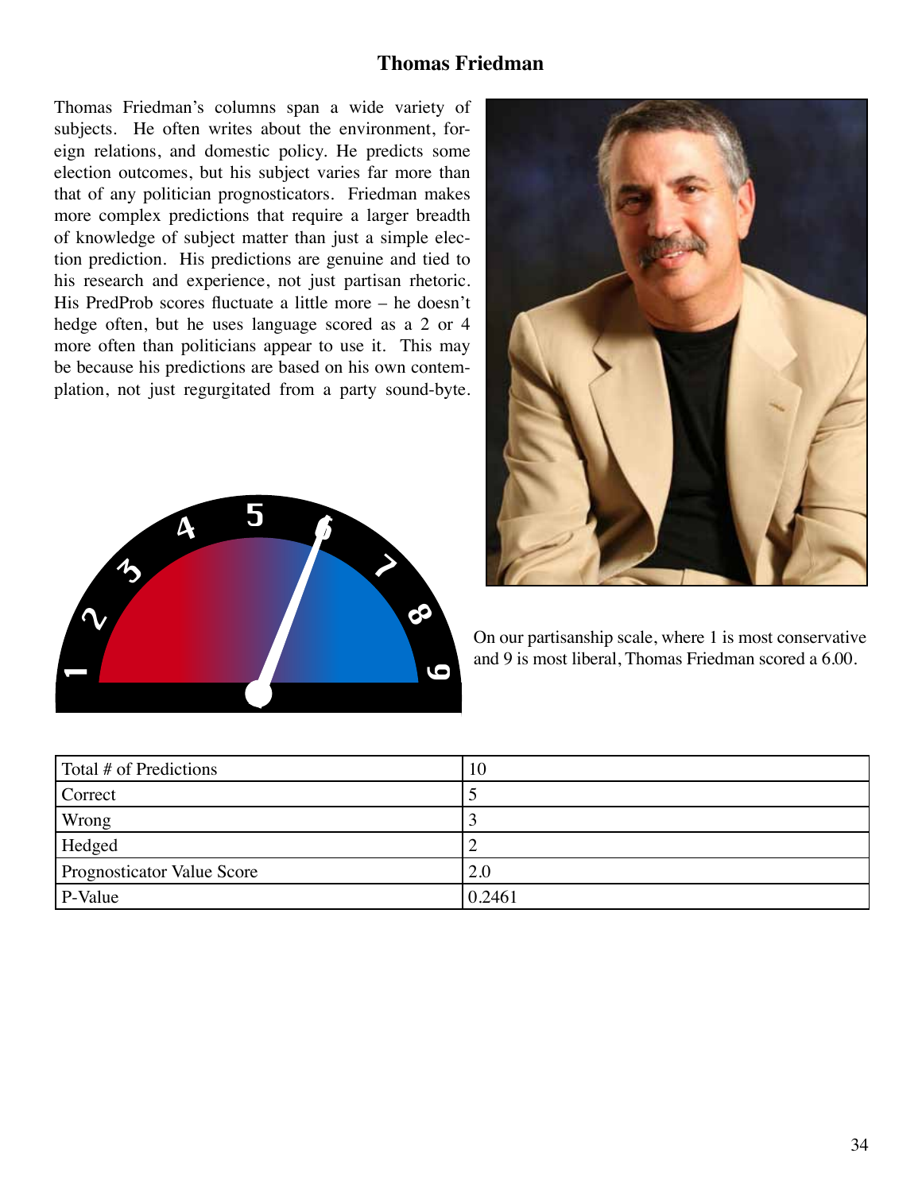## Thomas Friedman

Thomas Friedman's columns span a wide variety of subjects. He often writes about the environment, foreign relations, and domestic policy. He predicts some election outcomes, but his subject varies far more than that of any politician prognosticators. Friedman makes more complex predictions that require a larger breadth of knowledge of subject matter than just a simple election prediction. His predictions are genuine and tied to his research and experience, not just partisan rhetoric. His PredProb scores fluctuate a little more – he doesn't hedge often, but he uses language scored as a 2 or 4 more often than politicians appear to use it. This may be because his predictions are based on his own contemplation, not just regurgitated from a party sound-byte.

On our partisanship scale, where 1 is most conservative and 9 is most liberal, Thomas Friedman scored a 6.00.

| Total # of Predictions | 10 |
|---|---|
| Correct | 5 |
| Wrong | 3 |
| Hedged | 2 |
| Prognosticator Value Score | 2.0 |
| P-Value | 0.2461 |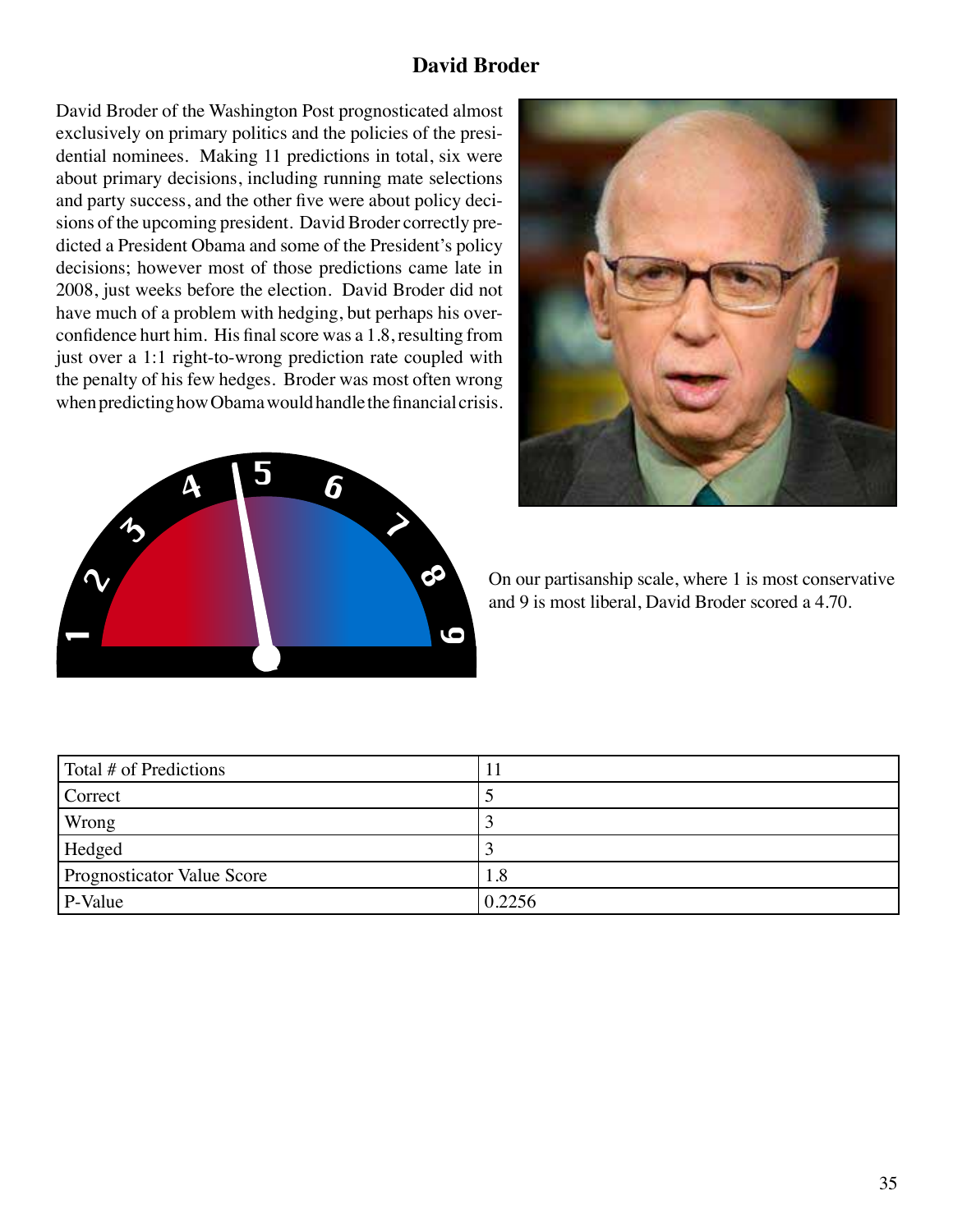## David Broder

David Broder of the Washington Post prognosticated almost exclusively on primary politics and the policies of the presidential nominees. Making 11 predictions in total, six were about primary decisions, including running mate selections and party success, and the other five were about policy decisions of the upcoming president. David Broder correctly predicted a President Obama and some of the President's policy decisions; however most of those predictions came late in 2008, just weeks before the election. David Broder did not have much of a problem with hedging, but perhaps his overconfidence hurt him. His final score was a 1.8, resulting from just over a 1:1 right-to-wrong prediction rate coupled with the penalty of his few hedges. Broder was most often wrong when predicting how Obama would handle the financial crisis.

On our partisanship scale, where 1 is most conservative and 9 is most liberal, David Broder scored a 4.70.

| Total # of Predictions | 11 |
|---|---|
| Correct | 5 |
| Wrong | 3 |
| Hedged | 3 |
| Prognosticator Value Score | 1.8 |
| P-Value | 0.2256 |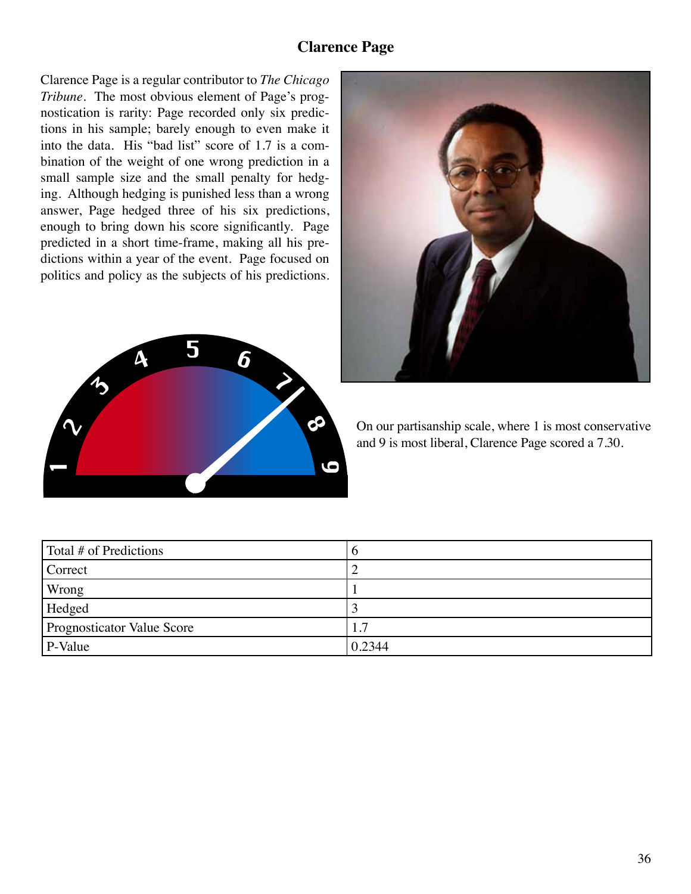## Clarence Page

Clarence Page is a regular contributor to *The Chicago Tribune*. The most obvious element of Page's prognostication is rarity: Page recorded only six predictions in his sample; barely enough to even make it into the data. His "bad list" score of 1.7 is a combination of the weight of one wrong prediction in a small sample size and the small penalty for hedging. Although hedging is punished less than a wrong answer, Page hedged three of his six predictions, enough to bring down his score significantly. Page predicted in a short time-frame, making all his predictions within a year of the event. Page focused on politics and policy as the subjects of his predictions.

On our partisanship scale, where 1 is most conservative and 9 is most liberal, Clarence Page scored a 7.30.

| Total # of Predictions | 6 |
|---|---|
| Correct | 2 |
| Wrong | 1 |
| Hedged | 3 |
| Prognosticator Value Score | 1.7 |
| P-Value | 0.2344 |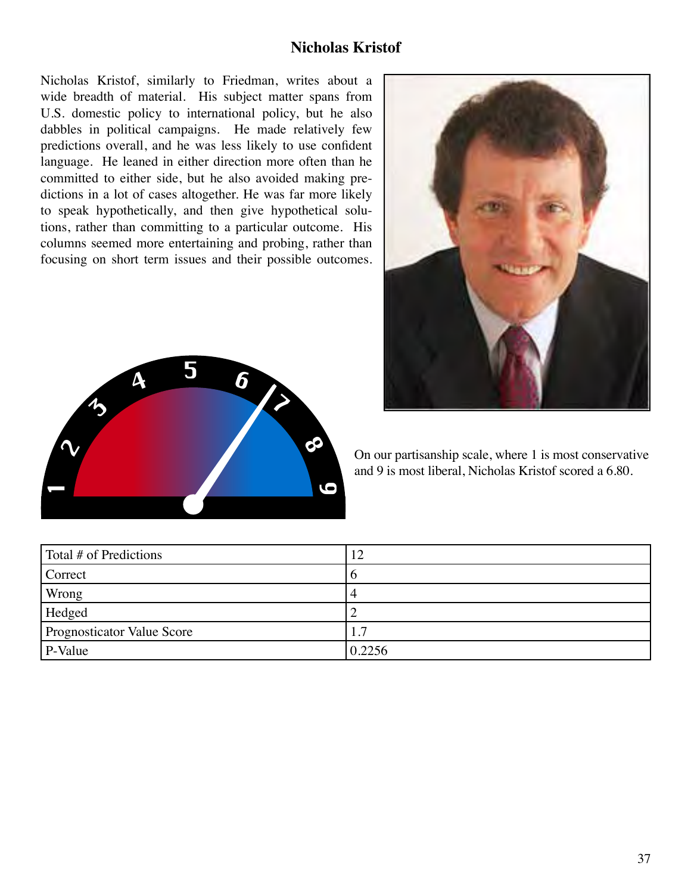# Nicholas Kristof

Nicholas Kristof, similarly to Friedman, writes about a wide breadth of material. His subject matter spans from U.S. domestic policy to international policy, but he also dabbles in political campaigns. He made relatively few predictions overall, and he was less likely to use confident language. He leaned in either direction more often than he committed to either side, but he also avoided making predictions in a lot of cases altogether. He was far more likely to speak hypothetically, and then give hypothetical solutions, rather than committing to a particular outcome. His columns seemed more entertaining and probing, rather than focusing on short term issues and their possible outcomes.

On our partisanship scale, where 1 is most conservative and 9 is most liberal, Nicholas Kristof scored a 6.80.

| Total # of Predictions | 12 |
|---|---|
| Correct | 6 |
| Wrong | 4 |
| Hedged | 2 |
| Prognosticator Value Score | 1.7 |
| P-Value | 0.2256 |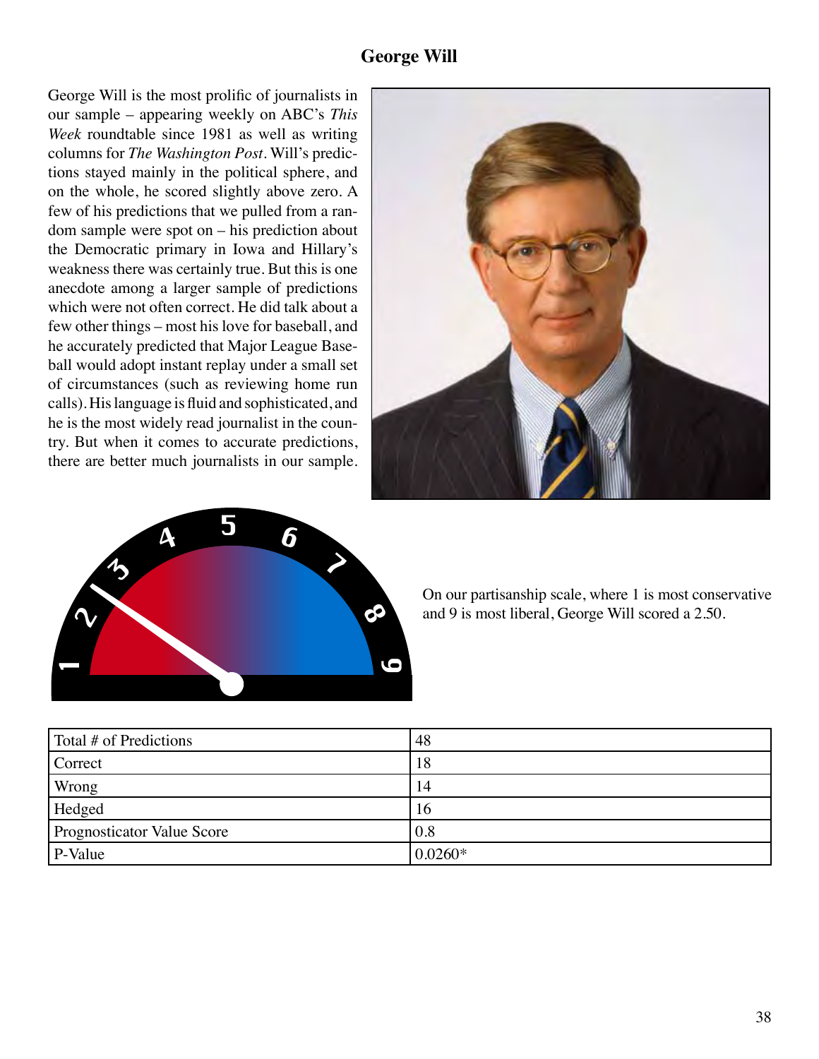# George Will

George Will is the most prolific of journalists in our sample – appearing weekly on ABC's *This Week* roundtable since 1981 as well as writing columns for *The Washington Post*. Will's predictions stayed mainly in the political sphere, and on the whole, he scored slightly above zero. A few of his predictions that we pulled from a random sample were spot on – his prediction about the Democratic primary in Iowa and Hillary's weakness there was certainly true. But this is one anecdote among a larger sample of predictions which were not often correct. He did talk about a few other things – most his love for baseball, and he accurately predicted that Major League Baseball would adopt instant replay under a small set of circumstances (such as reviewing home run calls). His language is fluid and sophisticated, and he is the most widely read journalist in the country. But when it comes to accurate predictions, there are better much journalists in our sample.

On our partisanship scale, where 1 is most conservative and 9 is most liberal, George Will scored a 2.50.

| Total # of Predictions | 48 |
|---|---|
| Correct | 18 |
| Wrong | 14 |
| Hedged | 16 |
| Prognosticator Value Score | 0.8 |
| P-Value | 0.0260* |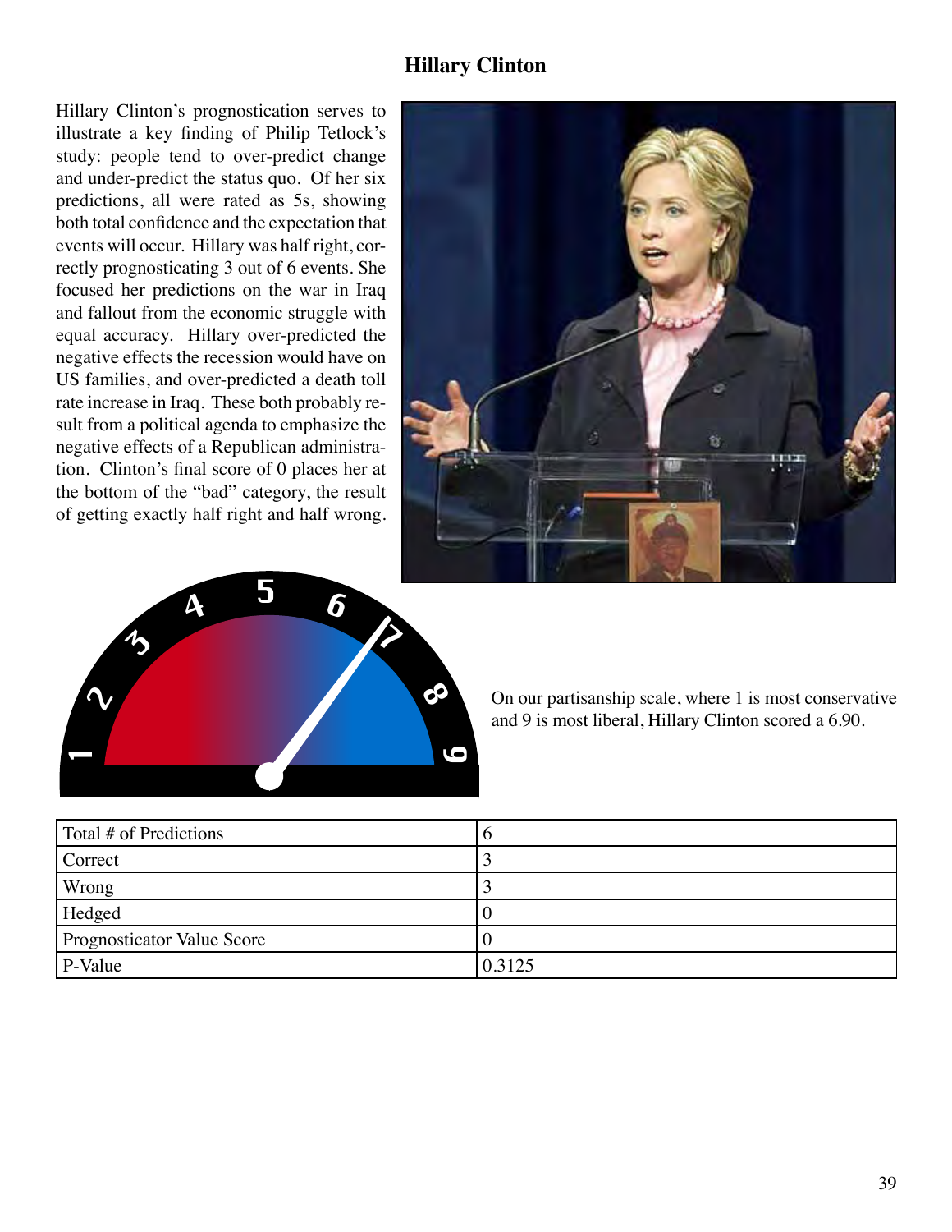## Hillary Clinton

Hillary Clinton's prognostication serves to illustrate a key finding of Philip Tetlock's study: people tend to over-predict change and under-predict the status quo. Of her six predictions, all were rated as 5s, showing both total confidence and the expectation that events will occur. Hillary was half right, correctly prognosticating 3 out of 6 events. She focused her predictions on the war in Iraq and fallout from the economic struggle with equal accuracy. Hillary over-predicted the negative effects the recession would have on US families, and over-predicted a death toll rate increase in Iraq. These both probably result from a political agenda to emphasize the negative effects of a Republican administration. Clinton's final score of 0 places her at the bottom of the "bad" category, the result of getting exactly half right and half wrong.

On our partisanship scale, where 1 is most conservative and 9 is most liberal, Hillary Clinton scored a 6.90.

| Total # of Predictions | 6 |
|---|---|
| Correct | 3 |
| Wrong | 3 |
| Hedged | 0 |
| Prognosticator Value Score | 0 |
| P-Value | 0.3125 |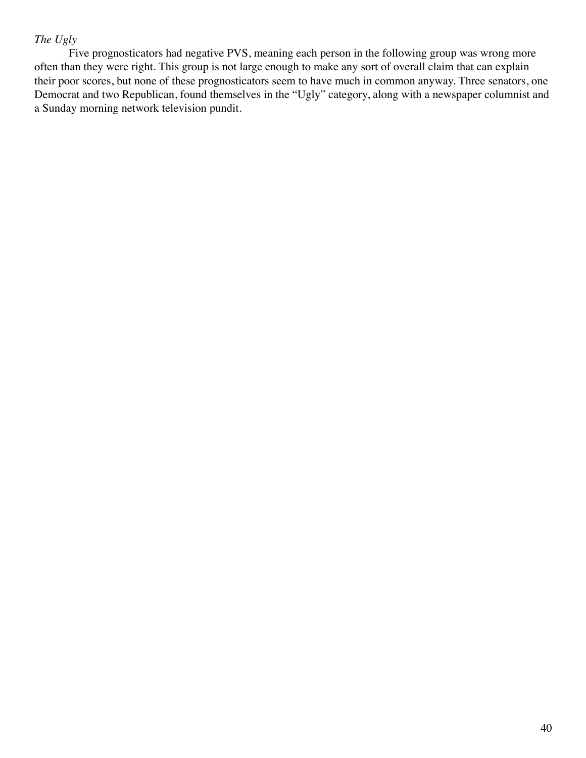*The Ugly*

Five prognosticators had negative PVS, meaning each person in the following group was wrong more often than they were right. This group is not large enough to make any sort of overall claim that can explain their poor scores, but none of these prognosticators seem to have much in common anyway. Three senators, one Democrat and two Republican, found themselves in the "Ugly" category, along with a newspaper columnist and a Sunday morning network television pundit.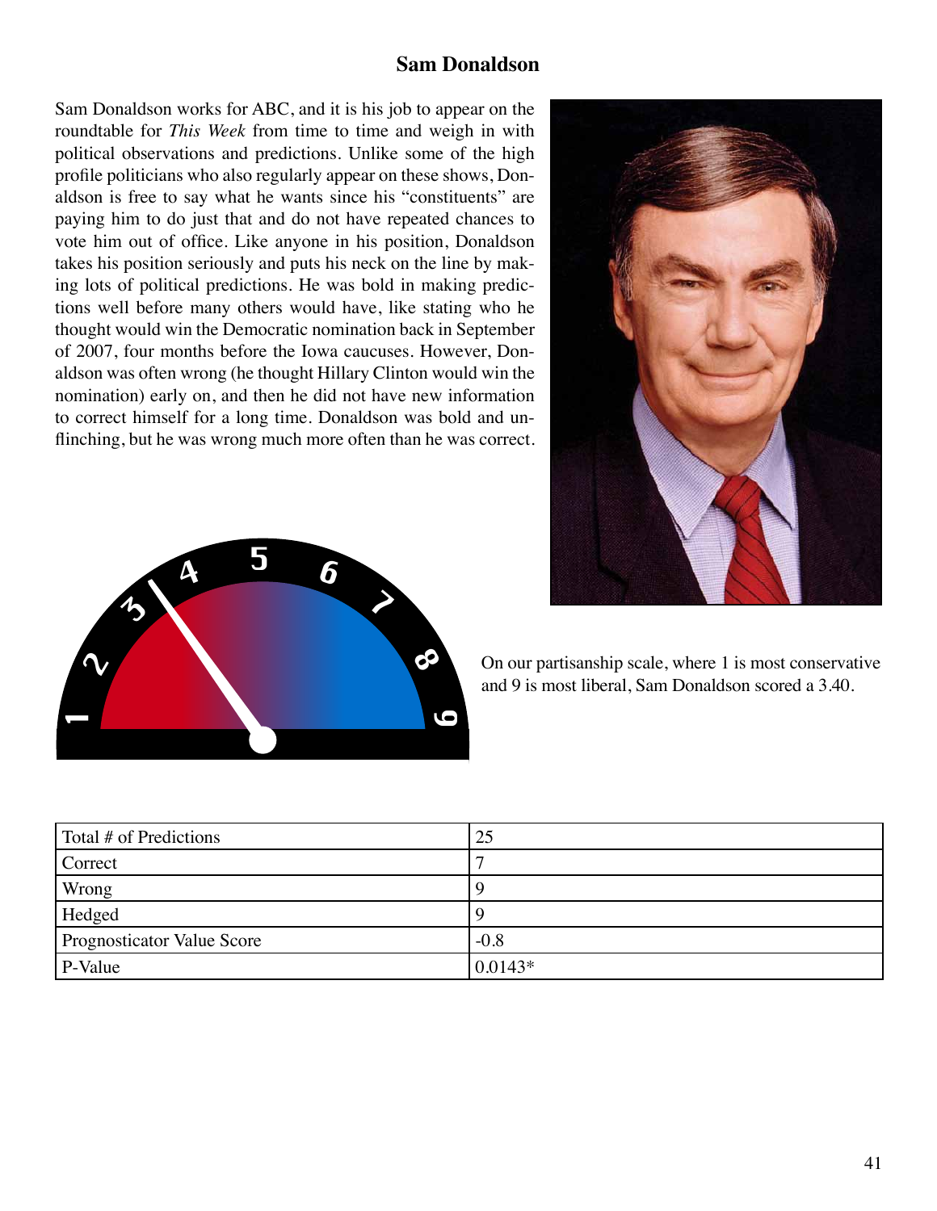## Sam Donaldson

Sam Donaldson works for ABC, and it is his job to appear on the roundtable for *This Week* from time to time and weigh in with political observations and predictions. Unlike some of the high profile politicians who also regularly appear on these shows, Donaldson is free to say what he wants since his "constituents" are paying him to do just that and do not have repeated chances to vote him out of office. Like anyone in his position, Donaldson takes his position seriously and puts his neck on the line by making lots of political predictions. He was bold in making predictions well before many others would have, like stating who he thought would win the Democratic nomination back in September of 2007, four months before the Iowa caucuses. However, Donaldson was often wrong (he thought Hillary Clinton would win the nomination) early on, and then he did not have new information to correct himself for a long time. Donaldson was bold and unflinching, but he was wrong much more often than he was correct.

On our partisanship scale, where 1 is most conservative and 9 is most liberal, Sam Donaldson scored a 3.40.

| Total # of Predictions | 25 |
|---|---|
| Correct | 7 |
| Wrong | 9 |
| Hedged | 9 |
| Prognosticator Value Score | -0.8 |
| P-Value | 0.0143* |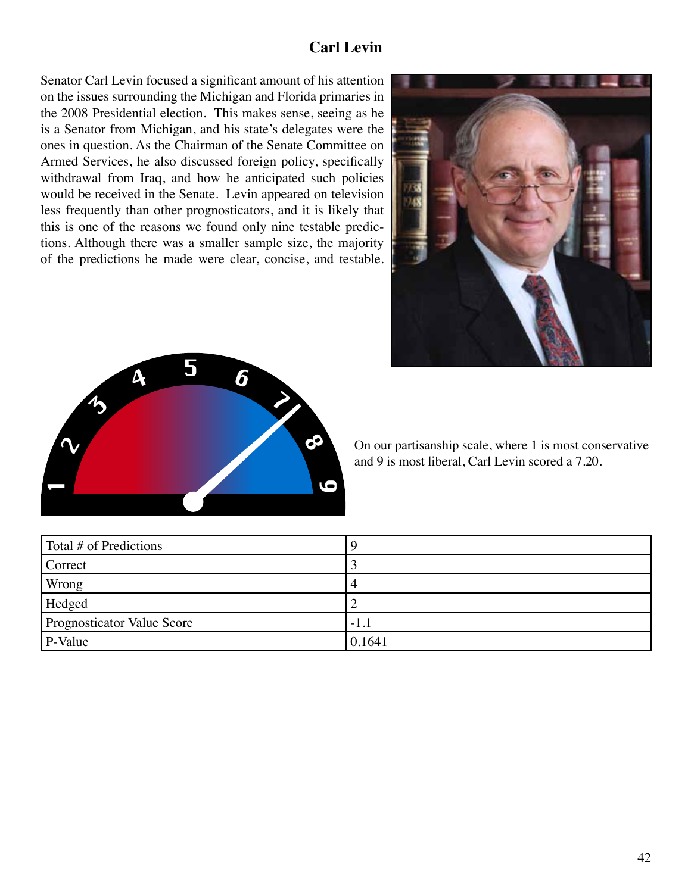# Carl Levin

Senator Carl Levin focused a significant amount of his attention on the issues surrounding the Michigan and Florida primaries in the 2008 Presidential election. This makes sense, seeing as he is a Senator from Michigan, and his state's delegates were the ones in question. As the Chairman of the Senate Committee on Armed Services, he also discussed foreign policy, specifically withdrawal from Iraq, and how he anticipated such policies would be received in the Senate. Levin appeared on television less frequently than other prognosticators, and it is likely that this is one of the reasons we found only nine testable predictions. Although there was a smaller sample size, the majority of the predictions he made were clear, concise, and testable.

On our partisanship scale, where 1 is most conservative and 9 is most liberal, Carl Levin scored a 7.20.

| | |
|---|---|
| Total # of Predictions | 9 |
| Correct | 3 |
| Wrong | 4 |
| Hedged | 2 |
| Prognosticator Value Score | -1.1 |
| P-Value | 0.1641 |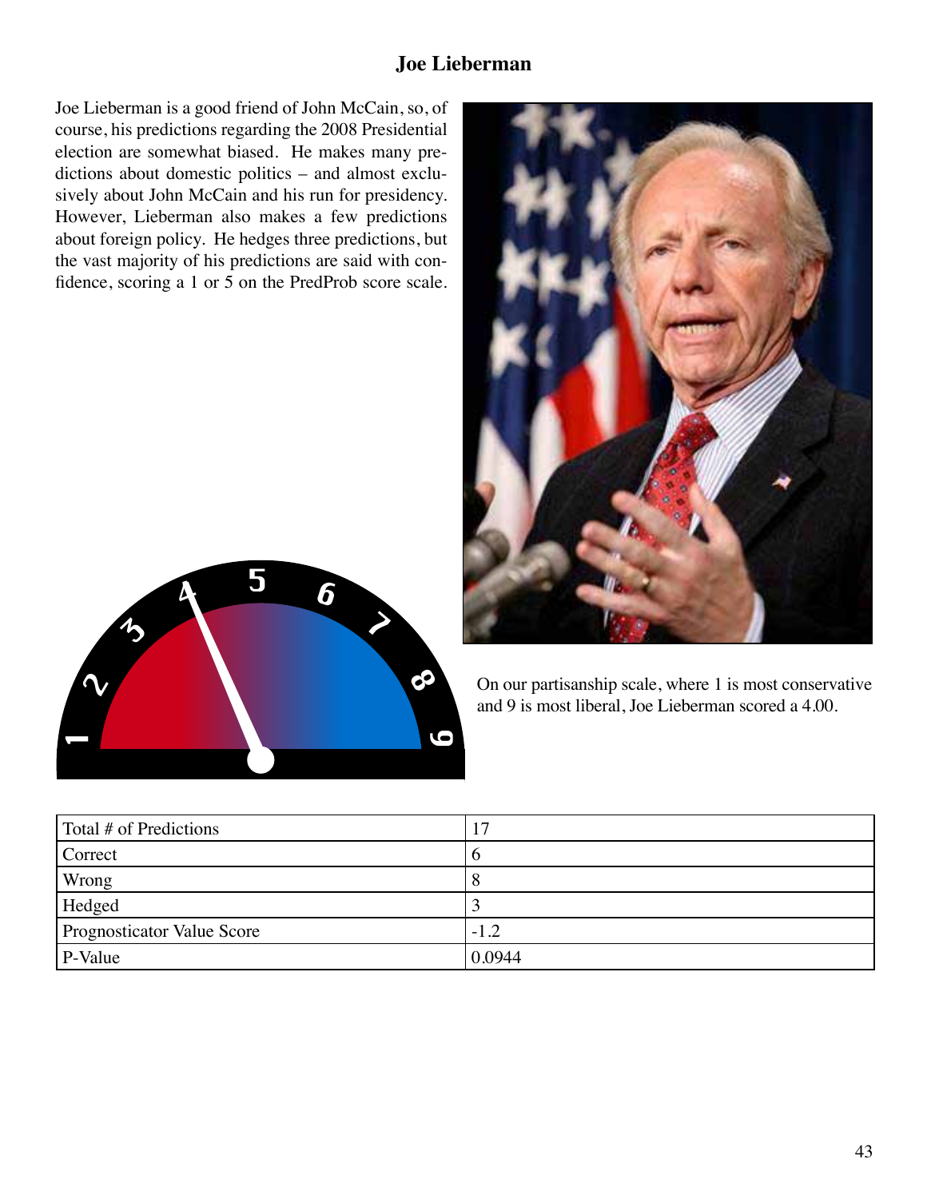# Joe Lieberman

Joe Lieberman is a good friend of John McCain, so, of course, his predictions regarding the 2008 Presidential election are somewhat biased. He makes many predictions about domestic politics – and almost exclusively about John McCain and his run for presidency. However, Lieberman also makes a few predictions about foreign policy. He hedges three predictions, but the vast majority of his predictions are said with confidence, scoring a 1 or 5 on the PredProb score scale.

On our partisanship scale, where 1 is most conservative and 9 is most liberal, Joe Lieberman scored a 4.00.

| Total # of Predictions | 17 |
|---|---|
| Correct | 6 |
| Wrong | 8 |
| Hedged | 3 |
| Prognosticator Value Score | -1.2 |
| P-Value | 0.0944 |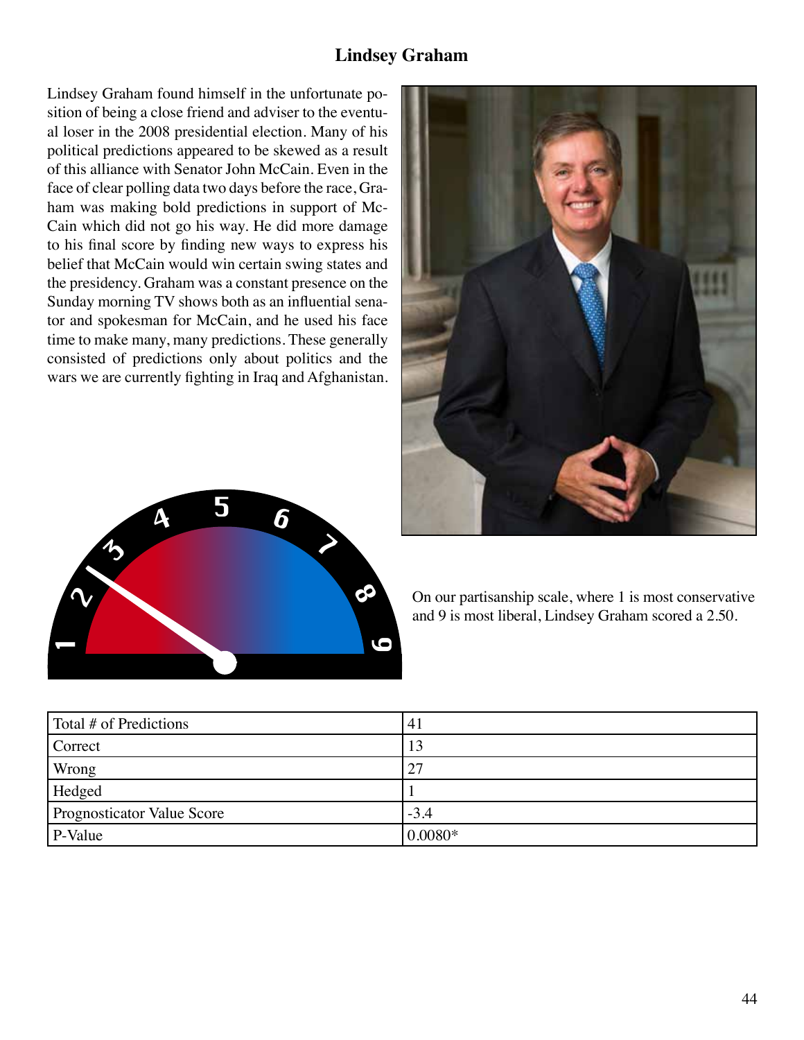# Lindsey Graham

Lindsey Graham found himself in the unfortunate position of being a close friend and adviser to the eventual loser in the 2008 presidential election. Many of his political predictions appeared to be skewed as a result of this alliance with Senator John McCain. Even in the face of clear polling data two days before the race, Graham was making bold predictions in support of McCain which did not go his way. He did more damage to his final score by finding new ways to express his belief that McCain would win certain swing states and the presidency. Graham was a constant presence on the Sunday morning TV shows both as an influential senator and spokesman for McCain, and he used his face time to make many, many predictions. These generally consisted of predictions only about politics and the wars we are currently fighting in Iraq and Afghanistan.

On our partisanship scale, where 1 is most conservative and 9 is most liberal, Lindsey Graham scored a 2.50.

| Total # of Predictions | 41 |
|---|---|
| Correct | 13 |
| Wrong | 27 |
| Hedged | 1 |
| Prognosticator Value Score | -3.4 |
| P-Value | 0.0080* |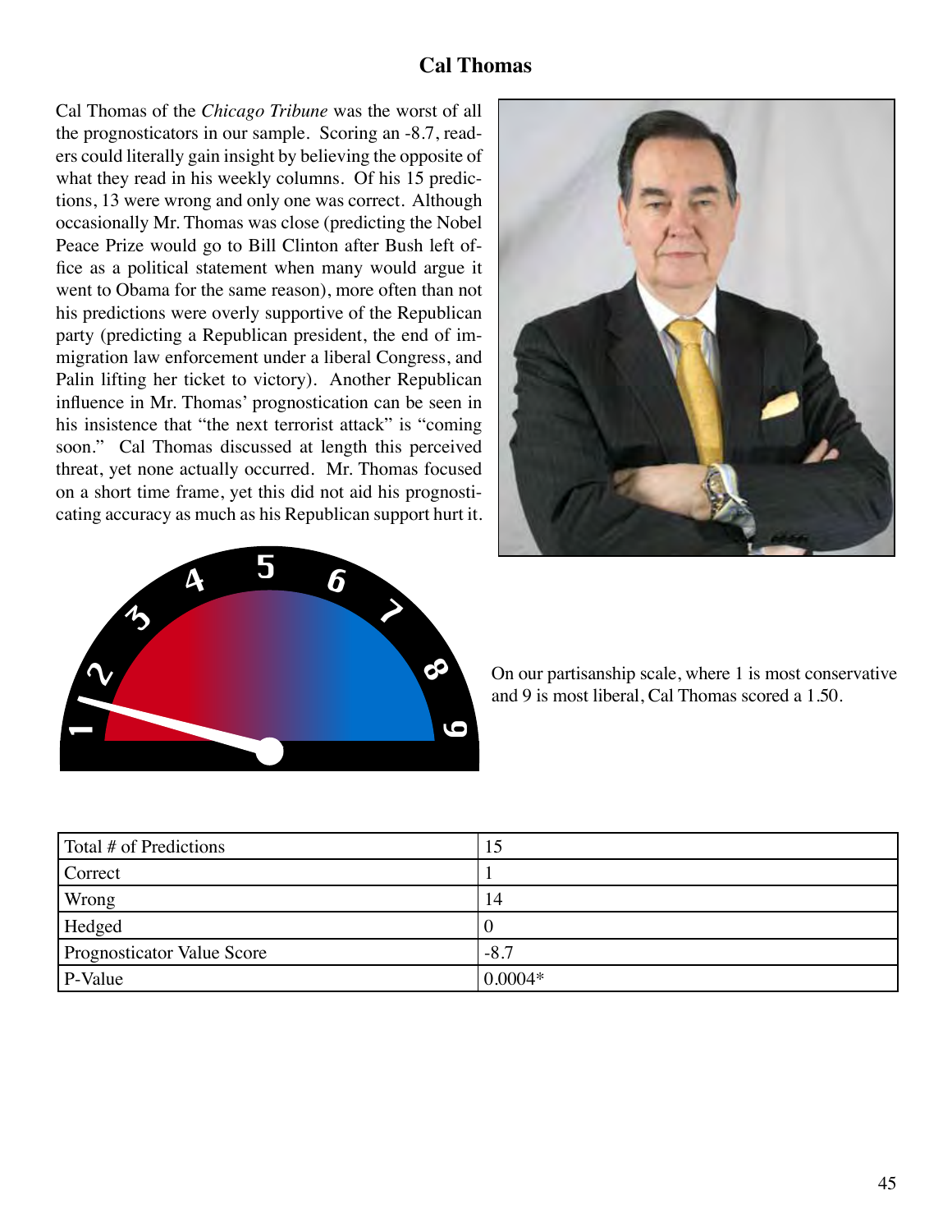## Cal Thomas

Cal Thomas of the *Chicago Tribune* was the worst of all the prognosticators in our sample. Scoring an -8.7, readers could literally gain insight by believing the opposite of what they read in his weekly columns. Of his 15 predictions, 13 were wrong and only one was correct. Although occasionally Mr. Thomas was close (predicting the Nobel Peace Prize would go to Bill Clinton after Bush left office as a political statement when many would argue it went to Obama for the same reason), more often than not his predictions were overly supportive of the Republican party (predicting a Republican president, the end of immigration law enforcement under a liberal Congress, and Palin lifting her ticket to victory). Another Republican influence in Mr. Thomas' prognostication can be seen in his insistence that "the next terrorist attack" is "coming soon." Cal Thomas discussed at length this perceived threat, yet none actually occurred. Mr. Thomas focused on a short time frame, yet this did not aid his prognosticating accuracy as much as his Republican support hurt it.

On our partisanship scale, where 1 is most conservative and 9 is most liberal, Cal Thomas scored a 1.50.

| Total # of Predictions | 15 |
|---|---|
| Correct | 1 |
| Wrong | 14 |
| Hedged | 0 |
| Prognosticator Value Score | -8.7 |
| P-Value | 0.0004* |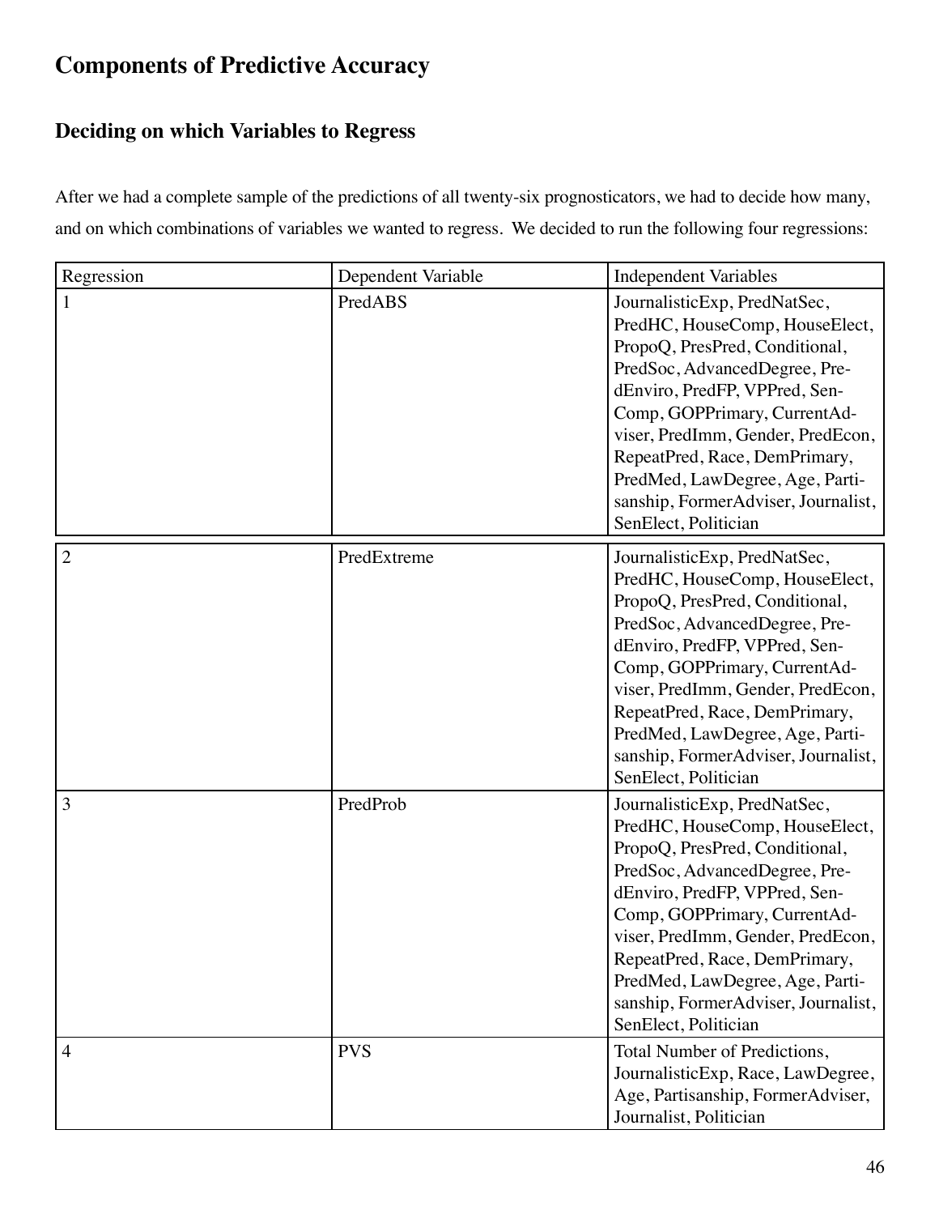# Components of Predictive Accuracy

## Deciding on which Variables to Regress

After we had a complete sample of the predictions of all twenty-six prognosticators, we had to decide how many, and on which combinations of variables we wanted to regress. We decided to run the following four regressions:

| Regression | Dependent Variable | Independent Variables |
|---|---|---|
| 1 | PredABS | JournalisticExp, PredNatSec, PredHC, HouseComp, HouseElect, PropoQ, PresPred, Conditional, PredSoc, AdvancedDegree, PredEnviro, PredFP, VPPred, SenComp, GOPPrimary, CurrentAdviser, PredImm, Gender, PredEcon, RepeatPred, Race, DemPrimary, PredMed, LawDegree, Age, Partisanship, FormerAdviser, Journalist, SenElect, Politician |
| 2 | PredExtreme | JournalisticExp, PredNatSec, PredHC, HouseComp, HouseElect, PropoQ, PresPred, Conditional, PredSoc, AdvancedDegree, PredEnviro, PredFP, VPPred, SenComp, GOPPrimary, CurrentAdviser, PredImm, Gender, PredEcon, RepeatPred, Race, DemPrimary, PredMed, LawDegree, Age, Partisanship, FormerAdviser, Journalist, SenElect, Politician |
| 3 | PredProb | JournalisticExp, PredNatSec, PredHC, HouseComp, HouseElect, PropoQ, PresPred, Conditional, PredSoc, AdvancedDegree, PredEnviro, PredFP, VPPred, SenComp, GOPPrimary, CurrentAdviser, PredImm, Gender, PredEcon, RepeatPred, Race, DemPrimary, PredMed, LawDegree, Age, Partisanship, FormerAdviser, Journalist, SenElect, Politician |
| 4 | PVS | Total Number of Predictions, JournalisticExp, Race, LawDegree, Age, Partisanship, FormerAdviser, Journalist, Politician |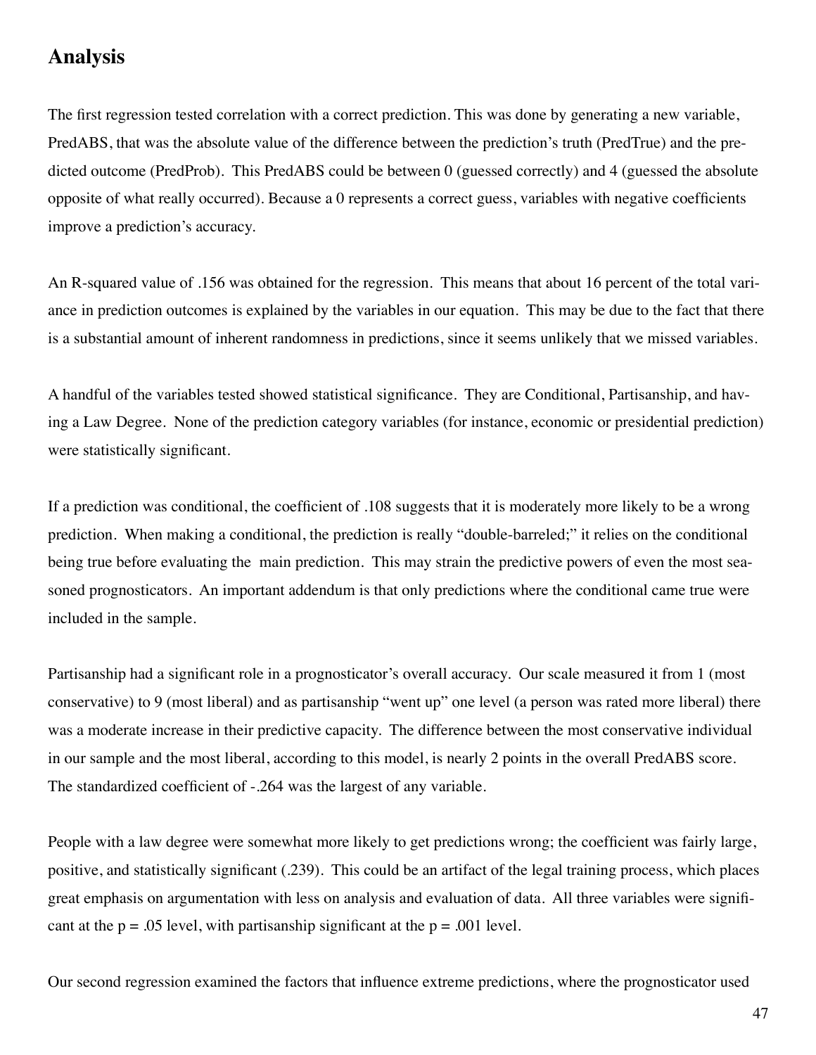## Analysis

The first regression tested correlation with a correct prediction. This was done by generating a new variable, PredABS, that was the absolute value of the difference between the prediction's truth (PredTrue) and the predicted outcome (PredProb). This PredABS could be between 0 (guessed correctly) and 4 (guessed the absolute opposite of what really occurred). Because a 0 represents a correct guess, variables with negative coefficients improve a prediction's accuracy.

An R-squared value of .156 was obtained for the regression. This means that about 16 percent of the total variance in prediction outcomes is explained by the variables in our equation. This may be due to the fact that there is a substantial amount of inherent randomness in predictions, since it seems unlikely that we missed variables.

A handful of the variables tested showed statistical significance. They are Conditional, Partisanship, and having a Law Degree. None of the prediction category variables (for instance, economic or presidential prediction) were statistically significant.

If a prediction was conditional, the coefficient of .108 suggests that it is moderately more likely to be a wrong prediction. When making a conditional, the prediction is really "double-barreled;" it relies on the conditional being true before evaluating the main prediction. This may strain the predictive powers of even the most seasoned prognosticators. An important addendum is that only predictions where the conditional came true were included in the sample.

Partisanship had a significant role in a prognosticator's overall accuracy. Our scale measured it from 1 (most conservative) to 9 (most liberal) and as partisanship "went up" one level (a person was rated more liberal) there was a moderate increase in their predictive capacity. The difference between the most conservative individual in our sample and the most liberal, according to this model, is nearly 2 points in the overall PredABS score. The standardized coefficient of -.264 was the largest of any variable.

People with a law degree were somewhat more likely to get predictions wrong; the coefficient was fairly large, positive, and statistically significant (.239). This could be an artifact of the legal training process, which places great emphasis on argumentation with less on analysis and evaluation of data. All three variables were significant at the $p = .05$ level, with partisanship significant at the $p = .001$ level.

Our second regression examined the factors that influence extreme predictions, where the prognosticator used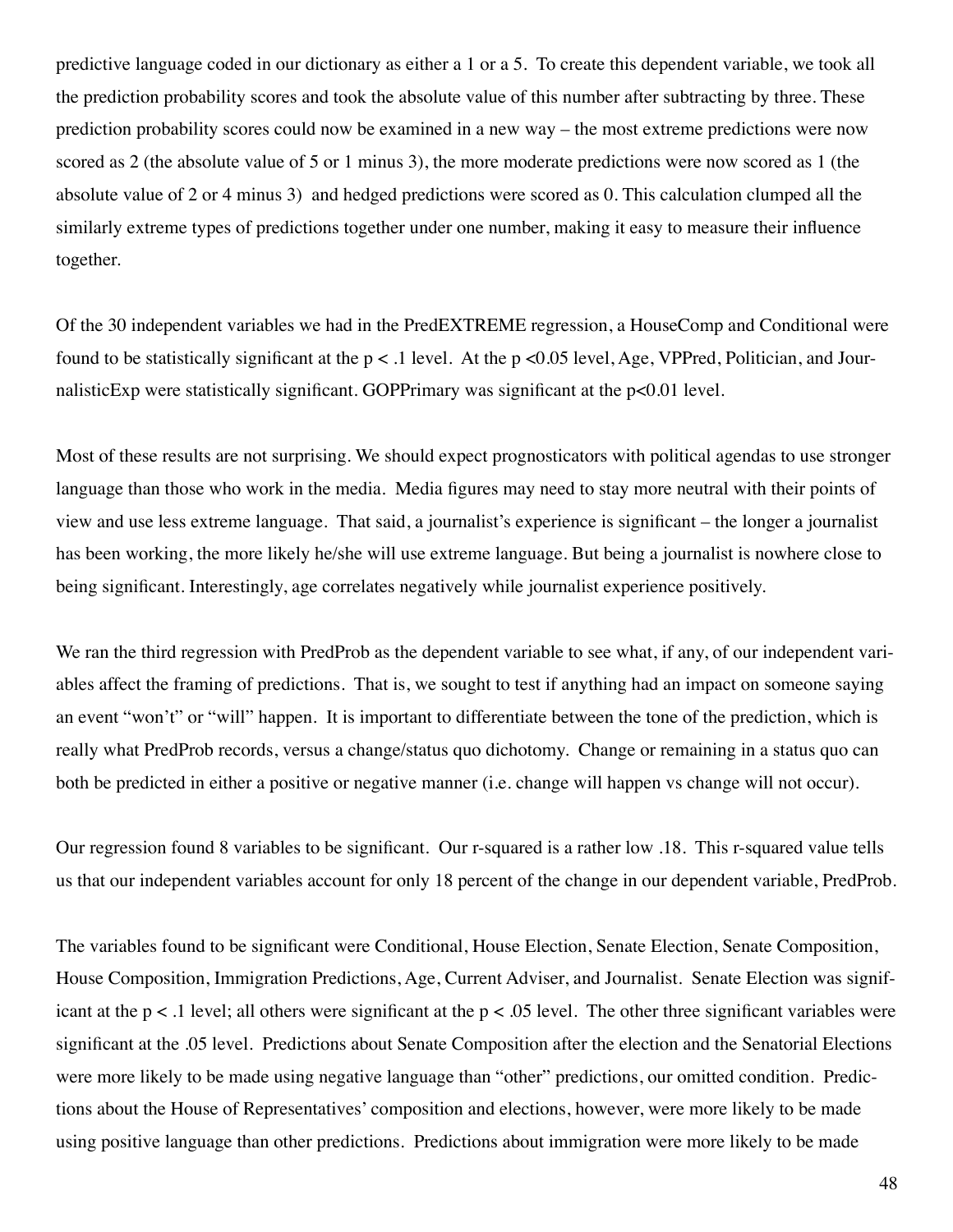predictive language coded in our dictionary as either a 1 or a 5. To create this dependent variable, we took all the prediction probability scores and took the absolute value of this number after subtracting by three. These prediction probability scores could now be examined in a new way – the most extreme predictions were now scored as 2 (the absolute value of 5 or 1 minus 3), the more moderate predictions were now scored as 1 (the absolute value of 2 or 4 minus 3) and hedged predictions were scored as 0. This calculation clumped all the similarly extreme types of predictions together under one number, making it easy to measure their influence together.

Of the 30 independent variables we had in the PredEXTREME regression, a HouseComp and Conditional were found to be statistically significant at the $p < .1$ level. At the $p < 0.05$ level, Age, VPPred, Politician, and JournalisticExp were statistically significant. GOPPrimary was significant at the $p < 0.01$ level.

Most of these results are not surprising. We should expect prognosticators with political agendas to use stronger language than those who work in the media. Media figures may need to stay more neutral with their points of view and use less extreme language. That said, a journalist's experience is significant – the longer a journalist has been working, the more likely he/she will use extreme language. But being a journalist is nowhere close to being significant. Interestingly, age correlates negatively while journalist experience positively.

We ran the third regression with PredProb as the dependent variable to see what, if any, of our independent variables affect the framing of predictions. That is, we sought to test if anything had an impact on someone saying an event "won't" or "will" happen. It is important to differentiate between the tone of the prediction, which is really what PredProb records, versus a change/status quo dichotomy. Change or remaining in a status quo can both be predicted in either a positive or negative manner (i.e. change will happen vs change will not occur).

Our regression found 8 variables to be significant. Our r-squared is a rather low .18. This r-squared value tells us that our independent variables account for only 18 percent of the change in our dependent variable, PredProb.

The variables found to be significant were Conditional, House Election, Senate Election, Senate Composition, House Composition, Immigration Predictions, Age, Current Adviser, and Journalist. Senate Election was significant at the $p < .1$ level; all others were significant at the $p < .05$ level. The other three significant variables were significant at the .05 level. Predictions about Senate Composition after the election and the Senatorial Elections were more likely to be made using negative language than "other" predictions, our omitted condition. Predictions about the House of Representatives' composition and elections, however, were more likely to be made using positive language than other predictions. Predictions about immigration were more likely to be made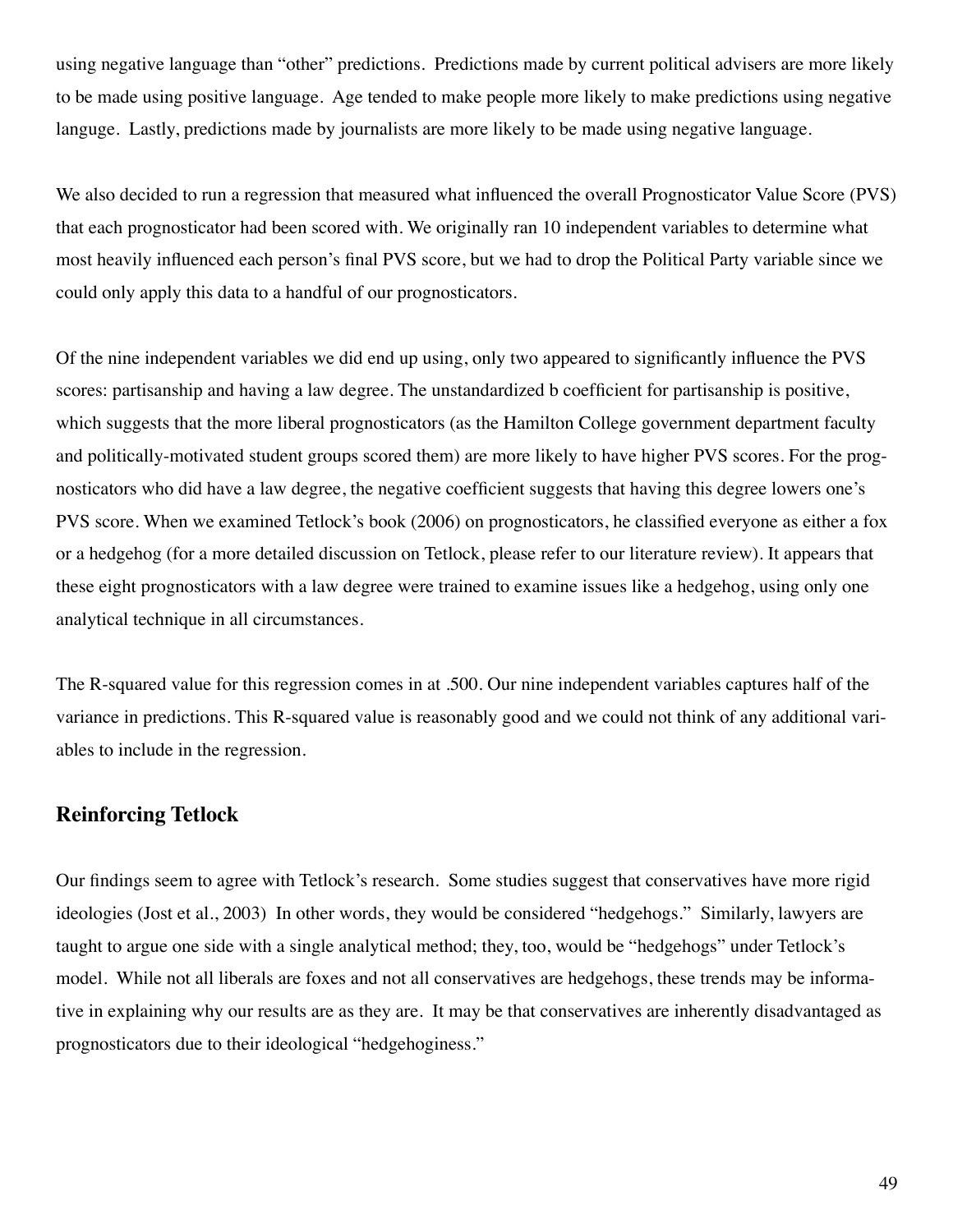using negative language than "other" predictions. Predictions made by current political advisers are more likely to be made using positive language. Age tended to make people more likely to make predictions using negative languge. Lastly, predictions made by journalists are more likely to be made using negative language.

We also decided to run a regression that measured what influenced the overall Prognosticator Value Score (PVS) that each prognosticator had been scored with. We originally ran 10 independent variables to determine what most heavily influenced each person's final PVS score, but we had to drop the Political Party variable since we could only apply this data to a handful of our prognosticators.

Of the nine independent variables we did end up using, only two appeared to significantly influence the PVS scores: partisanship and having a law degree. The unstandardized b coefficient for partisanship is positive, which suggests that the more liberal prognosticators (as the Hamilton College government department faculty and politically-motivated student groups scored them) are more likely to have higher PVS scores. For the prognosticators who did have a law degree, the negative coefficient suggests that having this degree lowers one's PVS score. When we examined Tetlock's book (2006) on prognosticators, he classified everyone as either a fox or a hedgehog (for a more detailed discussion on Tetlock, please refer to our literature review). It appears that these eight prognosticators with a law degree were trained to examine issues like a hedgehog, using only one analytical technique in all circumstances.

The R-squared value for this regression comes in at .500. Our nine independent variables captures half of the variance in predictions. This R-squared value is reasonably good and we could not think of any additional variables to include in the regression.

## Reinforcing Tetlock

Our findings seem to agree with Tetlock's research. Some studies suggest that conservatives have more rigid ideologies (Jost et al., 2003) In other words, they would be considered "hedgehogs." Similarly, lawyers are taught to argue one side with a single analytical method; they, too, would be "hedgehogs" under Tetlock's model. While not all liberals are foxes and not all conservatives are hedgehogs, these trends may be informative in explaining why our results are as they are. It may be that conservatives are inherently disadvantaged as prognosticators due to their ideological "hedgehoginess."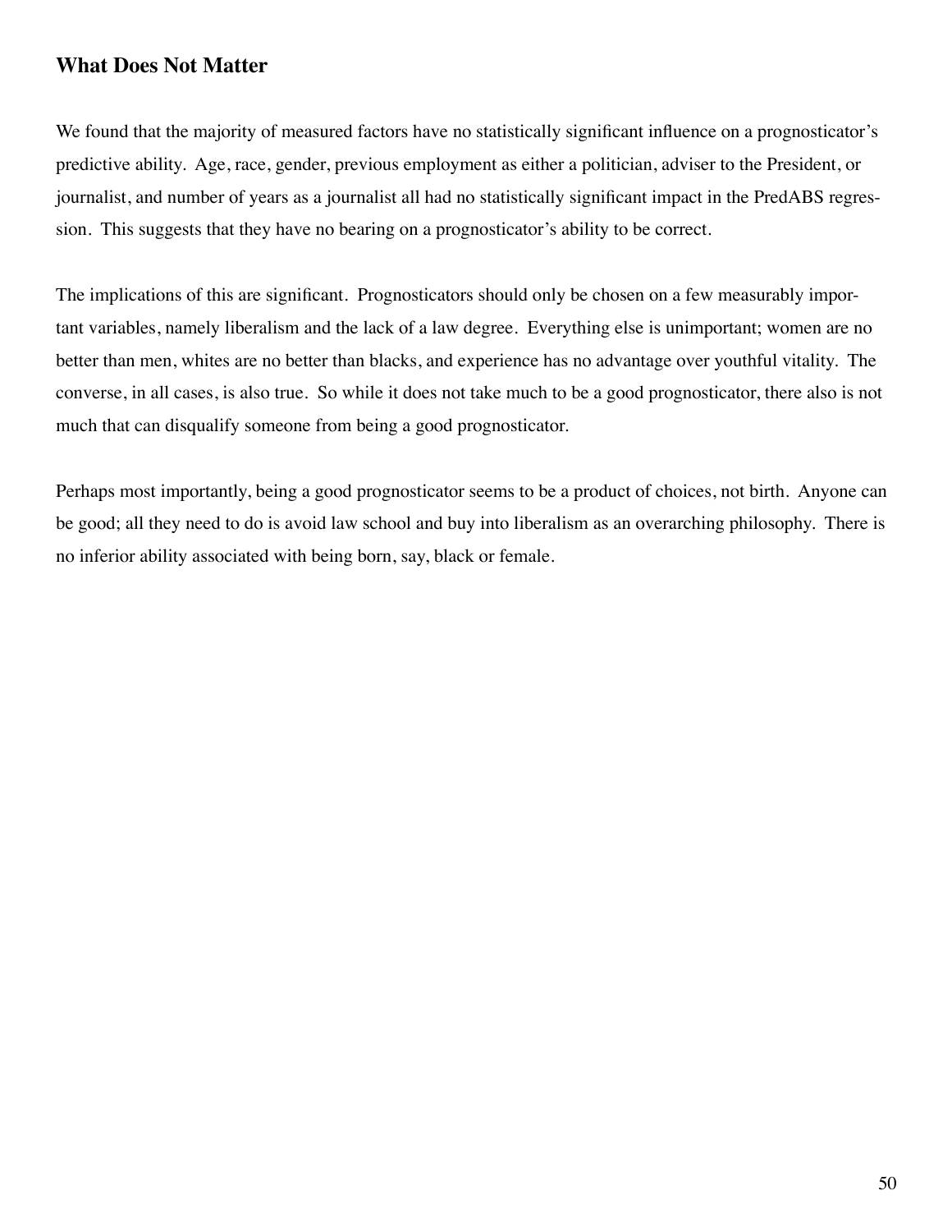## What Does Not Matter

We found that the majority of measured factors have no statistically significant influence on a prognosticator's predictive ability. Age, race, gender, previous employment as either a politician, adviser to the President, or journalist, and number of years as a journalist all had no statistically significant impact in the PredABS regression. This suggests that they have no bearing on a prognosticator's ability to be correct.

The implications of this are significant. Prognosticators should only be chosen on a few measurably important variables, namely liberalism and the lack of a law degree. Everything else is unimportant; women are no better than men, whites are no better than blacks, and experience has no advantage over youthful vitality. The converse, in all cases, is also true. So while it does not take much to be a good prognosticator, there also is not much that can disqualify someone from being a good prognosticator.

Perhaps most importantly, being a good prognosticator seems to be a product of choices, not birth. Anyone can be good; all they need to do is avoid law school and buy into liberalism as an overarching philosophy. There is no inferior ability associated with being born, say, black or female.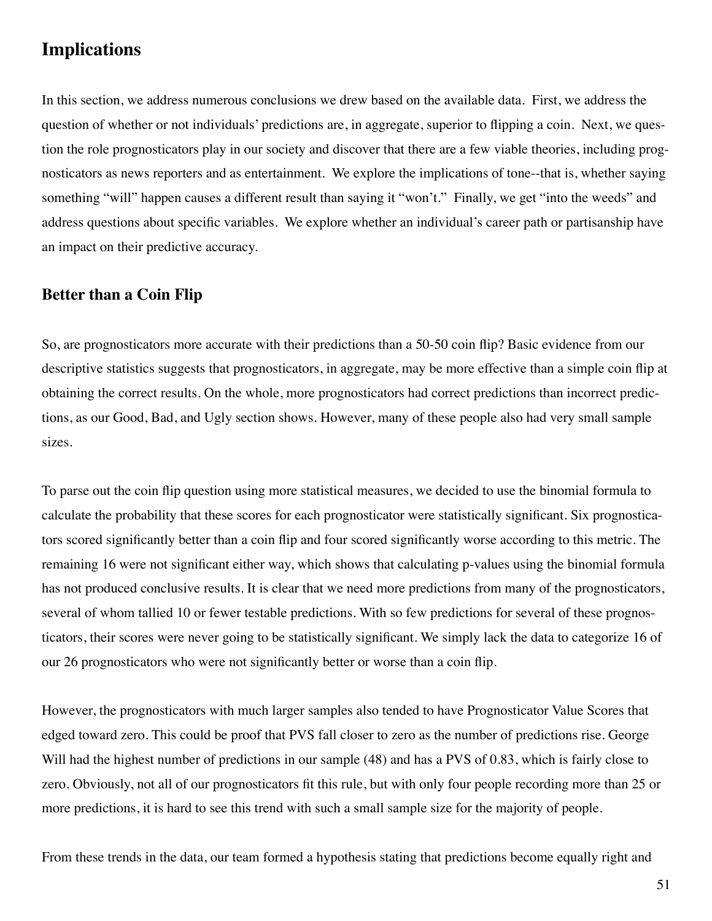## Implications

In this section, we address numerous conclusions we drew based on the available data. First, we address the question of whether or not individuals' predictions are, in aggregate, superior to flipping a coin. Next, we question the role prognosticators play in our society and discover that there are a few viable theories, including prognosticators as news reporters and as entertainment. We explore the implications of tone--that is, whether saying something "will" happen causes a different result than saying it "won't." Finally, we get "into the weeds" and address questions about specific variables. We explore whether an individual's career path or partisanship have an impact on their predictive accuracy.

### Better than a Coin Flip

So, are prognosticators more accurate with their predictions than a 50-50 coin flip? Basic evidence from our descriptive statistics suggests that prognosticators, in aggregate, may be more effective than a simple coin flip at obtaining the correct results. On the whole, more prognosticators had correct predictions than incorrect predictions, as our Good, Bad, and Ugly section shows. However, many of these people also had very small sample sizes.

To parse out the coin flip question using more statistical measures, we decided to use the binomial formula to calculate the probability that these scores for each prognosticator were statistically significant. Six prognosticators scored significantly better than a coin flip and four scored significantly worse according to this metric. The remaining 16 were not significant either way, which shows that calculating p-values using the binomial formula has not produced conclusive results. It is clear that we need more predictions from many of the prognosticators, several of whom tallied 10 or fewer testable predictions. With so few predictions for several of these prognosticators, their scores were never going to be statistically significant. We simply lack the data to categorize 16 of our 26 prognosticators who were not significantly better or worse than a coin flip.

However, the prognosticators with much larger samples also tended to have Prognosticator Value Scores that edged toward zero. This could be proof that PVS fall closer to zero as the number of predictions rise. George Will had the highest number of predictions in our sample (48) and has a PVS of 0.83, which is fairly close to zero. Obviously, not all of our prognosticators fit this rule, but with only four people recording more than 25 or more predictions, it is hard to see this trend with such a small sample size for the majority of people.

From these trends in the data, our team formed a hypothesis stating that predictions become equally right and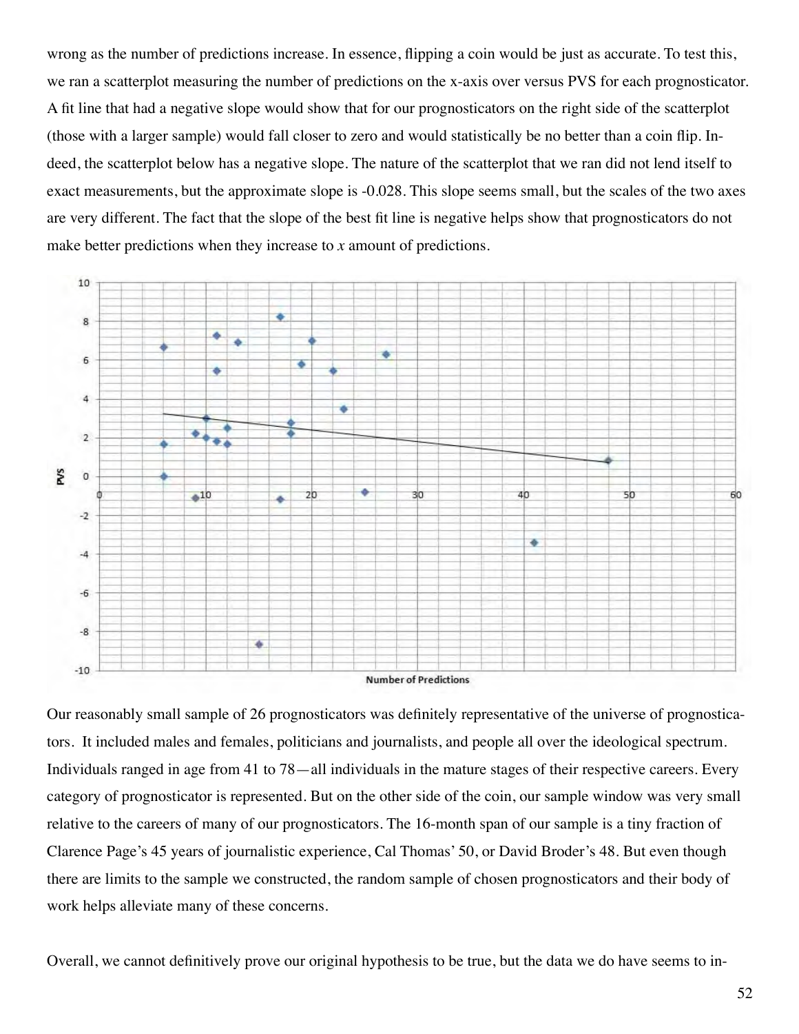wrong as the number of predictions increase. In essence, flipping a coin would be just as accurate. To test this, we ran a scatterplot measuring the number of predictions on the x-axis over versus PVS for each prognosticator. A fit line that had a negative slope would show that for our prognosticators on the right side of the scatterplot (those with a larger sample) would fall closer to zero and would statistically be no better than a coin flip. Indeed, the scatterplot below has a negative slope. The nature of the scatterplot that we ran did not lend itself to exact measurements, but the approximate slope is -0.028. This slope seems small, but the scales of the two axes are very different. The fact that the slope of the best fit line is negative helps show that prognosticators do not make better predictions when they increase to *x* amount of predictions.

Our reasonably small sample of 26 prognosticators was definitely representative of the universe of prognosticators. It included males and females, politicians and journalists, and people all over the ideological spectrum. Individuals ranged in age from 41 to 78—all individuals in the mature stages of their respective careers. Every category of prognosticator is represented. But on the other side of the coin, our sample window was very small relative to the careers of many of our prognosticators. The 16-month span of our sample is a tiny fraction of Clarence Page's 45 years of journalistic experience, Cal Thomas' 50, or David Broder's 48. But even though there are limits to the sample we constructed, the random sample of chosen prognosticators and their body of work helps alleviate many of these concerns.

Overall, we cannot definitively prove our original hypothesis to be true, but the data we do have seems to in-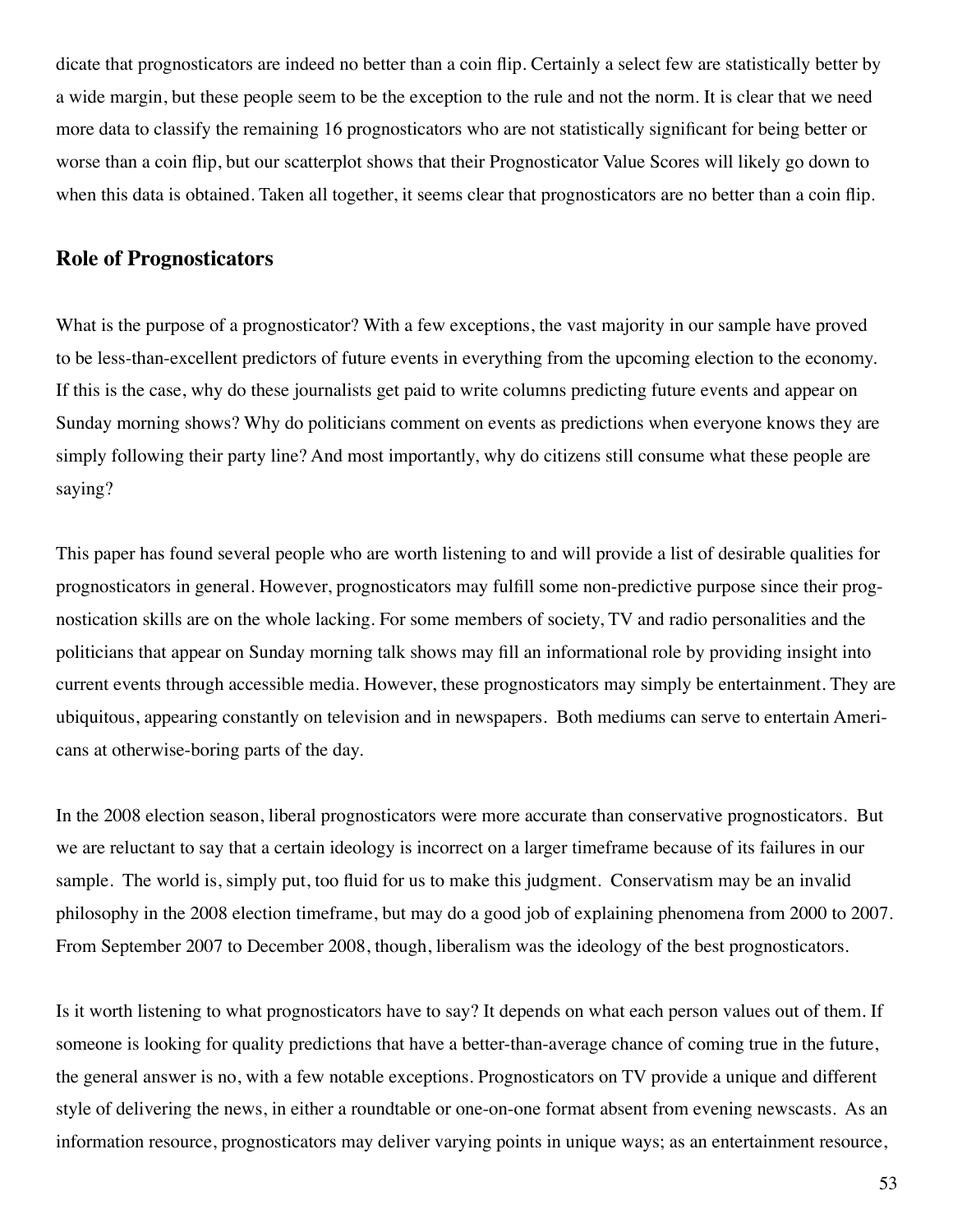dicate that prognosticators are indeed no better than a coin flip. Certainly a select few are statistically better by a wide margin, but these people seem to be the exception to the rule and not the norm. It is clear that we need more data to classify the remaining 16 prognosticators who are not statistically significant for being better or worse than a coin flip, but our scatterplot shows that their Prognosticator Value Scores will likely go down to when this data is obtained. Taken all together, it seems clear that prognosticators are no better than a coin flip.

## Role of Prognosticators

What is the purpose of a prognosticator? With a few exceptions, the vast majority in our sample have proved to be less-than-excellent predictors of future events in everything from the upcoming election to the economy. If this is the case, why do these journalists get paid to write columns predicting future events and appear on Sunday morning shows? Why do politicians comment on events as predictions when everyone knows they are simply following their party line? And most importantly, why do citizens still consume what these people are saying?

This paper has found several people who are worth listening to and will provide a list of desirable qualities for prognosticators in general. However, prognosticators may fulfill some non-predictive purpose since their prognostication skills are on the whole lacking. For some members of society, TV and radio personalities and the politicians that appear on Sunday morning talk shows may fill an informational role by providing insight into current events through accessible media. However, these prognosticators may simply be entertainment. They are ubiquitous, appearing constantly on television and in newspapers. Both mediums can serve to entertain Americans at otherwise-boring parts of the day.

In the 2008 election season, liberal prognosticators were more accurate than conservative prognosticators. But we are reluctant to say that a certain ideology is incorrect on a larger timeframe because of its failures in our sample. The world is, simply put, too fluid for us to make this judgment. Conservatism may be an invalid philosophy in the 2008 election timeframe, but may do a good job of explaining phenomena from 2000 to 2007. From September 2007 to December 2008, though, liberalism was the ideology of the best prognosticators.

Is it worth listening to what prognosticators have to say? It depends on what each person values out of them. If someone is looking for quality predictions that have a better-than-average chance of coming true in the future, the general answer is no, with a few notable exceptions. Prognosticators on TV provide a unique and different style of delivering the news, in either a roundtable or one-on-one format absent from evening newscasts. As an information resource, prognosticators may deliver varying points in unique ways; as an entertainment resource,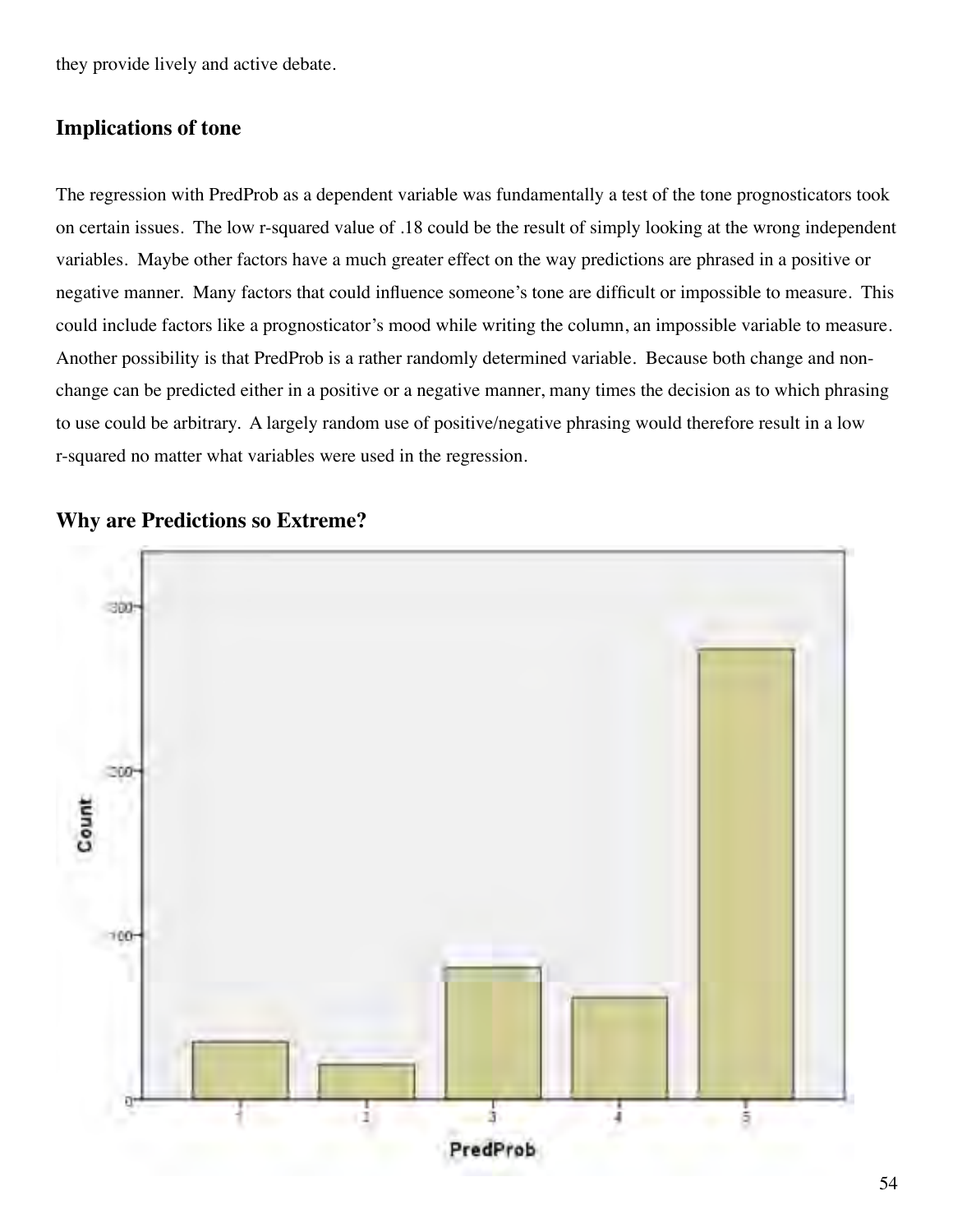they provide lively and active debate.

## Implications of tone

The regression with PredProb as a dependent variable was fundamentally a test of the tone prognosticators took on certain issues. The low r-squared value of .18 could be the result of simply looking at the wrong independent variables. Maybe other factors have a much greater effect on the way predictions are phrased in a positive or negative manner. Many factors that could influence someone's tone are difficult or impossible to measure. This could include factors like a prognosticator's mood while writing the column, an impossible variable to measure. Another possibility is that PredProb is a rather randomly determined variable. Because both change and non-change can be predicted either in a positive or a negative manner, many times the decision as to which phrasing to use could be arbitrary. A largely random use of positive/negative phrasing would therefore result in a low r-squared no matter what variables were used in the regression.

## Why are Predictions so Extreme?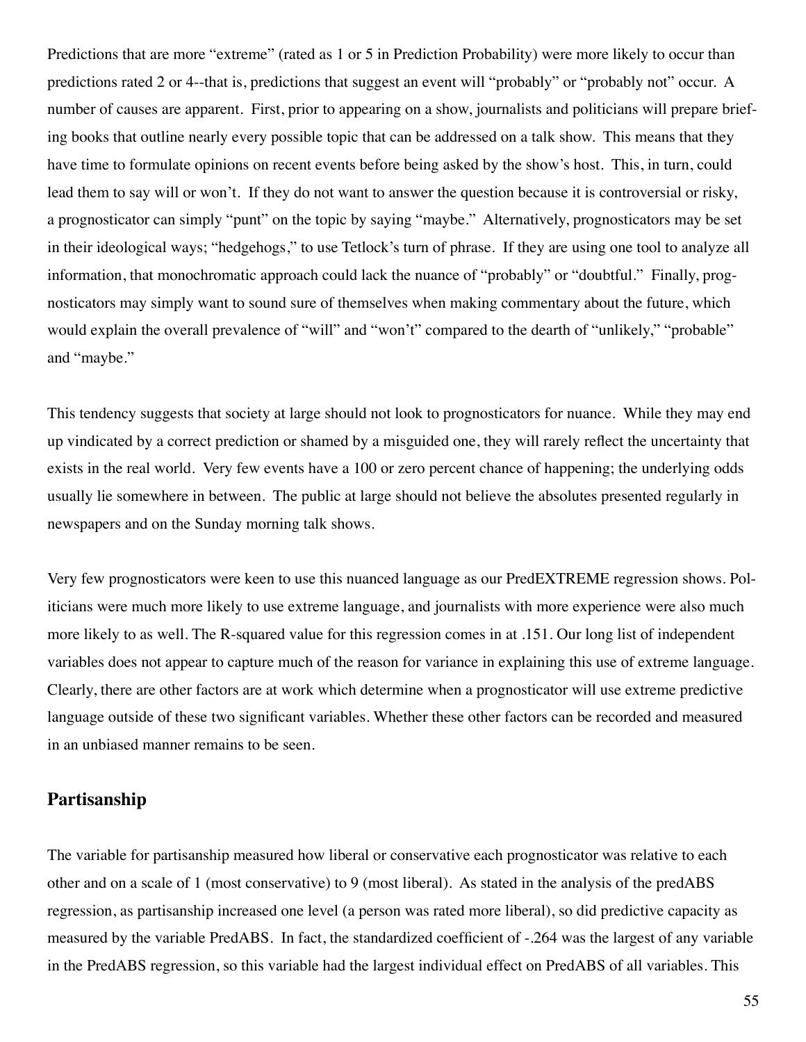Predictions that are more "extreme" (rated as 1 or 5 in Prediction Probability) were more likely to occur than predictions rated 2 or 4--that is, predictions that suggest an event will "probably" or "probably not" occur. A number of causes are apparent. First, prior to appearing on a show, journalists and politicians will prepare briefing books that outline nearly every possible topic that can be addressed on a talk show. This means that they have time to formulate opinions on recent events before being asked by the show's host. This, in turn, could lead them to say will or won't. If they do not want to answer the question because it is controversial or risky, a prognosticator can simply "punt" on the topic by saying "maybe." Alternatively, prognosticators may be set in their ideological ways; "hedgehogs," to use Tetlock's turn of phrase. If they are using one tool to analyze all information, that monochromatic approach could lack the nuance of "probably" or "doubtful." Finally, prognosticators may simply want to sound sure of themselves when making commentary about the future, which would explain the overall prevalence of "will" and "won't" compared to the dearth of "unlikely," "probable" and "maybe."

This tendency suggests that society at large should not look to prognosticators for nuance. While they may end up vindicated by a correct prediction or shamed by a misguided one, they will rarely reflect the uncertainty that exists in the real world. Very few events have a 100 or zero percent chance of happening; the underlying odds usually lie somewhere in between. The public at large should not believe the absolutes presented regularly in newspapers and on the Sunday morning talk shows.

Very few prognosticators were keen to use this nuanced language as our PredEXTREME regression shows. Politicians were much more likely to use extreme language, and journalists with more experience were also much more likely to as well. The R-squared value for this regression comes in at .151. Our long list of independent variables does not appear to capture much of the reason for variance in explaining this use of extreme language. Clearly, there are other factors are at work which determine when a prognosticator will use extreme predictive language outside of these two significant variables. Whether these other factors can be recorded and measured in an unbiased manner remains to be seen.

## Partisanship

The variable for partisanship measured how liberal or conservative each prognosticator was relative to each other and on a scale of 1 (most conservative) to 9 (most liberal). As stated in the analysis of the predABS regression, as partisanship increased one level (a person was rated more liberal), so did predictive capacity as measured by the variable PredABS. In fact, the standardized coefficient of -.264 was the largest of any variable in the PredABS regression, so this variable had the largest individual effect on PredABS of all variables. This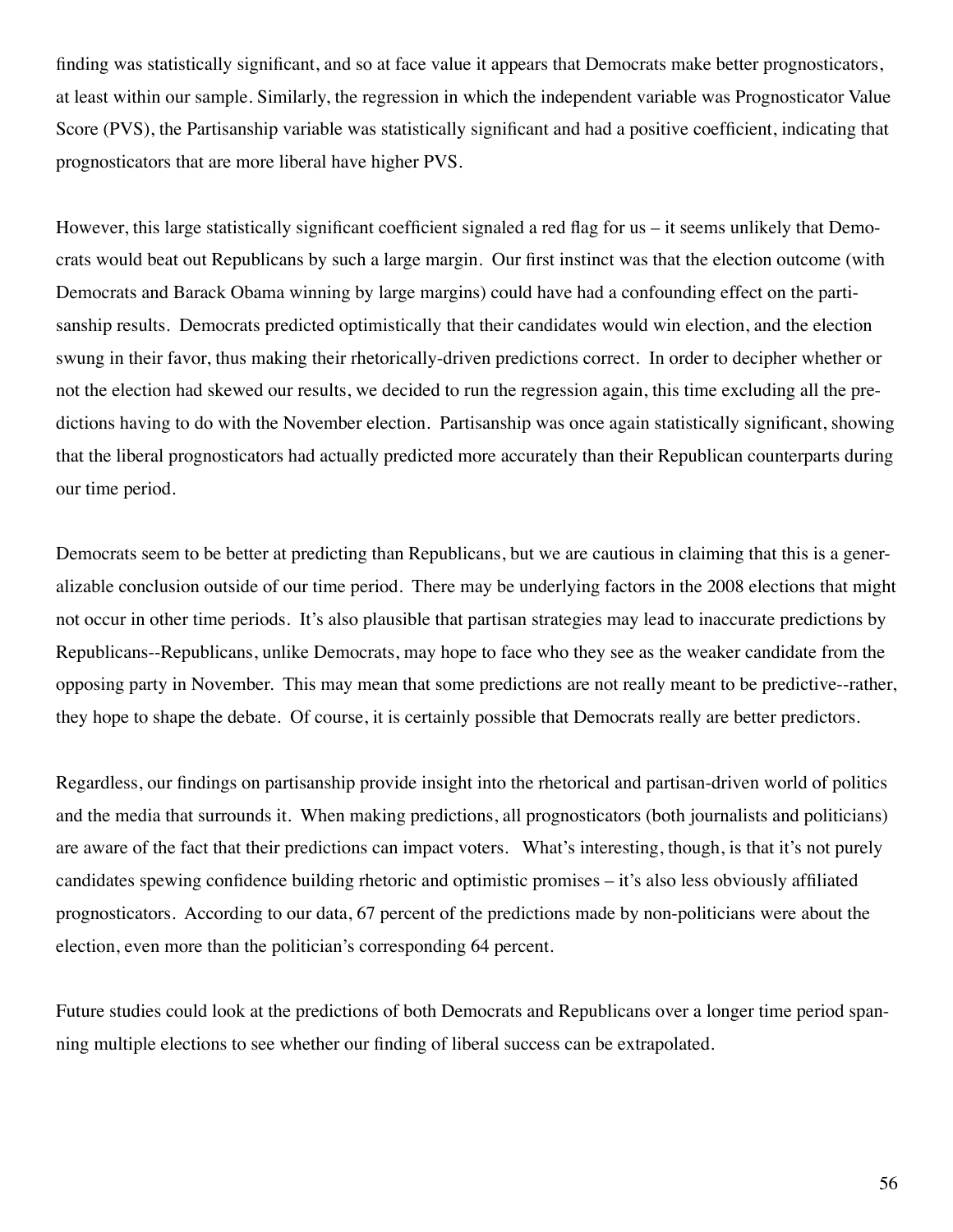finding was statistically significant, and so at face value it appears that Democrats make better prognosticators, at least within our sample. Similarly, the regression in which the independent variable was Prognosticator Value Score (PVS), the Partisanship variable was statistically significant and had a positive coefficient, indicating that prognosticators that are more liberal have higher PVS.

However, this large statistically significant coefficient signaled a red flag for us – it seems unlikely that Democrats would beat out Republicans by such a large margin. Our first instinct was that the election outcome (with Democrats and Barack Obama winning by large margins) could have had a confounding effect on the partisanship results. Democrats predicted optimistically that their candidates would win election, and the election swung in their favor, thus making their rhetorically-driven predictions correct. In order to decipher whether or not the election had skewed our results, we decided to run the regression again, this time excluding all the predictions having to do with the November election. Partisanship was once again statistically significant, showing that the liberal prognosticators had actually predicted more accurately than their Republican counterparts during our time period.

Democrats seem to be better at predicting than Republicans, but we are cautious in claiming that this is a generalizable conclusion outside of our time period. There may be underlying factors in the 2008 elections that might not occur in other time periods. It's also plausible that partisan strategies may lead to inaccurate predictions by Republicans--Republicans, unlike Democrats, may hope to face who they see as the weaker candidate from the opposing party in November. This may mean that some predictions are not really meant to be predictive--rather, they hope to shape the debate. Of course, it is certainly possible that Democrats really are better predictors.

Regardless, our findings on partisanship provide insight into the rhetorical and partisan-driven world of politics and the media that surrounds it. When making predictions, all prognosticators (both journalists and politicians) are aware of the fact that their predictions can impact voters. What's interesting, though, is that it's not purely candidates spewing confidence building rhetoric and optimistic promises – it's also less obviously affiliated prognosticators. According to our data, 67 percent of the predictions made by non-politicians were about the election, even more than the politician's corresponding 64 percent.

Future studies could look at the predictions of both Democrats and Republicans over a longer time period spanning multiple elections to see whether our finding of liberal success can be extrapolated.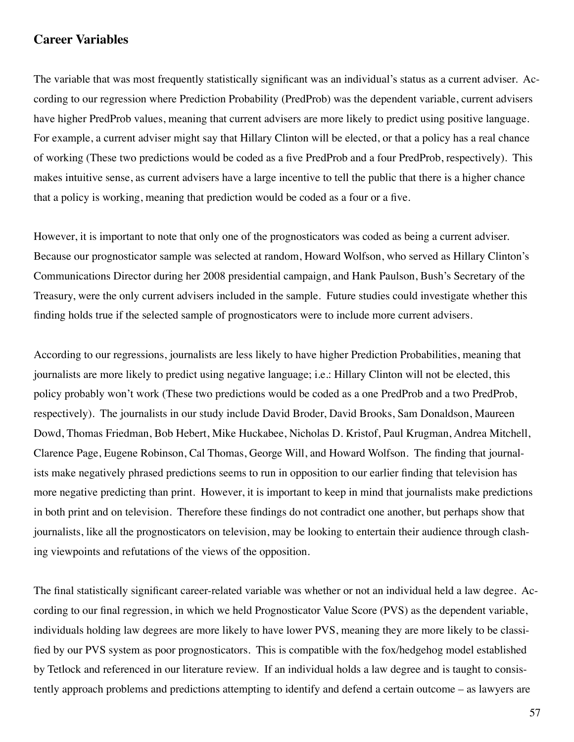## Career Variables

The variable that was most frequently statistically significant was an individual's status as a current adviser. According to our regression where Prediction Probability (PredProb) was the dependent variable, current advisers have higher PredProb values, meaning that current advisers are more likely to predict using positive language. For example, a current adviser might say that Hillary Clinton will be elected, or that a policy has a real chance of working (These two predictions would be coded as a five PredProb and a four PredProb, respectively). This makes intuitive sense, as current advisers have a large incentive to tell the public that there is a higher chance that a policy is working, meaning that prediction would be coded as a four or a five.

However, it is important to note that only one of the prognosticators was coded as being a current adviser. Because our prognosticator sample was selected at random, Howard Wolfson, who served as Hillary Clinton's Communications Director during her 2008 presidential campaign, and Hank Paulson, Bush's Secretary of the Treasury, were the only current advisers included in the sample. Future studies could investigate whether this finding holds true if the selected sample of prognosticators were to include more current advisers.

According to our regressions, journalists are less likely to have higher Prediction Probabilities, meaning that journalists are more likely to predict using negative language; i.e.: Hillary Clinton will not be elected, this policy probably won't work (These two predictions would be coded as a one PredProb and a two PredProb, respectively). The journalists in our study include David Broder, David Brooks, Sam Donaldson, Maureen Dowd, Thomas Friedman, Bob Hebert, Mike Huckabee, Nicholas D. Kristof, Paul Krugman, Andrea Mitchell, Clarence Page, Eugene Robinson, Cal Thomas, George Will, and Howard Wolfson. The finding that journalists make negatively phrased predictions seems to run in opposition to our earlier finding that television has more negative predicting than print. However, it is important to keep in mind that journalists make predictions in both print and on television. Therefore these findings do not contradict one another, but perhaps show that journalists, like all the prognosticators on television, may be looking to entertain their audience through clashing viewpoints and refutations of the views of the opposition.

The final statistically significant career-related variable was whether or not an individual held a law degree. According to our final regression, in which we held Prognosticator Value Score (PVS) as the dependent variable, individuals holding law degrees are more likely to have lower PVS, meaning they are more likely to be classified by our PVS system as poor prognosticators. This is compatible with the fox/hedgehog model established by Tetlock and referenced in our literature review. If an individual holds a law degree and is taught to consistently approach problems and predictions attempting to identify and defend a certain outcome – as lawyers are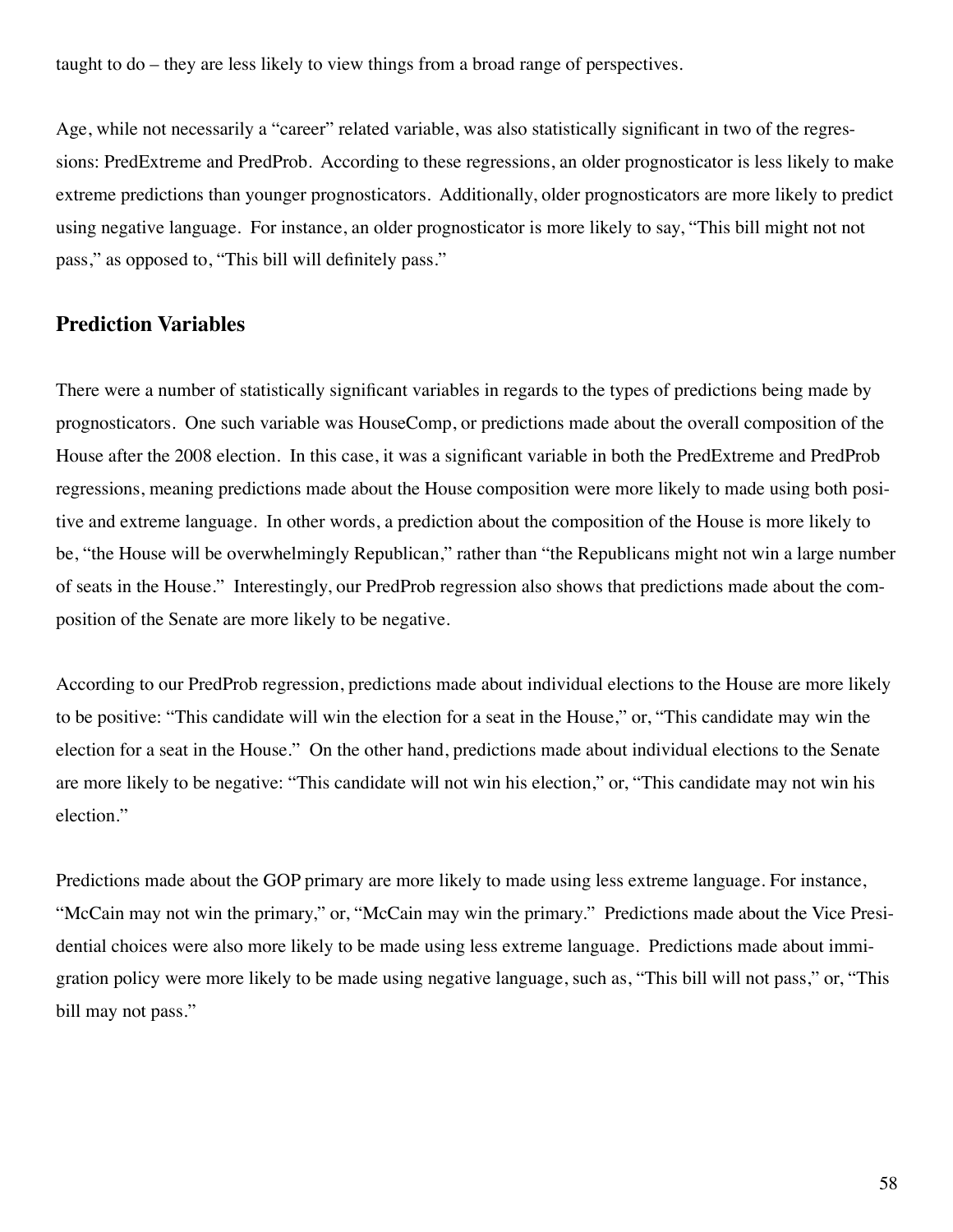taught to do – they are less likely to view things from a broad range of perspectives.

Age, while not necessarily a "career" related variable, was also statistically significant in two of the regressions: PredExtreme and PredProb. According to these regressions, an older prognosticator is less likely to make extreme predictions than younger prognosticators. Additionally, older prognosticators are more likely to predict using negative language. For instance, an older prognosticator is more likely to say, "This bill might not not pass," as opposed to, "This bill will definitely pass."

## Prediction Variables

There were a number of statistically significant variables in regards to the types of predictions being made by prognosticators. One such variable was HouseComp, or predictions made about the overall composition of the House after the 2008 election. In this case, it was a significant variable in both the PredExtreme and PredProb regressions, meaning predictions made about the House composition were more likely to made using both positive and extreme language. In other words, a prediction about the composition of the House is more likely to be, "the House will be overwhelmingly Republican," rather than "the Republicans might not win a large number of seats in the House." Interestingly, our PredProb regression also shows that predictions made about the composition of the Senate are more likely to be negative.

According to our PredProb regression, predictions made about individual elections to the House are more likely to be positive: "This candidate will win the election for a seat in the House," or, "This candidate may win the election for a seat in the House." On the other hand, predictions made about individual elections to the Senate are more likely to be negative: "This candidate will not win his election," or, "This candidate may not win his election."

Predictions made about the GOP primary are more likely to made using less extreme language. For instance, "McCain may not win the primary," or, "McCain may win the primary." Predictions made about the Vice Presidential choices were also more likely to be made using less extreme language. Predictions made about immigration policy were more likely to be made using negative language, such as, "This bill will not pass," or, "This bill may not pass."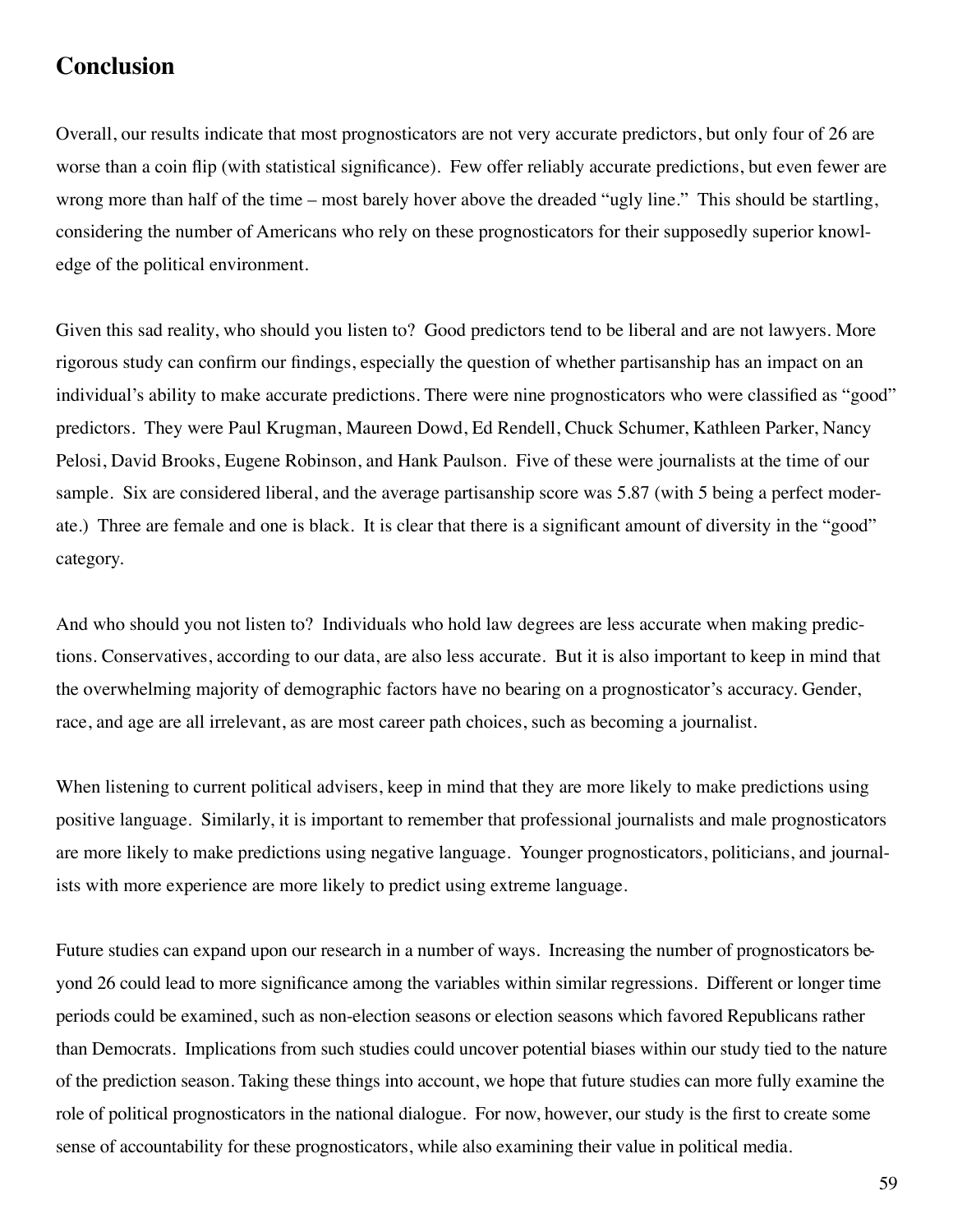## Conclusion

Overall, our results indicate that most prognosticators are not very accurate predictors, but only four of 26 are worse than a coin flip (with statistical significance). Few offer reliably accurate predictions, but even fewer are wrong more than half of the time – most barely hover above the dreaded "ugly line." This should be startling, considering the number of Americans who rely on these prognosticators for their supposedly superior knowledge of the political environment.

Given this sad reality, who should you listen to? Good predictors tend to be liberal and are not lawyers. More rigorous study can confirm our findings, especially the question of whether partisanship has an impact on an individual's ability to make accurate predictions. There were nine prognosticators who were classified as "good" predictors. They were Paul Krugman, Maureen Dowd, Ed Rendell, Chuck Schumer, Kathleen Parker, Nancy Pelosi, David Brooks, Eugene Robinson, and Hank Paulson. Five of these were journalists at the time of our sample. Six are considered liberal, and the average partisanship score was 5.87 (with 5 being a perfect moderate.) Three are female and one is black. It is clear that there is a significant amount of diversity in the "good" category.

And who should you not listen to? Individuals who hold law degrees are less accurate when making predictions. Conservatives, according to our data, are also less accurate. But it is also important to keep in mind that the overwhelming majority of demographic factors have no bearing on a prognosticator's accuracy. Gender, race, and age are all irrelevant, as are most career path choices, such as becoming a journalist.

When listening to current political advisers, keep in mind that they are more likely to make predictions using positive language. Similarly, it is important to remember that professional journalists and male prognosticators are more likely to make predictions using negative language. Younger prognosticators, politicians, and journalists with more experience are more likely to predict using extreme language.

Future studies can expand upon our research in a number of ways. Increasing the number of prognosticators beyond 26 could lead to more significance among the variables within similar regressions. Different or longer time periods could be examined, such as non-election seasons or election seasons which favored Republicans rather than Democrats. Implications from such studies could uncover potential biases within our study tied to the nature of the prediction season. Taking these things into account, we hope that future studies can more fully examine the role of political prognosticators in the national dialogue. For now, however, our study is the first to create some sense of accountability for these prognosticators, while also examining their value in political media.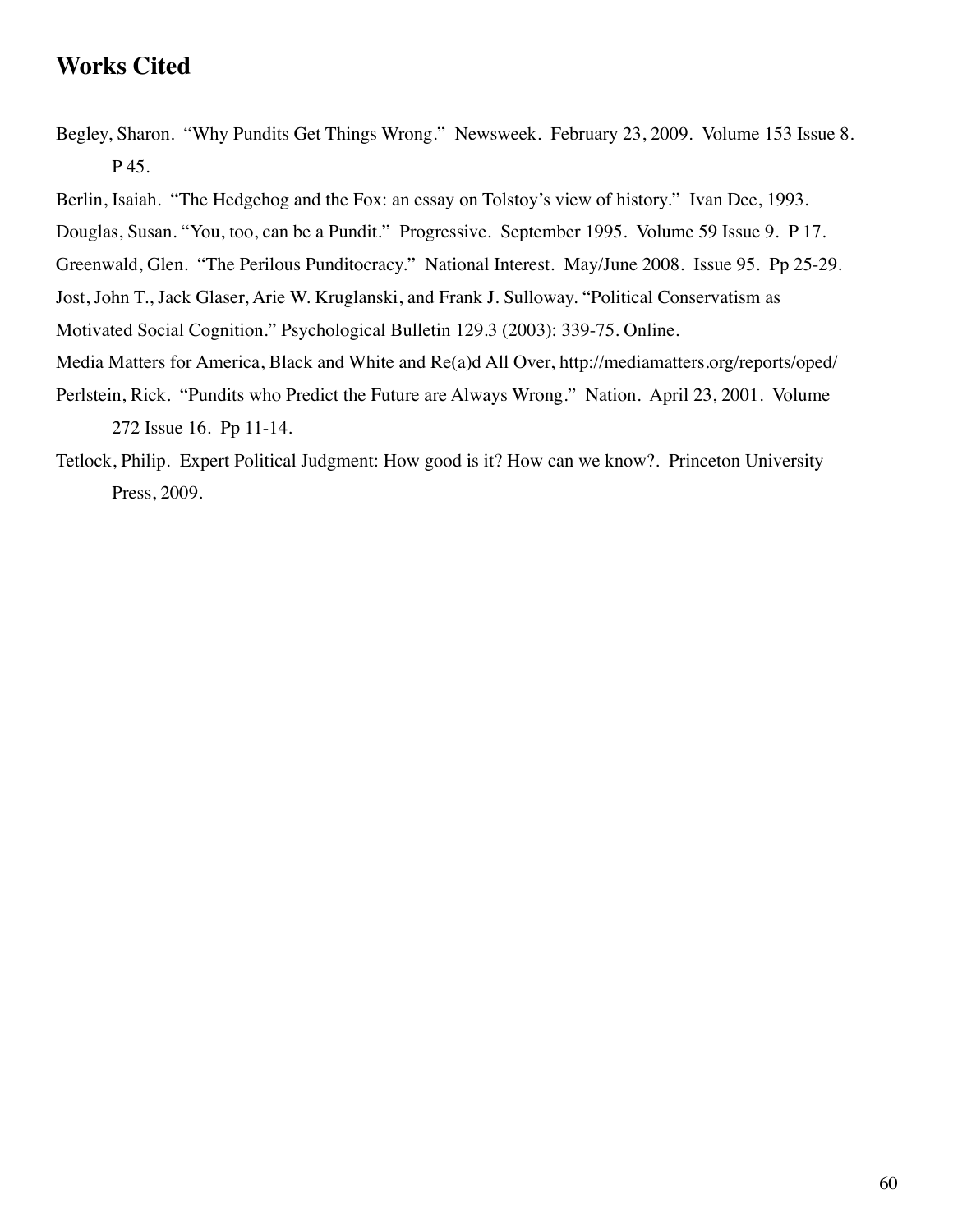# Works Cited

Begley, Sharon. "Why Pundits Get Things Wrong." Newsweek. February 23, 2009. Volume 153 Issue 8. P 45.

Berlin, Isaiah. "The Hedgehog and the Fox: an essay on Tolstoy's view of history." Ivan Dee, 1993.

Douglas, Susan. "You, too, can be a Pundit." Progressive. September 1995. Volume 59 Issue 9. P 17.

Greenwald, Glen. "The Perilous Punditocracy." National Interest. May/June 2008. Issue 95. Pp 25-29.

Jost, John T., Jack Glaser, Arie W. Kruglanski, and Frank J. Sulloway. "Political Conservatism as Motivated Social Cognition." Psychological Bulletin 129.3 (2003): 339-75. Online.

Media Matters for America, Black and White and Re(a)d All Over, http://mediamatters.org/reports/oped/

Perlstein, Rick. "Pundits who Predict the Future are Always Wrong." Nation. April 23, 2001. Volume 272 Issue 16. Pp 11-14.

Tetlock, Philip. Expert Political Judgment: How good is it? How can we know?. Princeton University Press, 2009.